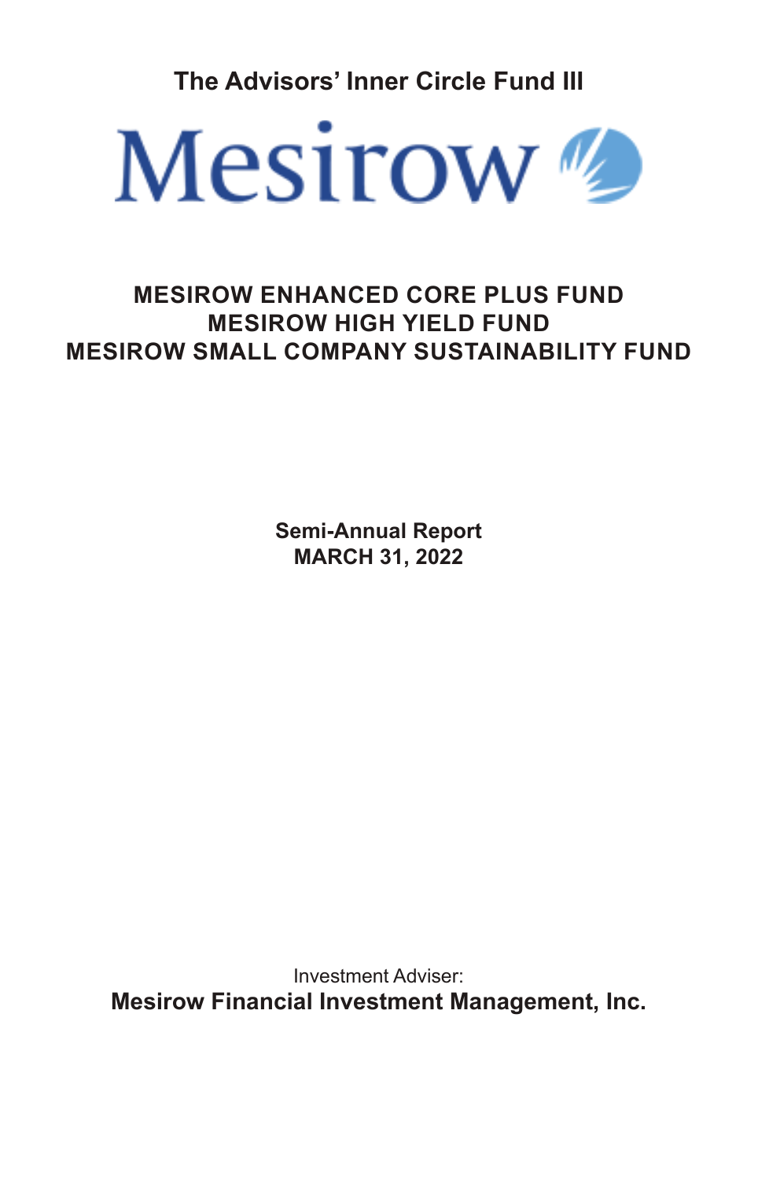**The Advisors' Inner Circle Fund III**

# Mesirow

## MESIROW ENHANCED CORE PLUS FUND
## MESIROW HIGH YIELD FUND
## MESIROW SMALL COMPANY SUSTAINABILITY FUND

**Semi-Annual Report**
**MARCH 31, 2022**

Investment Adviser:
**Mesirow Financial Investment Management, Inc.**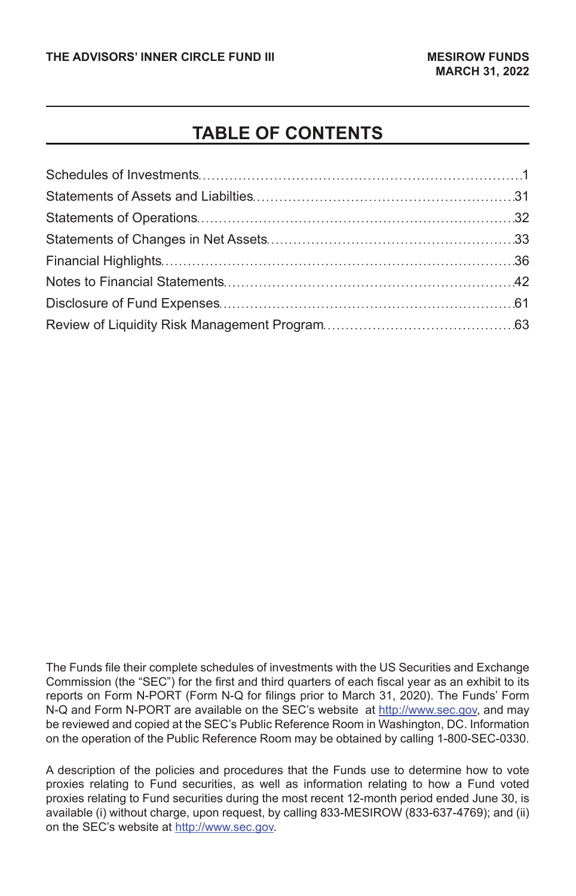# TABLE OF CONTENTS

| | |
|---|---|
| Schedules of Investments | 1 |
| Statements of Assets and Liabilties | 31 |
| Statements of Operations | 32 |
| Statements of Changes in Net Assets | 33 |
| Financial Highlights | 36 |
| Notes to Financial Statements | 42 |
| Disclosure of Fund Expenses | 61 |
| Review of Liquidity Risk Management Program | 63 |

The Funds file their complete schedules of investments with the US Securities and Exchange Commission (the "SEC") for the first and third quarters of each fiscal year as an exhibit to its reports on Form N-PORT (Form N-Q for filings prior to March 31, 2020). The Funds' Form N-Q and Form N-PORT are available on the SEC's website at http://www.sec.gov, and may be reviewed and copied at the SEC's Public Reference Room in Washington, DC. Information on the operation of the Public Reference Room may be obtained by calling 1-800-SEC-0330.

A description of the policies and procedures that the Funds use to determine how to vote proxies relating to Fund securities, as well as information relating to how a Fund voted proxies relating to Fund securities during the most recent 12-month period ended June 30, is available (i) without charge, upon request, by calling 833-MESIROW (833-637-4769); and (ii) on the SEC's website at http://www.sec.gov.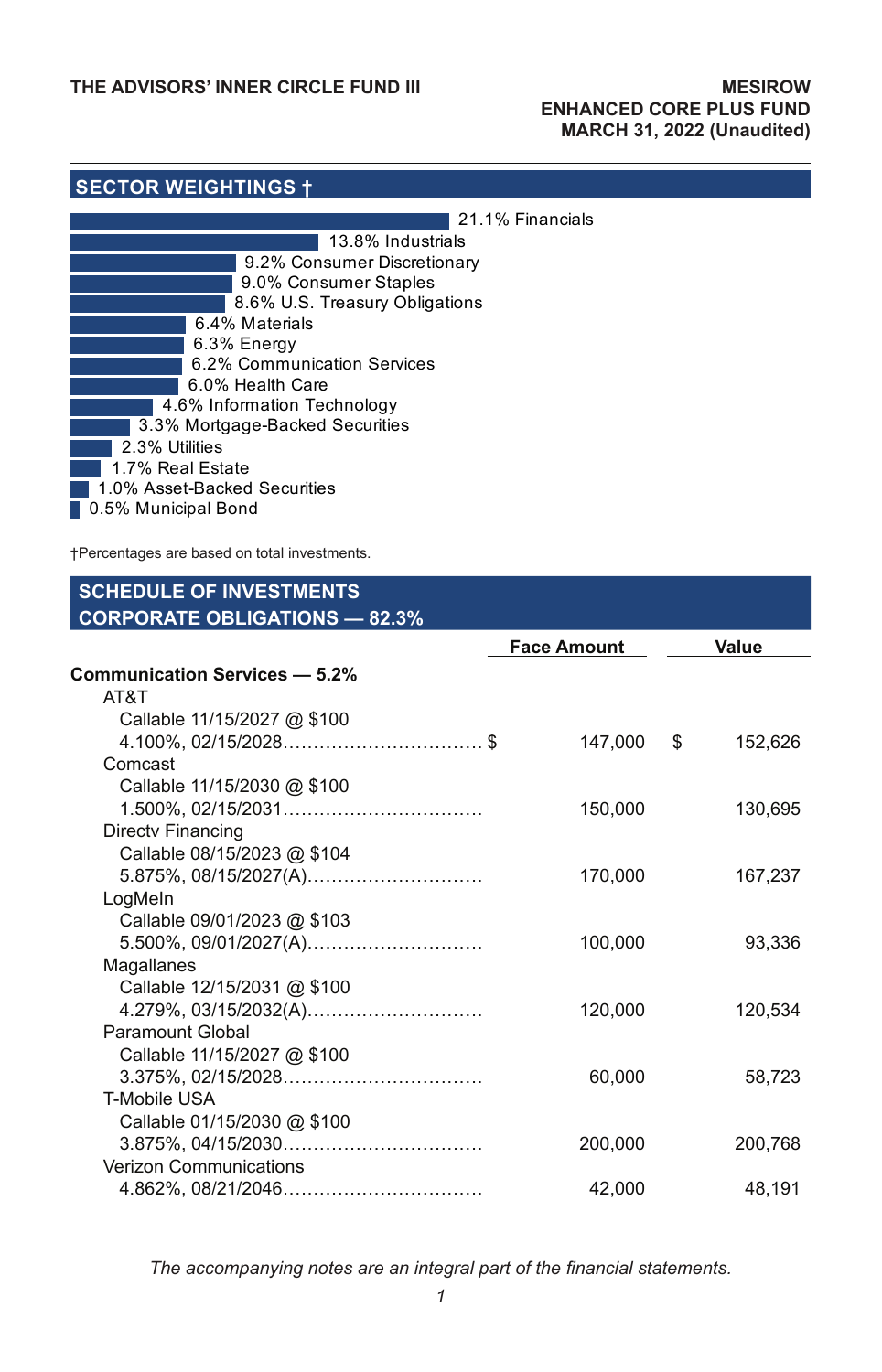## SECTOR WEIGHTINGS †

- 21.1% Financials
- 13.8% Industrials
- 9.2% Consumer Discretionary
- 9.0% Consumer Staples
- 8.6% U.S. Treasury Obligations
- 6.4% Materials
- 6.3% Energy
- 6.2% Communication Services
- 6.0% Health Care
- 4.6% Information Technology
- 3.3% Mortgage-Backed Securities
- 2.3% Utilities
- 1.7% Real Estate
- 1.0% Asset-Backed Securities
- 0.5% Municipal Bond

†Percentages are based on total investments.

## SCHEDULE OF INVESTMENTS
## CORPORATE OBLIGATIONS — 82.3%

| | Face Amount | Value |
|---|---|---|
| **Communication Services — 5.2%** | | |
| AT&T | | |
| Callable 11/15/2027 @ $100 | | |
| 4.100%, 02/15/2028 | $ 147,000 | $ 152,626 |
| Comcast | | |
| Callable 11/15/2030 @ $100 | | |
| 1.500%, 02/15/2031 | 150,000 | 130,695 |
| Directv Financing | | |
| Callable 08/15/2023 @ $104 | | |
| 5.875%, 08/15/2027(A) | 170,000 | 167,237 |
| LogMeIn | | |
| Callable 09/01/2023 @ $103 | | |
| 5.500%, 09/01/2027(A) | 100,000 | 93,336 |
| Magallanes | | |
| Callable 12/15/2031 @ $100 | | |
| 4.279%, 03/15/2032(A) | 120,000 | 120,534 |
| Paramount Global | | |
| Callable 11/15/2027 @ $100 | | |
| 3.375%, 02/15/2028 | 60,000 | 58,723 |
| T-Mobile USA | | |
| Callable 01/15/2030 @ $100 | | |
| 3.875%, 04/15/2030 | 200,000 | 200,768 |
| Verizon Communications | | |
| 4.862%, 08/21/2046 | 42,000 | 48,191 |

*The accompanying notes are an integral part of the financial statements.*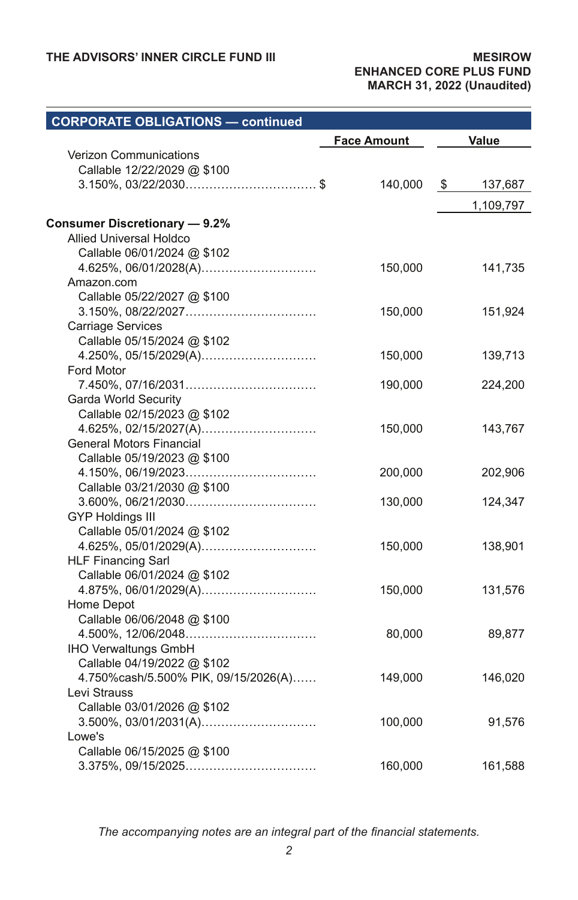## CORPORATE OBLIGATIONS — continued

| | Face Amount | Value |
|---|---|---|
| Verizon Communications | | |
| Callable 12/22/2029 @ $100 | | |
| 3.150%, 03/22/2030 | $ 140,000 | $ 137,687 |
| | | 1,109,797 |
| **Consumer Discretionary — 9.2%** | | |
| Allied Universal Holdco | | |
| Callable 06/01/2024 @ $102 | | |
| 4.625%, 06/01/2028(A) | 150,000 | 141,735 |
| Amazon.com | | |
| Callable 05/22/2027 @ $100 | | |
| 3.150%, 08/22/2027 | 150,000 | 151,924 |
| Carriage Services | | |
| Callable 05/15/2024 @ $102 | | |
| 4.250%, 05/15/2029(A) | 150,000 | 139,713 |
| Ford Motor | | |
| 7.450%, 07/16/2031 | 190,000 | 224,200 |
| Garda World Security | | |
| Callable 02/15/2023 @ $102 | | |
| 4.625%, 02/15/2027(A) | 150,000 | 143,767 |
| General Motors Financial | | |
| Callable 05/19/2023 @ $100 | | |
| 4.150%, 06/19/2023 | 200,000 | 202,906 |
| Callable 03/21/2030 @ $100 | | |
| 3.600%, 06/21/2030 | 130,000 | 124,347 |
| GYP Holdings III | | |
| Callable 05/01/2024 @ $102 | | |
| 4.625%, 05/01/2029(A) | 150,000 | 138,901 |
| HLF Financing Sarl | | |
| Callable 06/01/2024 @ $102 | | |
| 4.875%, 06/01/2029(A) | 150,000 | 131,576 |
| Home Depot | | |
| Callable 06/06/2048 @ $100 | | |
| 4.500%, 12/06/2048 | 80,000 | 89,877 |
| IHO Verwaltungs GmbH | | |
| Callable 04/19/2022 @ $102 | | |
| 4.750%cash/5.500% PIK, 09/15/2026(A) | 149,000 | 146,020 |
| Levi Strauss | | |
| Callable 03/01/2026 @ $102 | | |
| 3.500%, 03/01/2031(A) | 100,000 | 91,576 |
| Lowe's | | |
| Callable 06/15/2025 @ $100 | | |
| 3.375%, 09/15/2025 | 160,000 | 161,588 |

*The accompanying notes are an integral part of the financial statements.*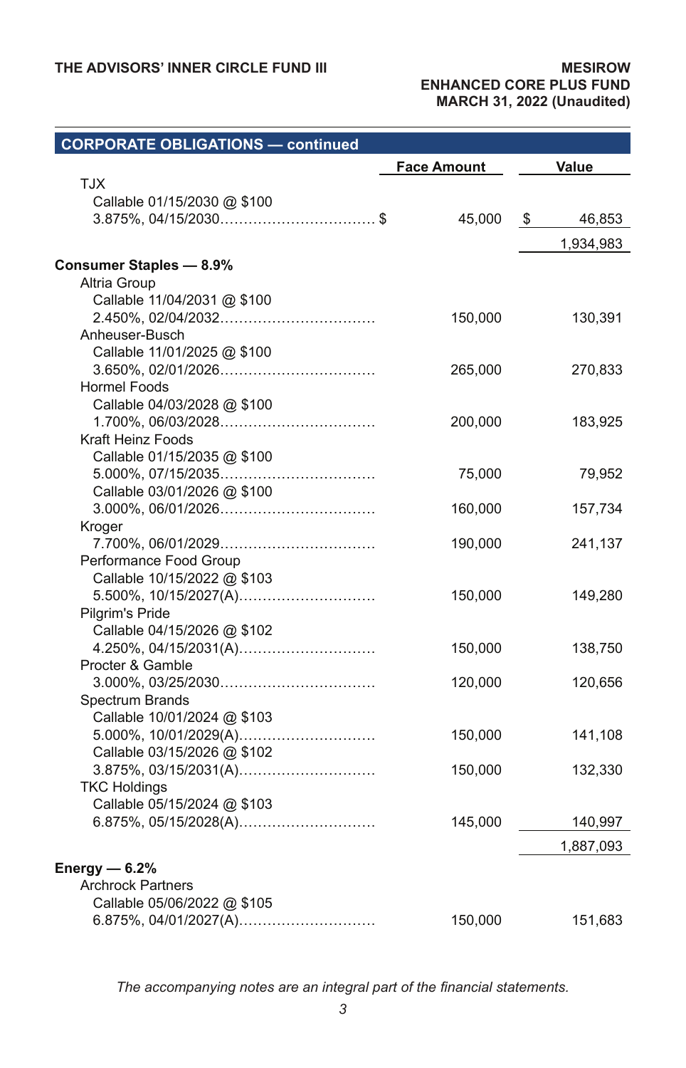## CORPORATE OBLIGATIONS — continued

| | Face Amount | Value |
|---|---|---|
| TJX | | |
| Callable 01/15/2030 @ $100 | | |
| 3.875%, 04/15/2030 | $ 45,000 | $ 46,853 |
| | | 1,934,983 |
| **Consumer Staples — 8.9%** | | |
| Altria Group | | |
| Callable 11/04/2031 @ $100 | | |
| 2.450%, 02/04/2032 | 150,000 | 130,391 |
| Anheuser-Busch | | |
| Callable 11/01/2025 @ $100 | | |
| 3.650%, 02/01/2026 | 265,000 | 270,833 |
| Hormel Foods | | |
| Callable 04/03/2028 @ $100 | | |
| 1.700%, 06/03/2028 | 200,000 | 183,925 |
| Kraft Heinz Foods | | |
| Callable 01/15/2035 @ $100 | | |
| 5.000%, 07/15/2035 | 75,000 | 79,952 |
| Callable 03/01/2026 @ $100 | | |
| 3.000%, 06/01/2026 | 160,000 | 157,734 |
| Kroger | | |
| 7.700%, 06/01/2029 | 190,000 | 241,137 |
| Performance Food Group | | |
| Callable 10/15/2022 @ $103 | | |
| 5.500%, 10/15/2027(A) | 150,000 | 149,280 |
| Pilgrim's Pride | | |
| Callable 04/15/2026 @ $102 | | |
| 4.250%, 04/15/2031(A) | 150,000 | 138,750 |
| Procter & Gamble | | |
| 3.000%, 03/25/2030 | 120,000 | 120,656 |
| Spectrum Brands | | |
| Callable 10/01/2024 @ $103 | | |
| 5.000%, 10/01/2029(A) | 150,000 | 141,108 |
| Callable 03/15/2026 @ $102 | | |
| 3.875%, 03/15/2031(A) | 150,000 | 132,330 |
| TKC Holdings | | |
| Callable 05/15/2024 @ $103 | | |
| 6.875%, 05/15/2028(A) | 145,000 | 140,997 |
| | | 1,887,093 |
| **Energy — 6.2%** | | |
| Archrock Partners | | |
| Callable 05/06/2022 @ $105 | | |
| 6.875%, 04/01/2027(A) | 150,000 | 151,683 |

*The accompanying notes are an integral part of the financial statements.*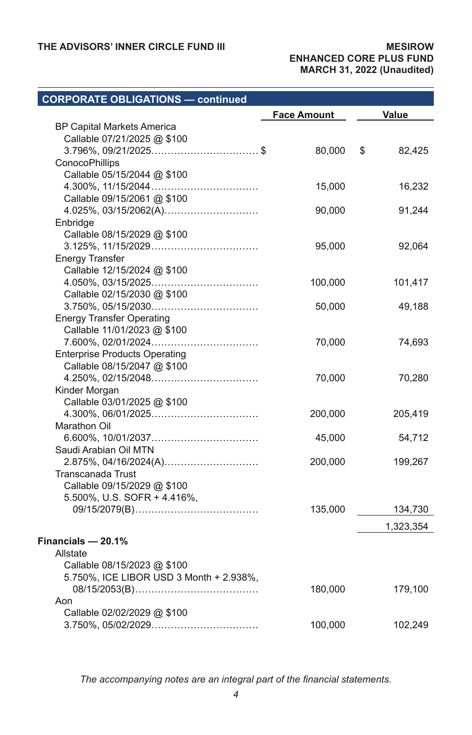## CORPORATE OBLIGATIONS — continued

| | Face Amount | Value |
|---|---|---|
| BP Capital Markets America | | |
| Callable 07/21/2025 @ $100 | | |
| 3.796%, 09/21/2025 | $ 80,000 | $ 82,425 |
| ConocoPhillips | | |
| Callable 05/15/2044 @ $100 | | |
| 4.300%, 11/15/2044 | 15,000 | 16,232 |
| Callable 09/15/2061 @ $100 | | |
| 4.025%, 03/15/2062(A) | 90,000 | 91,244 |
| Enbridge | | |
| Callable 08/15/2029 @ $100 | | |
| 3.125%, 11/15/2029 | 95,000 | 92,064 |
| Energy Transfer | | |
| Callable 12/15/2024 @ $100 | | |
| 4.050%, 03/15/2025 | 100,000 | 101,417 |
| Callable 02/15/2030 @ $100 | | |
| 3.750%, 05/15/2030 | 50,000 | 49,188 |
| Energy Transfer Operating | | |
| Callable 11/01/2023 @ $100 | | |
| 7.600%, 02/01/2024 | 70,000 | 74,693 |
| Enterprise Products Operating | | |
| Callable 08/15/2047 @ $100 | | |
| 4.250%, 02/15/2048 | 70,000 | 70,280 |
| Kinder Morgan | | |
| Callable 03/01/2025 @ $100 | | |
| 4.300%, 06/01/2025 | 200,000 | 205,419 |
| Marathon Oil | | |
| 6.600%, 10/01/2037 | 45,000 | 54,712 |
| Saudi Arabian Oil MTN | | |
| 2.875%, 04/16/2024(A) | 200,000 | 199,267 |
| Transcanada Trust | | |
| Callable 09/15/2029 @ $100 | | |
| 5.500%, U.S. SOFR + 4.416%, 09/15/2079(B) | 135,000 | 134,730 |
| | | 1,323,354 |
| **Financials — 20.1%** | | |
| Allstate | | |
| Callable 08/15/2023 @ $100 | | |
| 5.750%, ICE LIBOR USD 3 Month + 2.938%, 08/15/2053(B) | 180,000 | 179,100 |
| Aon | | |
| Callable 02/02/2029 @ $100 | | |
| 3.750%, 05/02/2029 | 100,000 | 102,249 |

*The accompanying notes are an integral part of the financial statements.*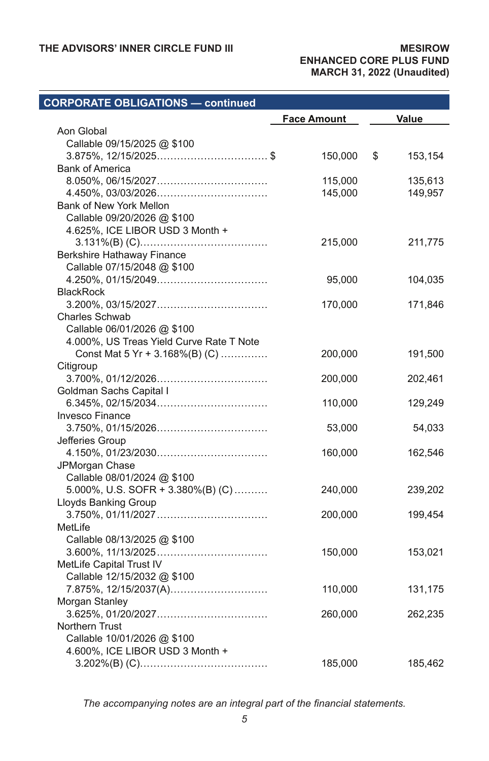## CORPORATE OBLIGATIONS — continued

| | Face Amount | Value |
|---|---|---|
| Aon Global | | |
| Callable 09/15/2025 @ $100 | | |
| 3.875%, 12/15/2025 | $ 150,000 | $ 153,154 |
| Bank of America | | |
| 8.050%, 06/15/2027 | 115,000 | 135,613 |
| 4.450%, 03/03/2026 | 145,000 | 149,957 |
| Bank of New York Mellon | | |
| Callable 09/20/2026 @ $100 | | |
| 4.625%, ICE LIBOR USD 3 Month + 3.131%(B) (C) | 215,000 | 211,775 |
| Berkshire Hathaway Finance | | |
| Callable 07/15/2048 @ $100 | | |
| 4.250%, 01/15/2049 | 95,000 | 104,035 |
| BlackRock | | |
| 3.200%, 03/15/2027 | 170,000 | 171,846 |
| Charles Schwab | | |
| Callable 06/01/2026 @ $100 | | |
| 4.000%, US Treas Yield Curve Rate T Note Const Mat 5 Yr + 3.168%(B) (C) | 200,000 | 191,500 |
| Citigroup | | |
| 3.700%, 01/12/2026 | 200,000 | 202,461 |
| Goldman Sachs Capital I | | |
| 6.345%, 02/15/2034 | 110,000 | 129,249 |
| Invesco Finance | | |
| 3.750%, 01/15/2026 | 53,000 | 54,033 |
| Jefferies Group | | |
| 4.150%, 01/23/2030 | 160,000 | 162,546 |
| JPMorgan Chase | | |
| Callable 08/01/2024 @ $100 | | |
| 5.000%, U.S. SOFR + 3.380%(B) (C) | 240,000 | 239,202 |
| Lloyds Banking Group | | |
| 3.750%, 01/11/2027 | 200,000 | 199,454 |
| MetLife | | |
| Callable 08/13/2025 @ $100 | | |
| 3.600%, 11/13/2025 | 150,000 | 153,021 |
| MetLife Capital Trust IV | | |
| Callable 12/15/2032 @ $100 | | |
| 7.875%, 12/15/2037(A) | 110,000 | 131,175 |
| Morgan Stanley | | |
| 3.625%, 01/20/2027 | 260,000 | 262,235 |
| Northern Trust | | |
| Callable 10/01/2026 @ $100 | | |
| 4.600%, ICE LIBOR USD 3 Month + 3.202%(B) (C) | 185,000 | 185,462 |

*The accompanying notes are an integral part of the financial statements.*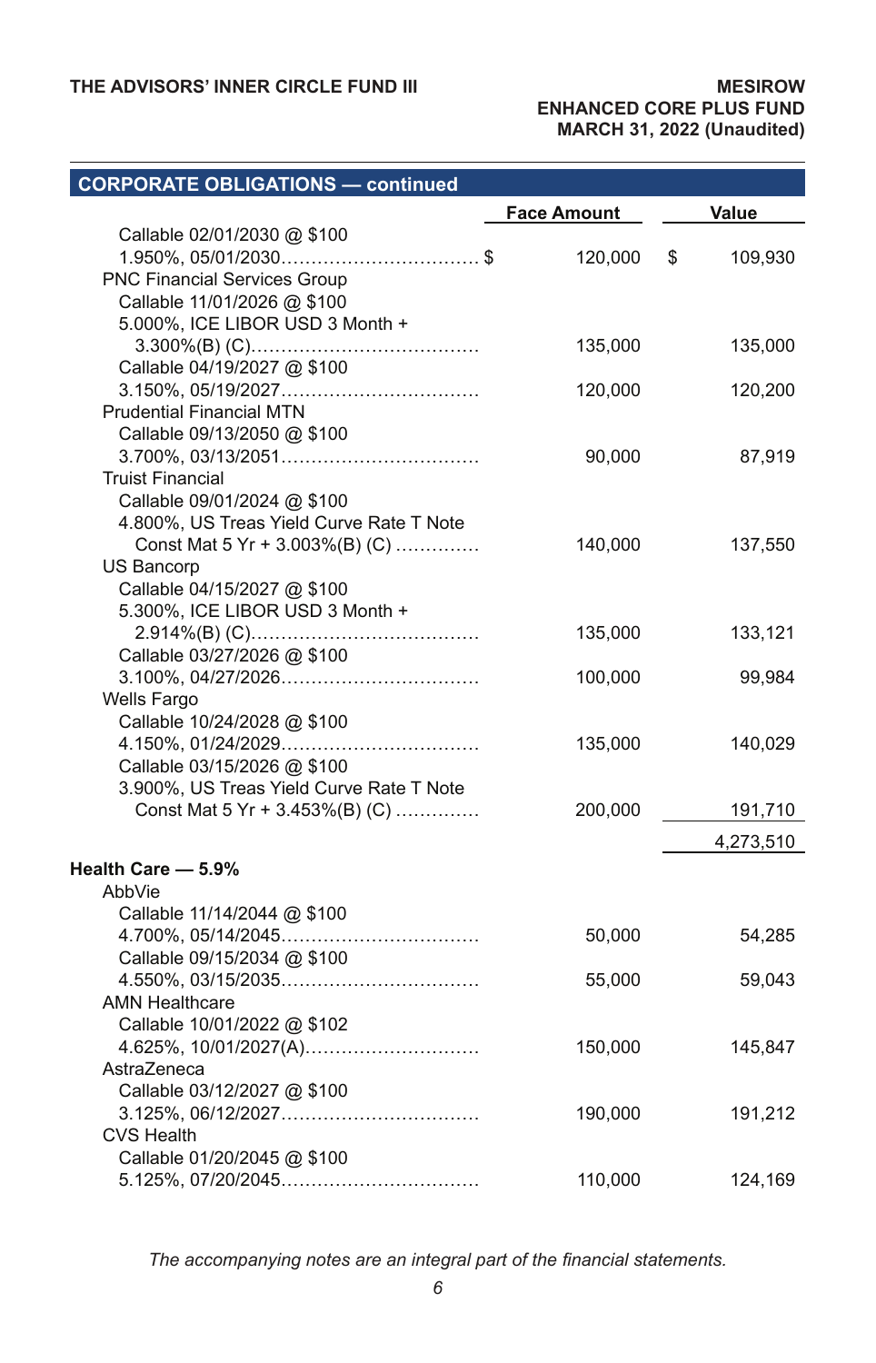| CORPORATE OBLIGATIONS — continued | Face Amount | Value |
|---|---|---|
| Callable 02/01/2030 @ $100 | | |
| 1.950%, 05/01/2030 | $ 120,000 | $ 109,930 |
| PNC Financial Services Group | | |
| Callable 11/01/2026 @ $100 | | |
| 5.000%, ICE LIBOR USD 3 Month + 3.300%(B) (C) | 135,000 | 135,000 |
| Callable 04/19/2027 @ $100 | | |
| 3.150%, 05/19/2027 | 120,000 | 120,200 |
| Prudential Financial MTN | | |
| Callable 09/13/2050 @ $100 | | |
| 3.700%, 03/13/2051 | 90,000 | 87,919 |
| Truist Financial | | |
| Callable 09/01/2024 @ $100 | | |
| 4.800%, US Treas Yield Curve Rate T Note Const Mat 5 Yr + 3.003%(B) (C) | 140,000 | 137,550 |
| US Bancorp | | |
| Callable 04/15/2027 @ $100 | | |
| 5.300%, ICE LIBOR USD 3 Month + 2.914%(B) (C) | 135,000 | 133,121 |
| Callable 03/27/2026 @ $100 | | |
| 3.100%, 04/27/2026 | 100,000 | 99,984 |
| Wells Fargo | | |
| Callable 10/24/2028 @ $100 | | |
| 4.150%, 01/24/2029 | 135,000 | 140,029 |
| Callable 03/15/2026 @ $100 | | |
| 3.900%, US Treas Yield Curve Rate T Note Const Mat 5 Yr + 3.453%(B) (C) | 200,000 | 191,710 |
| | | 4,273,510 |
| **Health Care — 5.9%** | | |
| AbbVie | | |
| Callable 11/14/2044 @ $100 | | |
| 4.700%, 05/14/2045 | 50,000 | 54,285 |
| Callable 09/15/2034 @ $100 | | |
| 4.550%, 03/15/2035 | 55,000 | 59,043 |
| AMN Healthcare | | |
| Callable 10/01/2022 @ $102 | | |
| 4.625%, 10/01/2027(A) | 150,000 | 145,847 |
| AstraZeneca | | |
| Callable 03/12/2027 @ $100 | | |
| 3.125%, 06/12/2027 | 190,000 | 191,212 |
| CVS Health | | |
| Callable 01/20/2045 @ $100 | | |
| 5.125%, 07/20/2045 | 110,000 | 124,169 |

*The accompanying notes are an integral part of the financial statements.*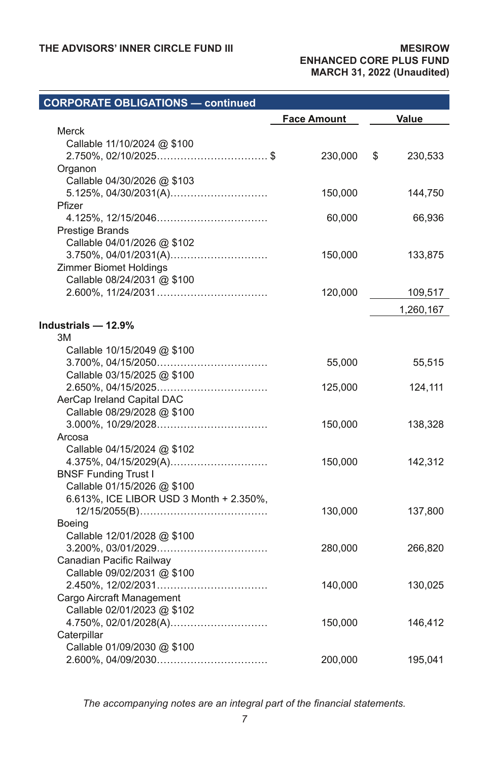| CORPORATE OBLIGATIONS — continued | Face Amount | Value |
|---|---|---|
| Merck | | |
| Callable 11/10/2024 @ $100 | | |
| 2.750%, 02/10/2025 | $ 230,000 | $ 230,533 |
| Organon | | |
| Callable 04/30/2026 @ $103 | | |
| 5.125%, 04/30/2031(A) | 150,000 | 144,750 |
| Pfizer | | |
| 4.125%, 12/15/2046 | 60,000 | 66,936 |
| Prestige Brands | | |
| Callable 04/01/2026 @ $102 | | |
| 3.750%, 04/01/2031(A) | 150,000 | 133,875 |
| Zimmer Biomet Holdings | | |
| Callable 08/24/2031 @ $100 | | |
| 2.600%, 11/24/2031 | 120,000 | 109,517 |
| | | 1,260,167 |
| **Industrials — 12.9%** | | |
| 3M | | |
| Callable 10/15/2049 @ $100 | | |
| 3.700%, 04/15/2050 | 55,000 | 55,515 |
| Callable 03/15/2025 @ $100 | | |
| 2.650%, 04/15/2025 | 125,000 | 124,111 |
| AerCap Ireland Capital DAC | | |
| Callable 08/29/2028 @ $100 | | |
| 3.000%, 10/29/2028 | 150,000 | 138,328 |
| Arcosa | | |
| Callable 04/15/2024 @ $102 | | |
| 4.375%, 04/15/2029(A) | 150,000 | 142,312 |
| BNSF Funding Trust I | | |
| Callable 01/15/2026 @ $100 | | |
| 6.613%, ICE LIBOR USD 3 Month + 2.350%, 12/15/2055(B) | 130,000 | 137,800 |
| Boeing | | |
| Callable 12/01/2028 @ $100 | | |
| 3.200%, 03/01/2029 | 280,000 | 266,820 |
| Canadian Pacific Railway | | |
| Callable 09/02/2031 @ $100 | | |
| 2.450%, 12/02/2031 | 140,000 | 130,025 |
| Cargo Aircraft Management | | |
| Callable 02/01/2023 @ $102 | | |
| 4.750%, 02/01/2028(A) | 150,000 | 146,412 |
| Caterpillar | | |
| Callable 01/09/2030 @ $100 | | |
| 2.600%, 04/09/2030 | 200,000 | 195,041 |

*The accompanying notes are an integral part of the financial statements.*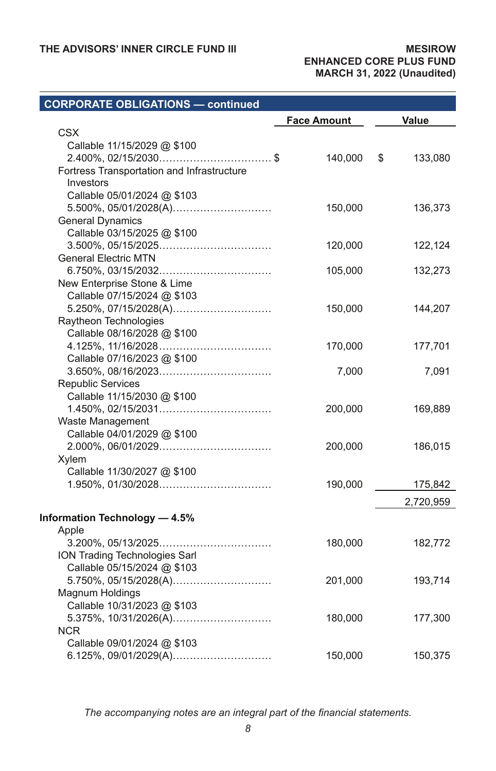## CORPORATE OBLIGATIONS — continued

| | Face Amount | Value |
|---|---|---|
| CSX | | |
| Callable 11/15/2029 @ $100 | | |
| 2.400%, 02/15/2030 | $ 140,000 | $ 133,080 |
| Fortress Transportation and Infrastructure Investors | | |
| Callable 05/01/2024 @ $103 | | |
| 5.500%, 05/01/2028(A) | 150,000 | 136,373 |
| General Dynamics | | |
| Callable 03/15/2025 @ $100 | | |
| 3.500%, 05/15/2025 | 120,000 | 122,124 |
| General Electric MTN | | |
| 6.750%, 03/15/2032 | 105,000 | 132,273 |
| New Enterprise Stone & Lime | | |
| Callable 07/15/2024 @ $103 | | |
| 5.250%, 07/15/2028(A) | 150,000 | 144,207 |
| Raytheon Technologies | | |
| Callable 08/16/2028 @ $100 | | |
| 4.125%, 11/16/2028 | 170,000 | 177,701 |
| Callable 07/16/2023 @ $100 | | |
| 3.650%, 08/16/2023 | 7,000 | 7,091 |
| Republic Services | | |
| Callable 11/15/2030 @ $100 | | |
| 1.450%, 02/15/2031 | 200,000 | 169,889 |
| Waste Management | | |
| Callable 04/01/2029 @ $100 | | |
| 2.000%, 06/01/2029 | 200,000 | 186,015 |
| Xylem | | |
| Callable 11/30/2027 @ $100 | | |
| 1.950%, 01/30/2028 | 190,000 | 175,842 |
| | | 2,720,959 |
| **Information Technology — 4.5%** | | |
| Apple | | |
| 3.200%, 05/13/2025 | 180,000 | 182,772 |
| ION Trading Technologies Sarl | | |
| Callable 05/15/2024 @ $103 | | |
| 5.750%, 05/15/2028(A) | 201,000 | 193,714 |
| Magnum Holdings | | |
| Callable 10/31/2023 @ $103 | | |
| 5.375%, 10/31/2026(A) | 180,000 | 177,300 |
| NCR | | |
| Callable 09/01/2024 @ $103 | | |
| 6.125%, 09/01/2029(A) | 150,000 | 150,375 |

*The accompanying notes are an integral part of the financial statements.*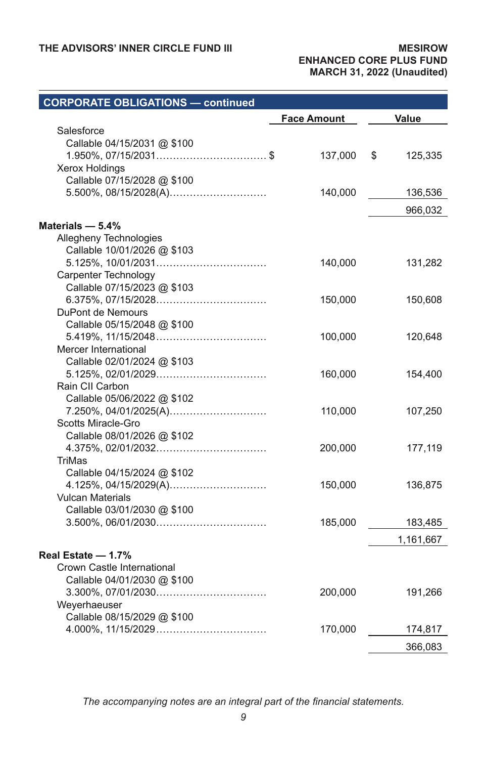| CORPORATE OBLIGATIONS — continued | Face Amount | Value |
|---|---|---|
| Salesforce | | |
| Callable 04/15/2031 @ $100 | | |
| 1.950%, 07/15/2031 | $ 137,000 | $ 125,335 |
| Xerox Holdings | | |
| Callable 07/15/2028 @ $100 | | |
| 5.500%, 08/15/2028(A) | 140,000 | 136,536 |
| | | 966,032 |
| **Materials — 5.4%** | | |
| Allegheny Technologies | | |
| Callable 10/01/2026 @ $103 | | |
| 5.125%, 10/01/2031 | 140,000 | 131,282 |
| Carpenter Technology | | |
| Callable 07/15/2023 @ $103 | | |
| 6.375%, 07/15/2028 | 150,000 | 150,608 |
| DuPont de Nemours | | |
| Callable 05/15/2048 @ $100 | | |
| 5.419%, 11/15/2048 | 100,000 | 120,648 |
| Mercer International | | |
| Callable 02/01/2024 @ $103 | | |
| 5.125%, 02/01/2029 | 160,000 | 154,400 |
| Rain CII Carbon | | |
| Callable 05/06/2022 @ $102 | | |
| 7.250%, 04/01/2025(A) | 110,000 | 107,250 |
| Scotts Miracle-Gro | | |
| Callable 08/01/2026 @ $102 | | |
| 4.375%, 02/01/2032 | 200,000 | 177,119 |
| TriMas | | |
| Callable 04/15/2024 @ $102 | | |
| 4.125%, 04/15/2029(A) | 150,000 | 136,875 |
| Vulcan Materials | | |
| Callable 03/01/2030 @ $100 | | |
| 3.500%, 06/01/2030 | 185,000 | 183,485 |
| | | 1,161,667 |
| **Real Estate — 1.7%** | | |
| Crown Castle International | | |
| Callable 04/01/2030 @ $100 | | |
| 3.300%, 07/01/2030 | 200,000 | 191,266 |
| Weyerhaeuser | | |
| Callable 08/15/2029 @ $100 | | |
| 4.000%, 11/15/2029 | 170,000 | 174,817 |
| | | 366,083 |

*The accompanying notes are an integral part of the financial statements.*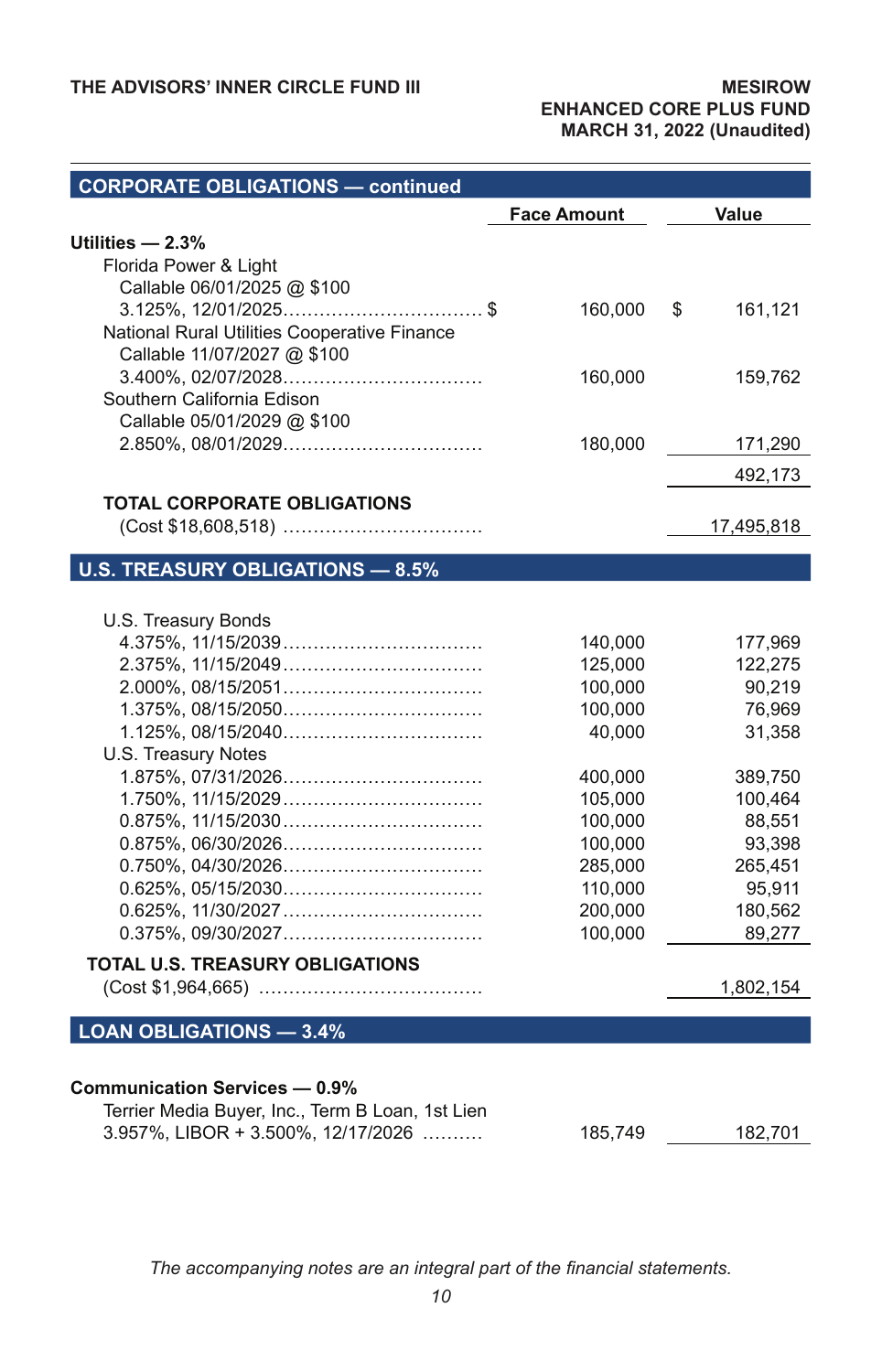## CORPORATE OBLIGATIONS — continued

| | Face Amount | Value |
|---|---|---|
| **Utilities — 2.3%** | | |
| Florida Power & Light | | |
| Callable 06/01/2025 @ $100 | | |
| 3.125%, 12/01/2025 | $ 160,000 | $ 161,121 |
| National Rural Utilities Cooperative Finance | | |
| Callable 11/07/2027 @ $100 | | |
| 3.400%, 02/07/2028 | 160,000 | 159,762 |
| Southern California Edison | | |
| Callable 05/01/2029 @ $100 | | |
| 2.850%, 08/01/2029 | 180,000 | 171,290 |
| | | 492,173 |
| **TOTAL CORPORATE OBLIGATIONS** | | |
| (Cost $18,608,518) | | 17,495,818 |

## U.S. TREASURY OBLIGATIONS — 8.5%

| | Face Amount | Value |
|---|---|---|
| U.S. Treasury Bonds | | |
| 4.375%, 11/15/2039 | 140,000 | 177,969 |
| 2.375%, 11/15/2049 | 125,000 | 122,275 |
| 2.000%, 08/15/2051 | 100,000 | 90,219 |
| 1.375%, 08/15/2050 | 100,000 | 76,969 |
| 1.125%, 08/15/2040 | 40,000 | 31,358 |
| U.S. Treasury Notes | | |
| 1.875%, 07/31/2026 | 400,000 | 389,750 |
| 1.750%, 11/15/2029 | 105,000 | 100,464 |
| 0.875%, 11/15/2030 | 100,000 | 88,551 |
| 0.875%, 06/30/2026 | 100,000 | 93,398 |
| 0.750%, 04/30/2026 | 285,000 | 265,451 |
| 0.625%, 05/15/2030 | 110,000 | 95,911 |
| 0.625%, 11/30/2027 | 200,000 | 180,562 |
| 0.375%, 09/30/2027 | 100,000 | 89,277 |
| **TOTAL U.S. TREASURY OBLIGATIONS** | | |
| (Cost $1,964,665) | | 1,802,154 |

## LOAN OBLIGATIONS — 3.4%

| | Face Amount | Value |
|---|---|---|
| **Communication Services — 0.9%** | | |
| Terrier Media Buyer, Inc., Term B Loan, 1st Lien | | |
| 3.957%, LIBOR + 3.500%, 12/17/2026 | 185,749 | 182,701 |

*The accompanying notes are an integral part of the financial statements.*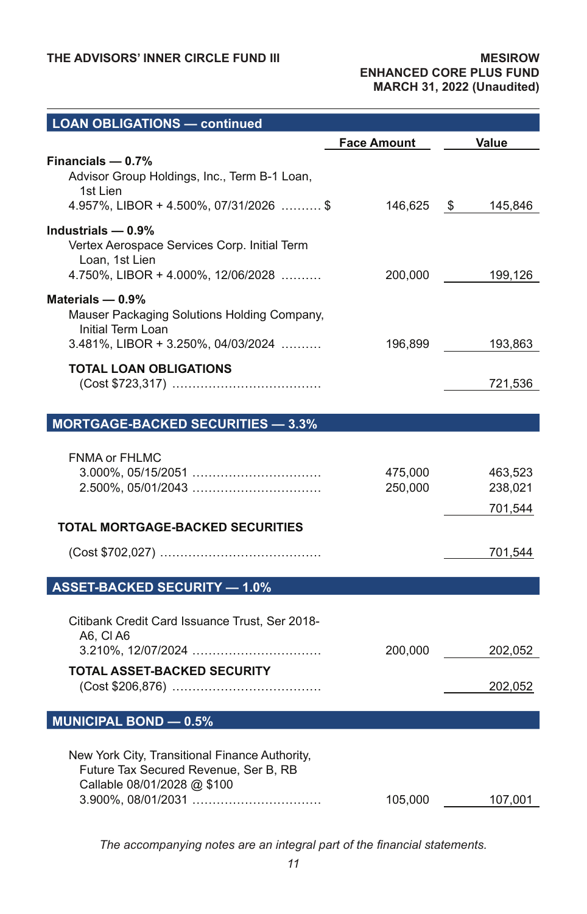## LOAN OBLIGATIONS — continued

| | Face Amount | Value |
|---|---|---|
| **Financials — 0.7%** | | |
| Advisor Group Holdings, Inc., Term B-1 Loan, 1st Lien 4.957%, LIBOR + 4.500%, 07/31/2026 .......... $ | 146,625 | $ 145,846 |
| **Industrials — 0.9%** | | |
| Vertex Aerospace Services Corp. Initial Term Loan, 1st Lien 4.750%, LIBOR + 4.000%, 12/06/2028 .......... | 200,000 | 199,126 |
| **Materials — 0.9%** | | |
| Mauser Packaging Solutions Holding Company, Initial Term Loan 3.481%, LIBOR + 3.250%, 04/03/2024 .......... | 196,899 | 193,863 |
| **TOTAL LOAN OBLIGATIONS** (Cost $723,317) .................................... | | 721,536 |

## MORTGAGE-BACKED SECURITIES — 3.3%

| | Face Amount | Value |
|---|---|---|
| FNMA or FHLMC | | |
| 3.000%, 05/15/2051 ................................ | 475,000 | 463,523 |
| 2.500%, 05/01/2043 ................................ | 250,000 | 238,021 |
| | | 701,544 |
| **TOTAL MORTGAGE-BACKED SECURITIES** (Cost $702,027) ....................................... | | 701,544 |

## ASSET-BACKED SECURITY — 1.0%

| | Face Amount | Value |
|---|---|---|
| Citibank Credit Card Issuance Trust, Ser 2018-A6, Cl A6 3.210%, 12/07/2024 ................................ | 200,000 | 202,052 |
| **TOTAL ASSET-BACKED SECURITY** (Cost $206,876) .................................... | | 202,052 |

## MUNICIPAL BOND — 0.5%

| | Face Amount | Value |
|---|---|---|
| New York City, Transitional Finance Authority, Future Tax Secured Revenue, Ser B, RB Callable 08/01/2028 @ $100 3.900%, 08/01/2031 ................................ | 105,000 | 107,001 |

*The accompanying notes are an integral part of the financial statements.*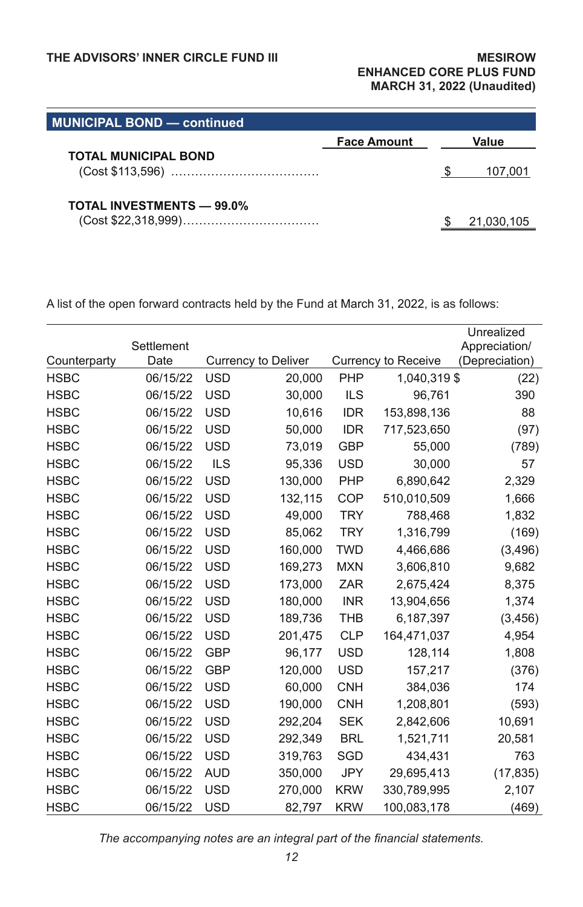## MUNICIPAL BOND — continued

| | Face Amount | Value |
|---|---|---|
| **TOTAL MUNICIPAL BOND** (Cost $113,596) | | $ 107,001 |
| **TOTAL INVESTMENTS — 99.0%** (Cost $22,318,999) | | $ 21,030,105 |

A list of the open forward contracts held by the Fund at March 31, 2022, is as follows:

| Counterparty | Settlement Date | Currency to Deliver | | Currency to Receive | | Unrealized Appreciation/ (Depreciation) |
|---|---|---|---|---|---|---|
| HSBC | 06/15/22 | USD | 20,000 | PHP | 1,040,319 | $ (22) |
| HSBC | 06/15/22 | USD | 30,000 | ILS | 96,761 | 390 |
| HSBC | 06/15/22 | USD | 10,616 | IDR | 153,898,136 | 88 |
| HSBC | 06/15/22 | USD | 50,000 | IDR | 717,523,650 | (97) |
| HSBC | 06/15/22 | USD | 73,019 | GBP | 55,000 | (789) |
| HSBC | 06/15/22 | ILS | 95,336 | USD | 30,000 | 57 |
| HSBC | 06/15/22 | USD | 130,000 | PHP | 6,890,642 | 2,329 |
| HSBC | 06/15/22 | USD | 132,115 | COP | 510,010,509 | 1,666 |
| HSBC | 06/15/22 | USD | 49,000 | TRY | 788,468 | 1,832 |
| HSBC | 06/15/22 | USD | 85,062 | TRY | 1,316,799 | (169) |
| HSBC | 06/15/22 | USD | 160,000 | TWD | 4,466,686 | (3,496) |
| HSBC | 06/15/22 | USD | 169,273 | MXN | 3,606,810 | 9,682 |
| HSBC | 06/15/22 | USD | 173,000 | ZAR | 2,675,424 | 8,375 |
| HSBC | 06/15/22 | USD | 180,000 | INR | 13,904,656 | 1,374 |
| HSBC | 06/15/22 | USD | 189,736 | THB | 6,187,397 | (3,456) |
| HSBC | 06/15/22 | USD | 201,475 | CLP | 164,471,037 | 4,954 |
| HSBC | 06/15/22 | GBP | 96,177 | USD | 128,114 | 1,808 |
| HSBC | 06/15/22 | GBP | 120,000 | USD | 157,217 | (376) |
| HSBC | 06/15/22 | USD | 60,000 | CNH | 384,036 | 174 |
| HSBC | 06/15/22 | USD | 190,000 | CNH | 1,208,801 | (593) |
| HSBC | 06/15/22 | USD | 292,204 | SEK | 2,842,606 | 10,691 |
| HSBC | 06/15/22 | USD | 292,349 | BRL | 1,521,711 | 20,581 |
| HSBC | 06/15/22 | USD | 319,763 | SGD | 434,431 | 763 |
| HSBC | 06/15/22 | AUD | 350,000 | JPY | 29,695,413 | (17,835) |
| HSBC | 06/15/22 | USD | 270,000 | KRW | 330,789,995 | 2,107 |
| HSBC | 06/15/22 | USD | 82,797 | KRW | 100,083,178 | (469) |

*The accompanying notes are an integral part of the financial statements.*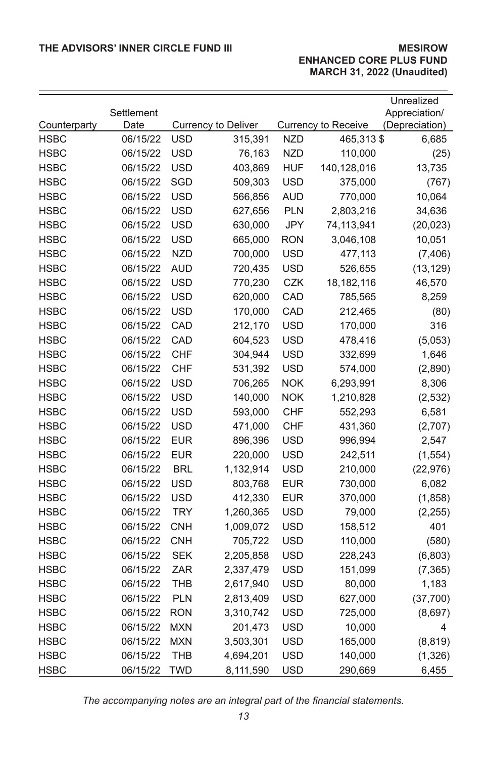| Counterparty | Settlement Date | Currency to Deliver | | Currency to Receive | | Unrealized Appreciation/ (Depreciation) |
|---|---|---|---|---|---|---|
| HSBC | 06/15/22 | USD | 315,391 | NZD | 465,313 | $ 6,685 |
| HSBC | 06/15/22 | USD | 76,163 | NZD | 110,000 | (25) |
| HSBC | 06/15/22 | USD | 403,869 | HUF | 140,128,016 | 13,735 |
| HSBC | 06/15/22 | SGD | 509,303 | USD | 375,000 | (767) |
| HSBC | 06/15/22 | USD | 566,856 | AUD | 770,000 | 10,064 |
| HSBC | 06/15/22 | USD | 627,656 | PLN | 2,803,216 | 34,636 |
| HSBC | 06/15/22 | USD | 630,000 | JPY | 74,113,941 | (20,023) |
| HSBC | 06/15/22 | USD | 665,000 | RON | 3,046,108 | 10,051 |
| HSBC | 06/15/22 | NZD | 700,000 | USD | 477,113 | (7,406) |
| HSBC | 06/15/22 | AUD | 720,435 | USD | 526,655 | (13,129) |
| HSBC | 06/15/22 | USD | 770,230 | CZK | 18,182,116 | 46,570 |
| HSBC | 06/15/22 | USD | 620,000 | CAD | 785,565 | 8,259 |
| HSBC | 06/15/22 | USD | 170,000 | CAD | 212,465 | (80) |
| HSBC | 06/15/22 | CAD | 212,170 | USD | 170,000 | 316 |
| HSBC | 06/15/22 | CAD | 604,523 | USD | 478,416 | (5,053) |
| HSBC | 06/15/22 | CHF | 304,944 | USD | 332,699 | 1,646 |
| HSBC | 06/15/22 | CHF | 531,392 | USD | 574,000 | (2,890) |
| HSBC | 06/15/22 | USD | 706,265 | NOK | 6,293,991 | 8,306 |
| HSBC | 06/15/22 | USD | 140,000 | NOK | 1,210,828 | (2,532) |
| HSBC | 06/15/22 | USD | 593,000 | CHF | 552,293 | 6,581 |
| HSBC | 06/15/22 | USD | 471,000 | CHF | 431,360 | (2,707) |
| HSBC | 06/15/22 | EUR | 896,396 | USD | 996,994 | 2,547 |
| HSBC | 06/15/22 | EUR | 220,000 | USD | 242,511 | (1,554) |
| HSBC | 06/15/22 | BRL | 1,132,914 | USD | 210,000 | (22,976) |
| HSBC | 06/15/22 | USD | 803,768 | EUR | 730,000 | 6,082 |
| HSBC | 06/15/22 | USD | 412,330 | EUR | 370,000 | (1,858) |
| HSBC | 06/15/22 | TRY | 1,260,365 | USD | 79,000 | (2,255) |
| HSBC | 06/15/22 | CNH | 1,009,072 | USD | 158,512 | 401 |
| HSBC | 06/15/22 | CNH | 705,722 | USD | 110,000 | (580) |
| HSBC | 06/15/22 | SEK | 2,205,858 | USD | 228,243 | (6,803) |
| HSBC | 06/15/22 | ZAR | 2,337,479 | USD | 151,099 | (7,365) |
| HSBC | 06/15/22 | THB | 2,617,940 | USD | 80,000 | 1,183 |
| HSBC | 06/15/22 | PLN | 2,813,409 | USD | 627,000 | (37,700) |
| HSBC | 06/15/22 | RON | 3,310,742 | USD | 725,000 | (8,697) |
| HSBC | 06/15/22 | MXN | 201,473 | USD | 10,000 | 4 |
| HSBC | 06/15/22 | MXN | 3,503,301 | USD | 165,000 | (8,819) |
| HSBC | 06/15/22 | THB | 4,694,201 | USD | 140,000 | (1,326) |
| HSBC | 06/15/22 | TWD | 8,111,590 | USD | 290,669 | 6,455 |

*The accompanying notes are an integral part of the financial statements.*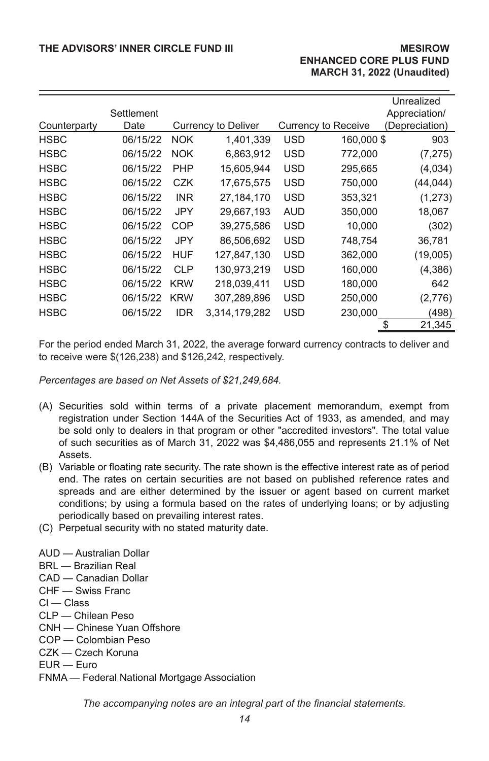| Counterparty | Settlement Date | Currency to Deliver | | Currency to Receive | | Unrealized Appreciation/ (Depreciation) |
|---|---|---|---|---|---|---|
| HSBC | 06/15/22 | NOK | 1,401,339 | USD | 160,000 | $ 903 |
| HSBC | 06/15/22 | NOK | 6,863,912 | USD | 772,000 | (7,275) |
| HSBC | 06/15/22 | PHP | 15,605,944 | USD | 295,665 | (4,034) |
| HSBC | 06/15/22 | CZK | 17,675,575 | USD | 750,000 | (44,044) |
| HSBC | 06/15/22 | INR | 27,184,170 | USD | 353,321 | (1,273) |
| HSBC | 06/15/22 | JPY | 29,667,193 | AUD | 350,000 | 18,067 |
| HSBC | 06/15/22 | COP | 39,275,586 | USD | 10,000 | (302) |
| HSBC | 06/15/22 | JPY | 86,506,692 | USD | 748,754 | 36,781 |
| HSBC | 06/15/22 | HUF | 127,847,130 | USD | 362,000 | (19,005) |
| HSBC | 06/15/22 | CLP | 130,973,219 | USD | 160,000 | (4,386) |
| HSBC | 06/15/22 | KRW | 218,039,411 | USD | 180,000 | 642 |
| HSBC | 06/15/22 | KRW | 307,289,896 | USD | 250,000 | (2,776) |
| HSBC | 06/15/22 | IDR | 3,314,179,282 | USD | 230,000 | (498) |
| | | | | | | $ 21,345 |

For the period ended March 31, 2022, the average forward currency contracts to deliver and to receive were $(126,238) and $126,242, respectively.

*Percentages are based on Net Assets of $21,249,684.*

(A) Securities sold within terms of a private placement memorandum, exempt from registration under Section 144A of the Securities Act of 1933, as amended, and may be sold only to dealers in that program or other "accredited investors". The total value of such securities as of March 31, 2022 was $4,486,055 and represents 21.1% of Net Assets.

(B) Variable or floating rate security. The rate shown is the effective interest rate as of period end. The rates on certain securities are not based on published reference rates and spreads and are either determined by the issuer or agent based on current market conditions; by using a formula based on the rates of underlying loans; or by adjusting periodically based on prevailing interest rates.

(C) Perpetual security with no stated maturity date.

AUD — Australian Dollar
BRL — Brazilian Real
CAD — Canadian Dollar
CHF — Swiss Franc
Cl — Class
CLP — Chilean Peso
CNH — Chinese Yuan Offshore
COP — Colombian Peso
CZK — Czech Koruna
EUR — Euro
FNMA — Federal National Mortgage Association

*The accompanying notes are an integral part of the financial statements.*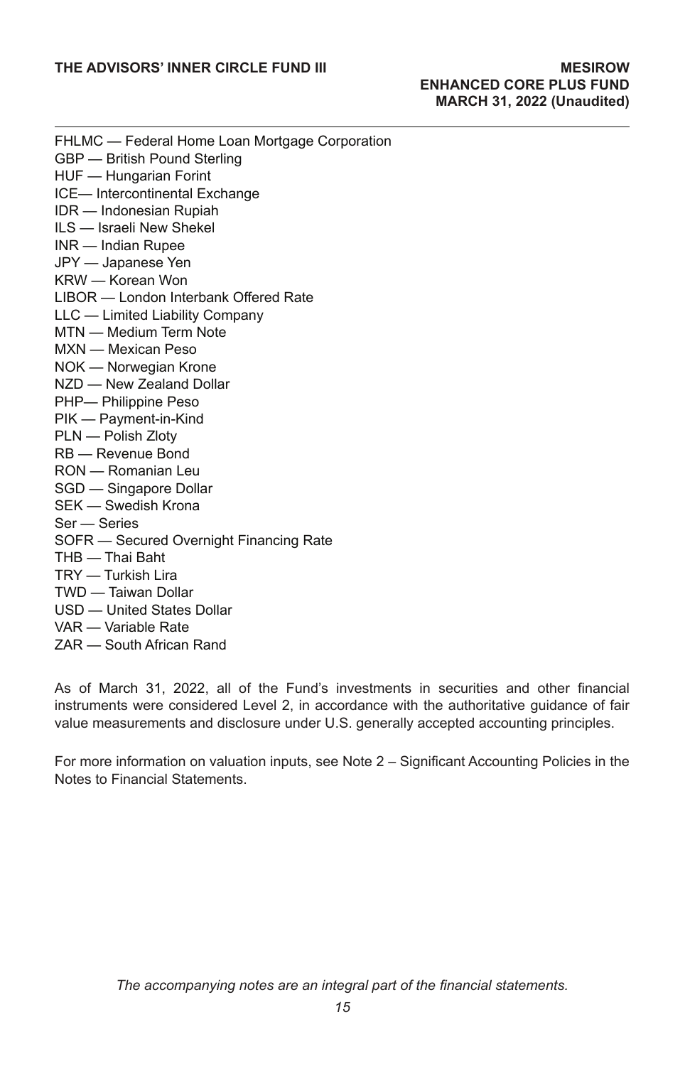FHLMC — Federal Home Loan Mortgage Corporation
GBP — British Pound Sterling
HUF — Hungarian Forint
ICE— Intercontinental Exchange
IDR — Indonesian Rupiah
ILS — Israeli New Shekel
INR — Indian Rupee
JPY — Japanese Yen
KRW — Korean Won
LIBOR — London Interbank Offered Rate
LLC — Limited Liability Company
MTN — Medium Term Note
MXN — Mexican Peso
NOK — Norwegian Krone
NZD — New Zealand Dollar
PHP— Philippine Peso
PIK — Payment-in-Kind
PLN — Polish Zloty
RB — Revenue Bond
RON — Romanian Leu
SGD — Singapore Dollar
SEK — Swedish Krona
Ser — Series
SOFR — Secured Overnight Financing Rate
THB — Thai Baht
TRY — Turkish Lira
TWD — Taiwan Dollar
USD — United States Dollar
VAR — Variable Rate
ZAR — South African Rand

As of March 31, 2022, all of the Fund's investments in securities and other financial instruments were considered Level 2, in accordance with the authoritative guidance of fair value measurements and disclosure under U.S. generally accepted accounting principles.

For more information on valuation inputs, see Note 2 – Significant Accounting Policies in the Notes to Financial Statements.

*The accompanying notes are an integral part of the financial statements.*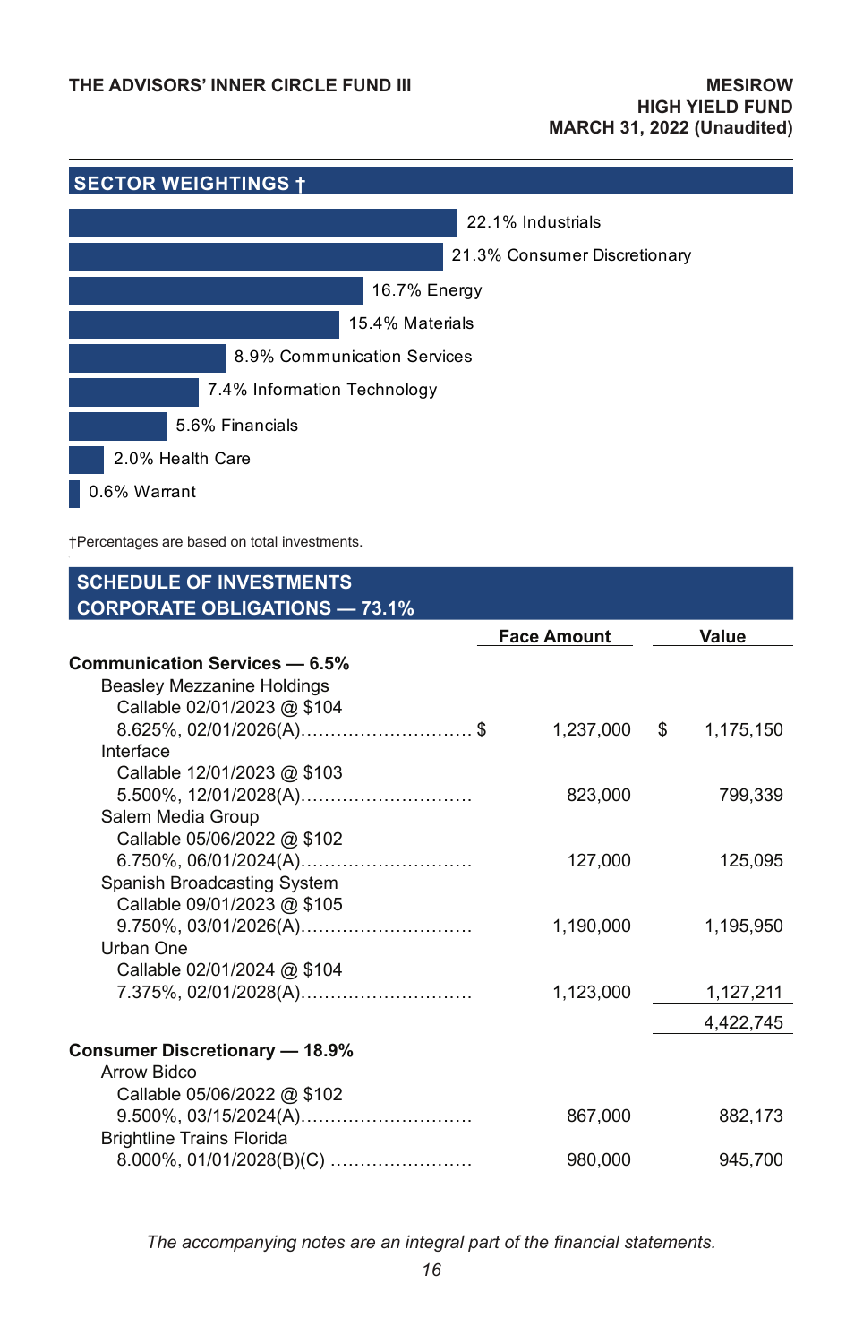## SECTOR WEIGHTINGS †

- 22.1% Industrials
- 21.3% Consumer Discretionary
- 16.7% Energy
- 15.4% Materials
- 8.9% Communication Services
- 7.4% Information Technology
- 5.6% Financials
- 2.0% Health Care
- 0.6% Warrant

†Percentages are based on total investments.

## SCHEDULE OF INVESTMENTS
## CORPORATE OBLIGATIONS — 73.1%

| | Face Amount | Value |
|---|---|---|
| **Communication Services — 6.5%** | | |
| Beasley Mezzanine Holdings | | |
| Callable 02/01/2023 @ $104 | | |
| 8.625%, 02/01/2026(A)............................ $ | 1,237,000 | $ 1,175,150 |
| Interface | | |
| Callable 12/01/2023 @ $103 | | |
| 5.500%, 12/01/2028(A)............................ | 823,000 | 799,339 |
| Salem Media Group | | |
| Callable 05/06/2022 @ $102 | | |
| 6.750%, 06/01/2024(A)............................ | 127,000 | 125,095 |
| Spanish Broadcasting System | | |
| Callable 09/01/2023 @ $105 | | |
| 9.750%, 03/01/2026(A)............................ | 1,190,000 | 1,195,950 |
| Urban One | | |
| Callable 02/01/2024 @ $104 | | |
| 7.375%, 02/01/2028(A)............................ | 1,123,000 | 1,127,211 |
| | | 4,422,745 |
| **Consumer Discretionary — 18.9%** | | |
| Arrow Bidco | | |
| Callable 05/06/2022 @ $102 | | |
| 9.500%, 03/15/2024(A)............................ | 867,000 | 882,173 |
| Brightline Trains Florida | | |
| 8.000%, 01/01/2028(B)(C) ........................ | 980,000 | 945,700 |

*The accompanying notes are an integral part of the financial statements.*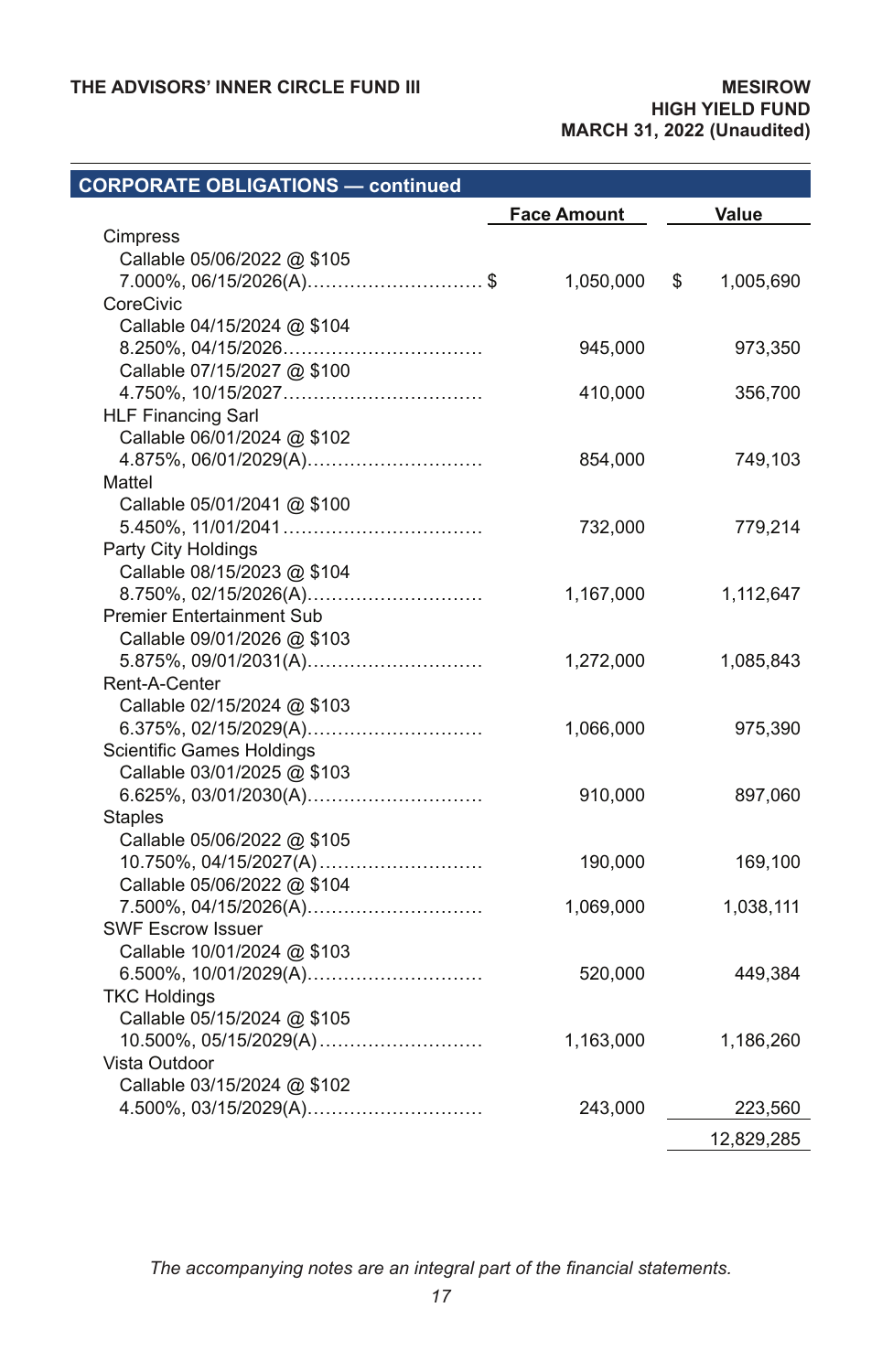## CORPORATE OBLIGATIONS — continued

| | Face Amount | Value |
|---|---|---|
| Cimpress | | |
| Callable 05/06/2022 @ $105 | | |
| 7.000%, 06/15/2026(A) | $ 1,050,000 | $ 1,005,690 |
| CoreCivic | | |
| Callable 04/15/2024 @ $104 | | |
| 8.250%, 04/15/2026 | 945,000 | 973,350 |
| Callable 07/15/2027 @ $100 | | |
| 4.750%, 10/15/2027 | 410,000 | 356,700 |
| HLF Financing Sarl | | |
| Callable 06/01/2024 @ $102 | | |
| 4.875%, 06/01/2029(A) | 854,000 | 749,103 |
| Mattel | | |
| Callable 05/01/2041 @ $100 | | |
| 5.450%, 11/01/2041 | 732,000 | 779,214 |
| Party City Holdings | | |
| Callable 08/15/2023 @ $104 | | |
| 8.750%, 02/15/2026(A) | 1,167,000 | 1,112,647 |
| Premier Entertainment Sub | | |
| Callable 09/01/2026 @ $103 | | |
| 5.875%, 09/01/2031(A) | 1,272,000 | 1,085,843 |
| Rent-A-Center | | |
| Callable 02/15/2024 @ $103 | | |
| 6.375%, 02/15/2029(A) | 1,066,000 | 975,390 |
| Scientific Games Holdings | | |
| Callable 03/01/2025 @ $103 | | |
| 6.625%, 03/01/2030(A) | 910,000 | 897,060 |
| Staples | | |
| Callable 05/06/2022 @ $105 | | |
| 10.750%, 04/15/2027(A) | 190,000 | 169,100 |
| Callable 05/06/2022 @ $104 | | |
| 7.500%, 04/15/2026(A) | 1,069,000 | 1,038,111 |
| SWF Escrow Issuer | | |
| Callable 10/01/2024 @ $103 | | |
| 6.500%, 10/01/2029(A) | 520,000 | 449,384 |
| TKC Holdings | | |
| Callable 05/15/2024 @ $105 | | |
| 10.500%, 05/15/2029(A) | 1,163,000 | 1,186,260 |
| Vista Outdoor | | |
| Callable 03/15/2024 @ $102 | | |
| 4.500%, 03/15/2029(A) | 243,000 | 223,560 |
| | | 12,829,285 |

*The accompanying notes are an integral part of the financial statements.*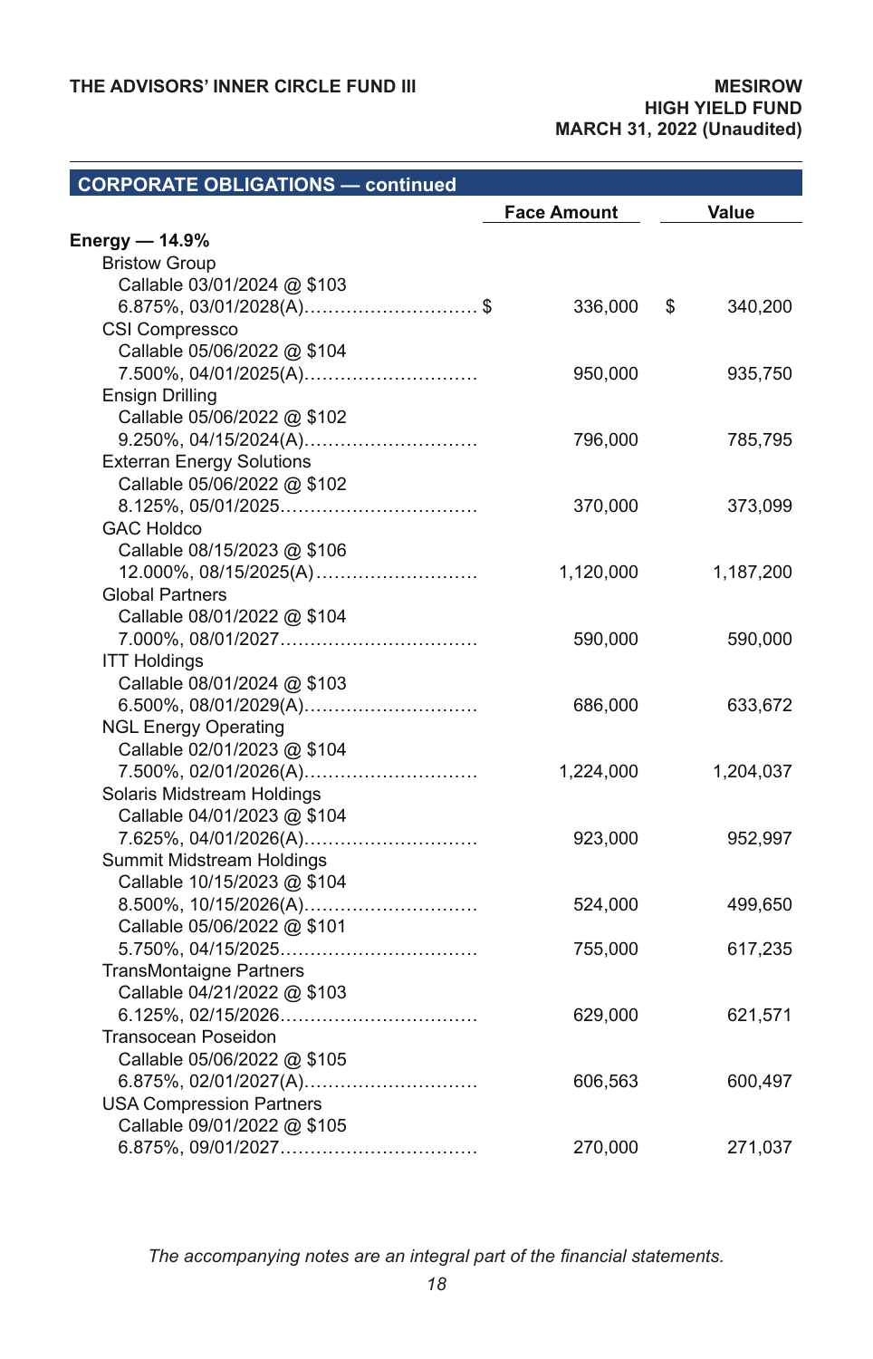## CORPORATE OBLIGATIONS — continued

| | Face Amount | Value |
|---|---|---|
| **Energy — 14.9%** | | |
| Bristow Group | | |
| Callable 03/01/2024 @ $103 | | |
| 6.875%, 03/01/2028(A) | $ 336,000 | $ 340,200 |
| CSI Compressco | | |
| Callable 05/06/2022 @ $104 | | |
| 7.500%, 04/01/2025(A) | 950,000 | 935,750 |
| Ensign Drilling | | |
| Callable 05/06/2022 @ $102 | | |
| 9.250%, 04/15/2024(A) | 796,000 | 785,795 |
| Exterran Energy Solutions | | |
| Callable 05/06/2022 @ $102 | | |
| 8.125%, 05/01/2025 | 370,000 | 373,099 |
| GAC Holdco | | |
| Callable 08/15/2023 @ $106 | | |
| 12.000%, 08/15/2025(A) | 1,120,000 | 1,187,200 |
| Global Partners | | |
| Callable 08/01/2022 @ $104 | | |
| 7.000%, 08/01/2027 | 590,000 | 590,000 |
| ITT Holdings | | |
| Callable 08/01/2024 @ $103 | | |
| 6.500%, 08/01/2029(A) | 686,000 | 633,672 |
| NGL Energy Operating | | |
| Callable 02/01/2023 @ $104 | | |
| 7.500%, 02/01/2026(A) | 1,224,000 | 1,204,037 |
| Solaris Midstream Holdings | | |
| Callable 04/01/2023 @ $104 | | |
| 7.625%, 04/01/2026(A) | 923,000 | 952,997 |
| Summit Midstream Holdings | | |
| Callable 10/15/2023 @ $104 | | |
| 8.500%, 10/15/2026(A) | 524,000 | 499,650 |
| Callable 05/06/2022 @ $101 | | |
| 5.750%, 04/15/2025 | 755,000 | 617,235 |
| TransMontaigne Partners | | |
| Callable 04/21/2022 @ $103 | | |
| 6.125%, 02/15/2026 | 629,000 | 621,571 |
| Transocean Poseidon | | |
| Callable 05/06/2022 @ $105 | | |
| 6.875%, 02/01/2027(A) | 606,563 | 600,497 |
| USA Compression Partners | | |
| Callable 09/01/2022 @ $105 | | |
| 6.875%, 09/01/2027 | 270,000 | 271,037 |

*The accompanying notes are an integral part of the financial statements.*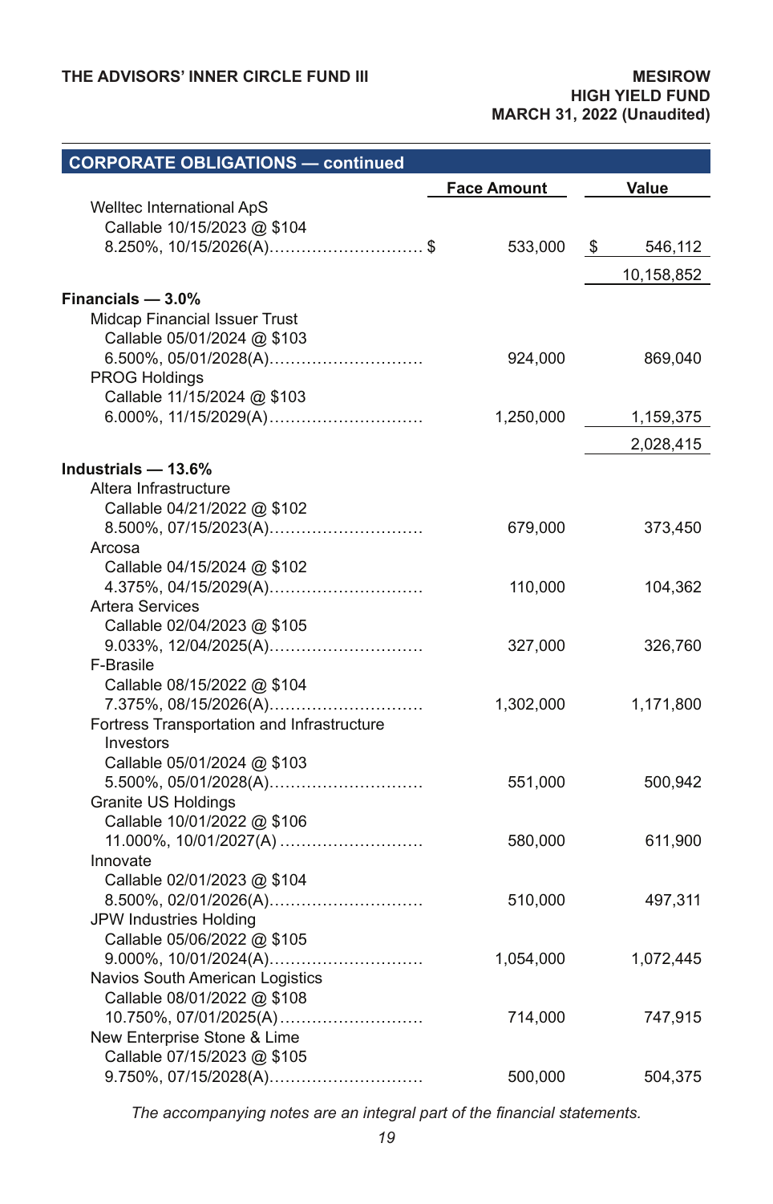## CORPORATE OBLIGATIONS — continued

| | Face Amount | Value |
|---|---|---|
| Welltec International ApS<br>Callable 10/15/2023 @ $104<br>8.250%, 10/15/2026(A) | $ 533,000 | $ 546,112 |
| | | 10,158,852 |
| **Financials — 3.0%** | | |
| Midcap Financial Issuer Trust<br>Callable 05/01/2024 @ $103<br>6.500%, 05/01/2028(A) | 924,000 | 869,040 |
| PROG Holdings<br>Callable 11/15/2024 @ $103<br>6.000%, 11/15/2029(A) | 1,250,000 | 1,159,375 |
| | | 2,028,415 |
| **Industrials — 13.6%** | | |
| Altera Infrastructure<br>Callable 04/21/2022 @ $102<br>8.500%, 07/15/2023(A) | 679,000 | 373,450 |
| Arcosa<br>Callable 04/15/2024 @ $102<br>4.375%, 04/15/2029(A) | 110,000 | 104,362 |
| Artera Services<br>Callable 02/04/2023 @ $105<br>9.033%, 12/04/2025(A) | 327,000 | 326,760 |
| F-Brasile<br>Callable 08/15/2022 @ $104<br>7.375%, 08/15/2026(A) | 1,302,000 | 1,171,800 |
| Fortress Transportation and Infrastructure Investors<br>Callable 05/01/2024 @ $103<br>5.500%, 05/01/2028(A) | 551,000 | 500,942 |
| Granite US Holdings<br>Callable 10/01/2022 @ $106<br>11.000%, 10/01/2027(A) | 580,000 | 611,900 |
| Innovate<br>Callable 02/01/2023 @ $104<br>8.500%, 02/01/2026(A) | 510,000 | 497,311 |
| JPW Industries Holding<br>Callable 05/06/2022 @ $105<br>9.000%, 10/01/2024(A) | 1,054,000 | 1,072,445 |
| Navios South American Logistics<br>Callable 08/01/2022 @ $108<br>10.750%, 07/01/2025(A) | 714,000 | 747,915 |
| New Enterprise Stone & Lime<br>Callable 07/15/2023 @ $105<br>9.750%, 07/15/2028(A) | 500,000 | 504,375 |

*The accompanying notes are an integral part of the financial statements.*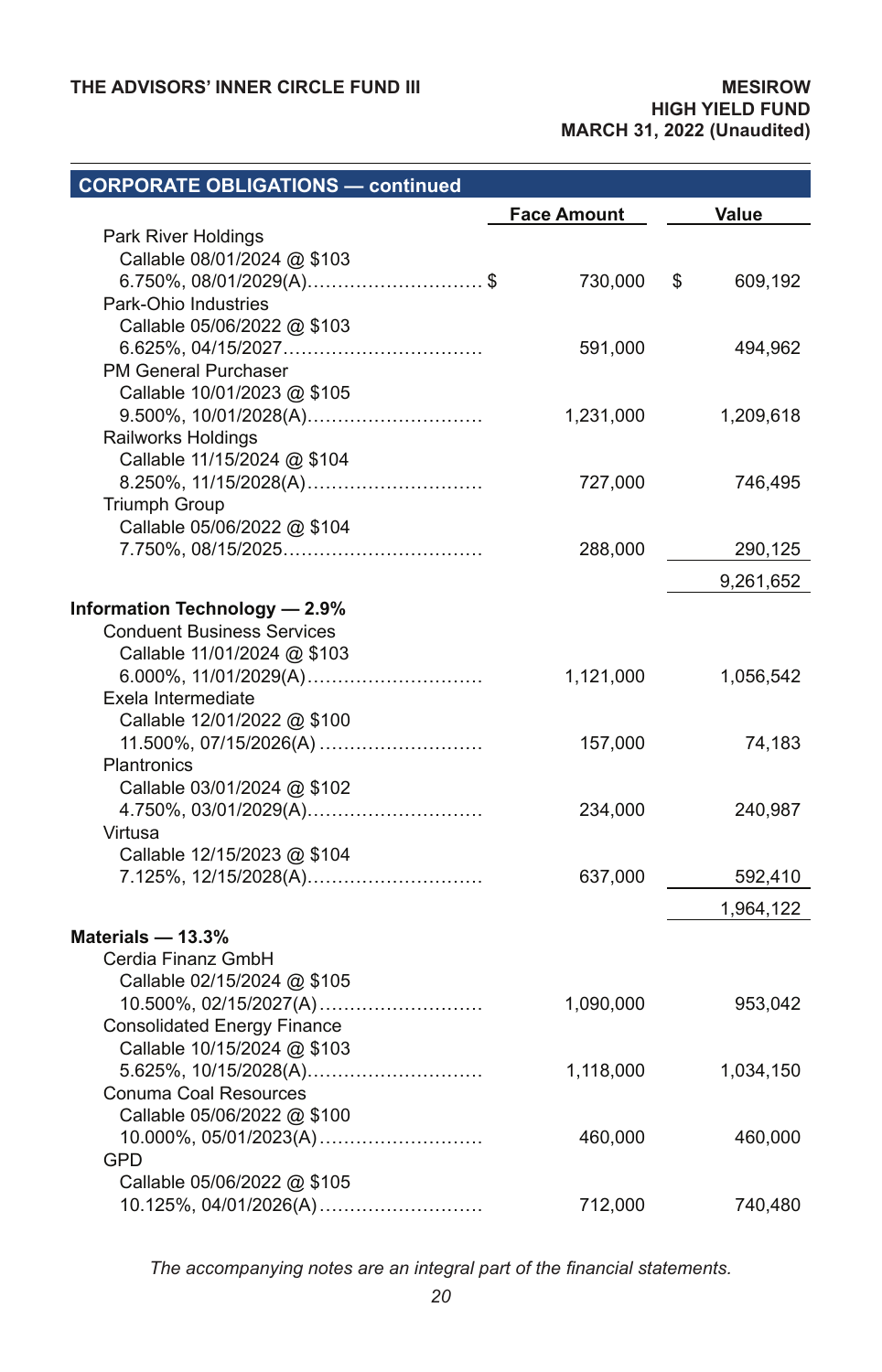THE ADVISORS' INNER CIRCLE FUND III

MESIROW HIGH YIELD FUND
MARCH 31, 2022 (Unaudited)

## CORPORATE OBLIGATIONS — continued

| | Face Amount | Value |
|---|---|---|
| Park River Holdings<br>Callable 08/01/2024 @ $103<br>6.750%, 08/01/2029(A) | $ 730,000 | $ 609,192 |
| Park-Ohio Industries<br>Callable 05/06/2022 @ $103<br>6.625%, 04/15/2027 | 591,000 | 494,962 |
| PM General Purchaser<br>Callable 10/01/2023 @ $105<br>9.500%, 10/01/2028(A) | 1,231,000 | 1,209,618 |
| Railworks Holdings<br>Callable 11/15/2024 @ $104<br>8.250%, 11/15/2028(A) | 727,000 | 746,495 |
| Triumph Group<br>Callable 05/06/2022 @ $104<br>7.750%, 08/15/2025 | 288,000 | 290,125 |
| | | 9,261,652 |
| **Information Technology — 2.9%** | | |
| Conduent Business Services<br>Callable 11/01/2024 @ $103<br>6.000%, 11/01/2029(A) | 1,121,000 | 1,056,542 |
| Exela Intermediate<br>Callable 12/01/2022 @ $100<br>11.500%, 07/15/2026(A) | 157,000 | 74,183 |
| Plantronics<br>Callable 03/01/2024 @ $102<br>4.750%, 03/01/2029(A) | 234,000 | 240,987 |
| Virtusa<br>Callable 12/15/2023 @ $104<br>7.125%, 12/15/2028(A) | 637,000 | 592,410 |
| | | 1,964,122 |
| **Materials — 13.3%** | | |
| Cerdia Finanz GmbH<br>Callable 02/15/2024 @ $105<br>10.500%, 02/15/2027(A) | 1,090,000 | 953,042 |
| Consolidated Energy Finance<br>Callable 10/15/2024 @ $103<br>5.625%, 10/15/2028(A) | 1,118,000 | 1,034,150 |
| Conuma Coal Resources<br>Callable 05/06/2022 @ $100<br>10.000%, 05/01/2023(A) | 460,000 | 460,000 |
| GPD<br>Callable 05/06/2022 @ $105<br>10.125%, 04/01/2026(A) | 712,000 | 740,480 |

*The accompanying notes are an integral part of the financial statements.*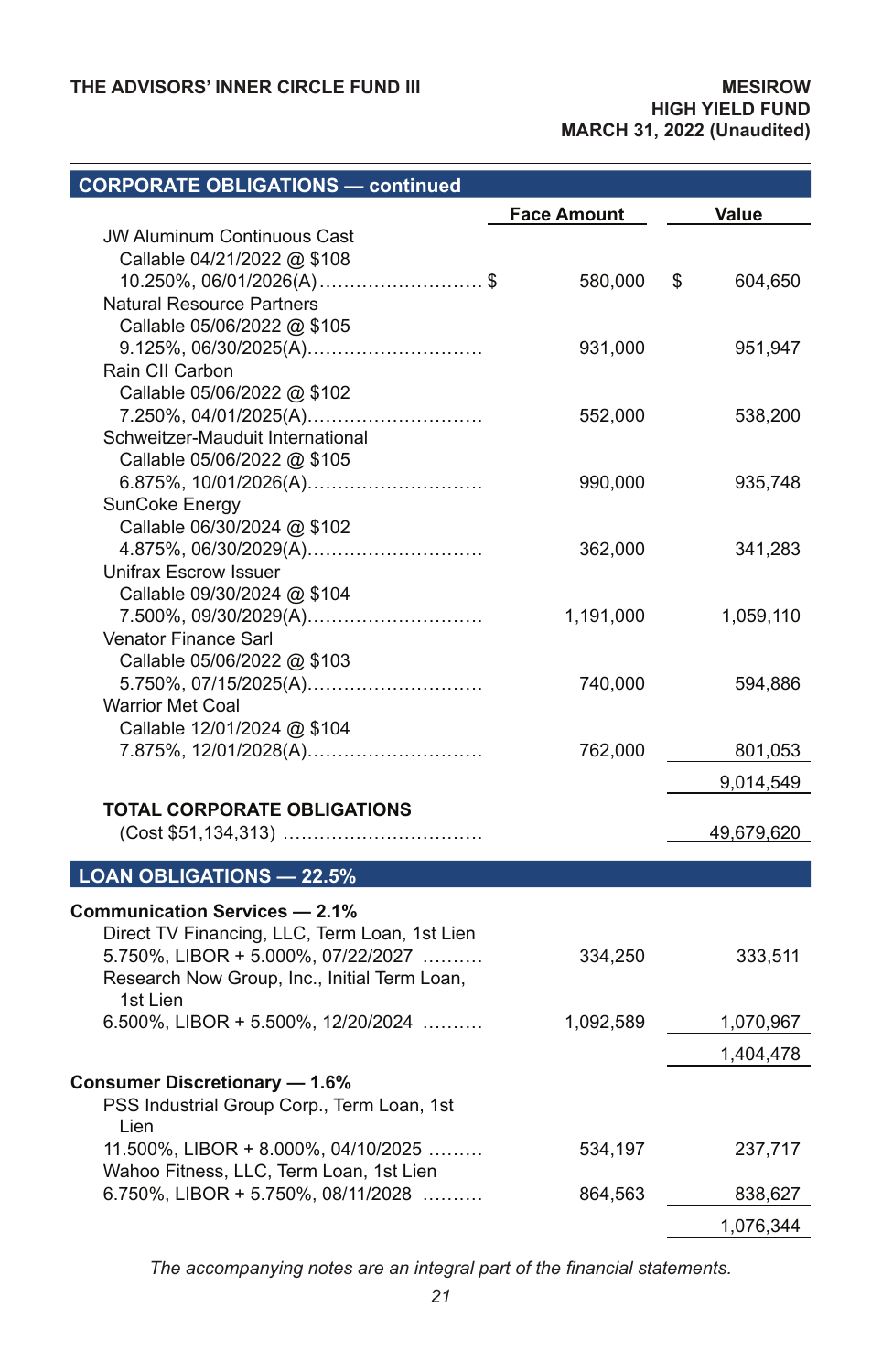| CORPORATE OBLIGATIONS — continued | Face Amount | Value |
|---|---|---|
| JW Aluminum Continuous Cast<br>Callable 04/21/2022 @ $108<br>10.250%, 06/01/2026(A) | $ 580,000 | $ 604,650 |
| Natural Resource Partners<br>Callable 05/06/2022 @ $105<br>9.125%, 06/30/2025(A) | 931,000 | 951,947 |
| Rain CII Carbon<br>Callable 05/06/2022 @ $102<br>7.250%, 04/01/2025(A) | 552,000 | 538,200 |
| Schweitzer-Mauduit International<br>Callable 05/06/2022 @ $105<br>6.875%, 10/01/2026(A) | 990,000 | 935,748 |
| SunCoke Energy<br>Callable 06/30/2024 @ $102<br>4.875%, 06/30/2029(A) | 362,000 | 341,283 |
| Unifrax Escrow Issuer<br>Callable 09/30/2024 @ $104<br>7.500%, 09/30/2029(A) | 1,191,000 | 1,059,110 |
| Venator Finance Sarl<br>Callable 05/06/2022 @ $103<br>5.750%, 07/15/2025(A) | 740,000 | 594,886 |
| Warrior Met Coal<br>Callable 12/01/2024 @ $104<br>7.875%, 12/01/2028(A) | 762,000 | 801,053 |
| | | 9,014,549 |
| **TOTAL CORPORATE OBLIGATIONS**<br>(Cost $51,134,313) | | 49,679,620 |

| LOAN OBLIGATIONS — 22.5% | | |
|---|---|---|
| **Communication Services — 2.1%** | | |
| Direct TV Financing, LLC, Term Loan, 1st Lien<br>5.750%, LIBOR + 5.000%, 07/22/2027 | 334,250 | 333,511 |
| Research Now Group, Inc., Initial Term Loan, 1st Lien<br>6.500%, LIBOR + 5.500%, 12/20/2024 | 1,092,589 | 1,070,967 |
| | | 1,404,478 |
| **Consumer Discretionary — 1.6%** | | |
| PSS Industrial Group Corp., Term Loan, 1st Lien<br>11.500%, LIBOR + 8.000%, 04/10/2025 | 534,197 | 237,717 |
| Wahoo Fitness, LLC, Term Loan, 1st Lien<br>6.750%, LIBOR + 5.750%, 08/11/2028 | 864,563 | 838,627 |
| | | 1,076,344 |

*The accompanying notes are an integral part of the financial statements.*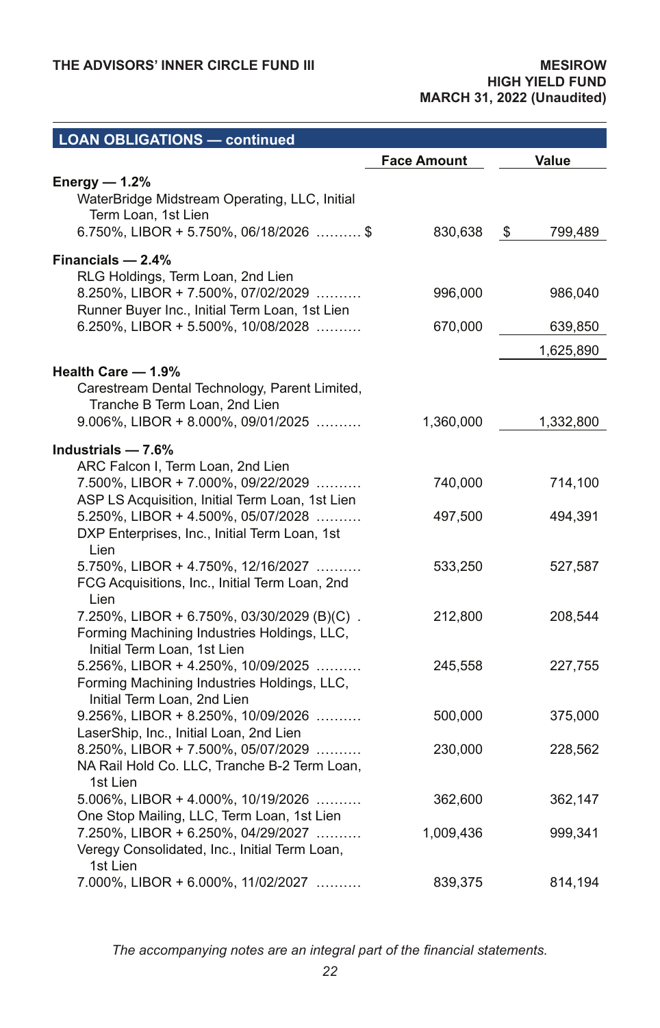## LOAN OBLIGATIONS — continued

| | Face Amount | Value |
|---|---|---|
| **Energy — 1.2%** | | |
| WaterBridge Midstream Operating, LLC, Initial Term Loan, 1st Lien 6.750%, LIBOR + 5.750%, 06/18/2026 .......... $ | 830,638 | $ 799,489 |
| **Financials — 2.4%** | | |
| RLG Holdings, Term Loan, 2nd Lien 8.250%, LIBOR + 7.500%, 07/02/2029 .......... | 996,000 | 986,040 |
| Runner Buyer Inc., Initial Term Loan, 1st Lien 6.250%, LIBOR + 5.500%, 10/08/2028 .......... | 670,000 | 639,850 |
| | | 1,625,890 |
| **Health Care — 1.9%** | | |
| Carestream Dental Technology, Parent Limited, Tranche B Term Loan, 2nd Lien 9.006%, LIBOR + 8.000%, 09/01/2025 .......... | 1,360,000 | 1,332,800 |
| **Industrials — 7.6%** | | |
| ARC Falcon I, Term Loan, 2nd Lien 7.500%, LIBOR + 7.000%, 09/22/2029 .......... | 740,000 | 714,100 |
| ASP LS Acquisition, Initial Term Loan, 1st Lien 5.250%, LIBOR + 4.500%, 05/07/2028 .......... | 497,500 | 494,391 |
| DXP Enterprises, Inc., Initial Term Loan, 1st Lien 5.750%, LIBOR + 4.750%, 12/16/2027 .......... | 533,250 | 527,587 |
| FCG Acquisitions, Inc., Initial Term Loan, 2nd Lien 7.250%, LIBOR + 6.750%, 03/30/2029 (B)(C) . | 212,800 | 208,544 |
| Forming Machining Industries Holdings, LLC, Initial Term Loan, 1st Lien 5.256%, LIBOR + 4.250%, 10/09/2025 .......... | 245,558 | 227,755 |
| Forming Machining Industries Holdings, LLC, Initial Term Loan, 2nd Lien 9.256%, LIBOR + 8.250%, 10/09/2026 .......... | 500,000 | 375,000 |
| LaserShip, Inc., Initial Loan, 2nd Lien 8.250%, LIBOR + 7.500%, 05/07/2029 .......... | 230,000 | 228,562 |
| NA Rail Hold Co. LLC, Tranche B-2 Term Loan, 1st Lien 5.006%, LIBOR + 4.000%, 10/19/2026 .......... | 362,600 | 362,147 |
| One Stop Mailing, LLC, Term Loan, 1st Lien 7.250%, LIBOR + 6.250%, 04/29/2027 .......... | 1,009,436 | 999,341 |
| Veregy Consolidated, Inc., Initial Term Loan, 1st Lien 7.000%, LIBOR + 6.000%, 11/02/2027 .......... | 839,375 | 814,194 |

*The accompanying notes are an integral part of the financial statements.*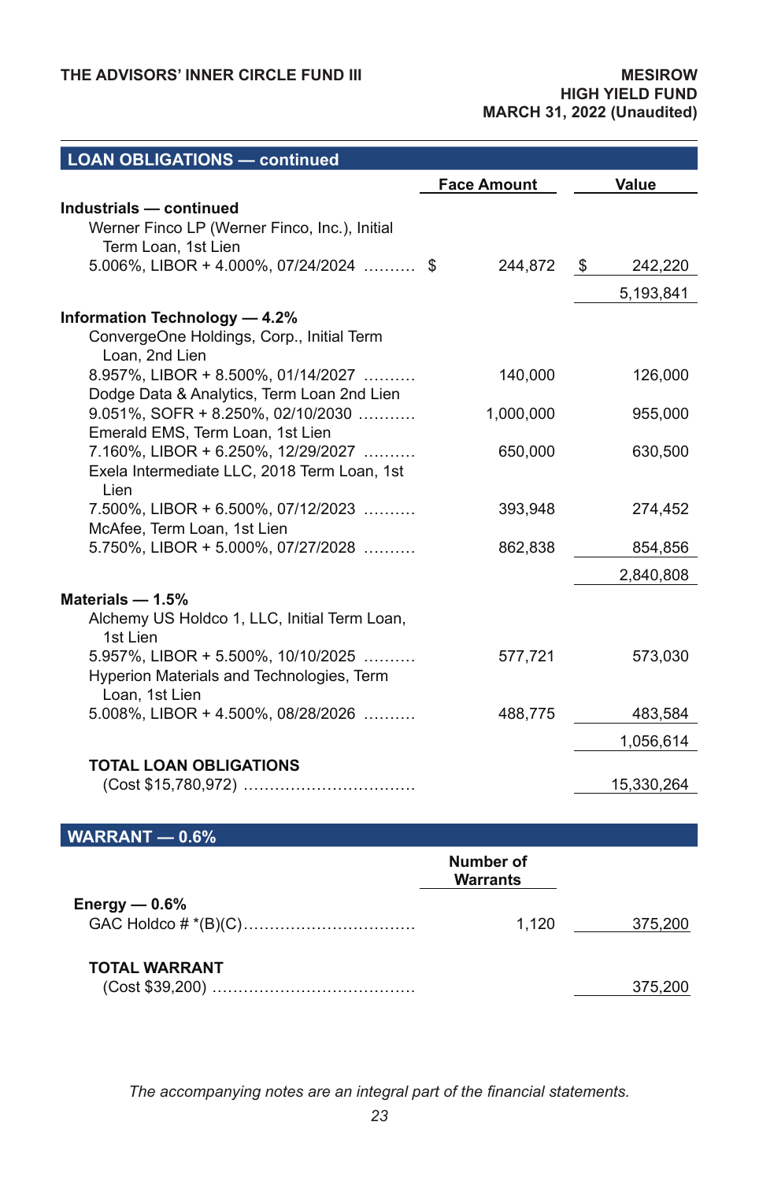## LOAN OBLIGATIONS — continued

| | Face Amount | Value |
|---|---|---|
| **Industrials — continued** | | |
| Werner Finco LP (Werner Finco, Inc.), Initial Term Loan, 1st Lien 5.006%, LIBOR + 4.000%, 07/24/2024 .......... | $ 244,872 | $ 242,220 |
| | | 5,193,841 |
| **Information Technology — 4.2%** | | |
| ConvergeOne Holdings, Corp., Initial Term Loan, 2nd Lien 8.957%, LIBOR + 8.500%, 01/14/2027 .......... | 140,000 | 126,000 |
| Dodge Data & Analytics, Term Loan 2nd Lien 9.051%, SOFR + 8.250%, 02/10/2030 ........... | 1,000,000 | 955,000 |
| Emerald EMS, Term Loan, 1st Lien 7.160%, LIBOR + 6.250%, 12/29/2027 .......... | 650,000 | 630,500 |
| Exela Intermediate LLC, 2018 Term Loan, 1st Lien 7.500%, LIBOR + 6.500%, 07/12/2023 .......... | 393,948 | 274,452 |
| McAfee, Term Loan, 1st Lien 5.750%, LIBOR + 5.000%, 07/27/2028 .......... | 862,838 | 854,856 |
| | | 2,840,808 |
| **Materials — 1.5%** | | |
| Alchemy US Holdco 1, LLC, Initial Term Loan, 1st Lien 5.957%, LIBOR + 5.500%, 10/10/2025 .......... | 577,721 | 573,030 |
| Hyperion Materials and Technologies, Term Loan, 1st Lien 5.008%, LIBOR + 4.500%, 08/28/2026 .......... | 488,775 | 483,584 |
| | | 1,056,614 |
| **TOTAL LOAN OBLIGATIONS** (Cost $15,780,972) ................................ | | 15,330,264 |

## WARRANT — 0.6%

| | Number of Warrants | Value |
|---|---|---|
| **Energy — 0.6%** | | |
| GAC Holdco # *(B)(C)................................ | 1,120 | 375,200 |
| **TOTAL WARRANT** (Cost $39,200) ...................................... | | 375,200 |

*The accompanying notes are an integral part of the financial statements.*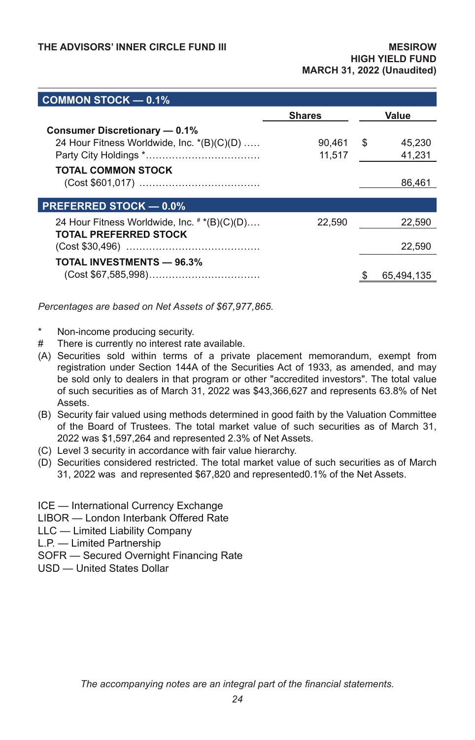| COMMON STOCK — 0.1% | | |
|---|---|---|
| | **Shares** | **Value** |
| **Consumer Discretionary — 0.1%** | | |
| 24 Hour Fitness Worldwide, Inc. *(B)(C)(D) | 90,461 | $ 45,230 |
| Party City Holdings * | 11,517 | 41,231 |
| **TOTAL COMMON STOCK** (Cost $601,017) | | 86,461 |
| **PREFERRED STOCK — 0.0%** | | |
| 24 Hour Fitness Worldwide, Inc. # *(B)(C)(D) | 22,590 | 22,590 |
| **TOTAL PREFERRED STOCK** (Cost $30,496) | | 22,590 |
| **TOTAL INVESTMENTS — 96.3%** (Cost $67,585,998) | | $ 65,494,135 |

*Percentages are based on Net Assets of $67,977,865.*

\* Non-income producing security.

\# There is currently no interest rate available.

(A) Securities sold within terms of a private placement memorandum, exempt from registration under Section 144A of the Securities Act of 1933, as amended, and may be sold only to dealers in that program or other "accredited investors". The total value of such securities as of March 31, 2022 was $43,366,627 and represents 63.8% of Net Assets.

(B) Security fair valued using methods determined in good faith by the Valuation Committee of the Board of Trustees. The total market value of such securities as of March 31, 2022 was $1,597,264 and represented 2.3% of Net Assets.

(C) Level 3 security in accordance with fair value hierarchy.

(D) Securities considered restricted. The total market value of such securities as of March 31, 2022 was and represented $67,820 and represented0.1% of the Net Assets.

ICE — International Currency Exchange
LIBOR — London Interbank Offered Rate
LLC — Limited Liability Company
L.P. — Limited Partnership
SOFR — Secured Overnight Financing Rate
USD — United States Dollar

*The accompanying notes are an integral part of the financial statements.*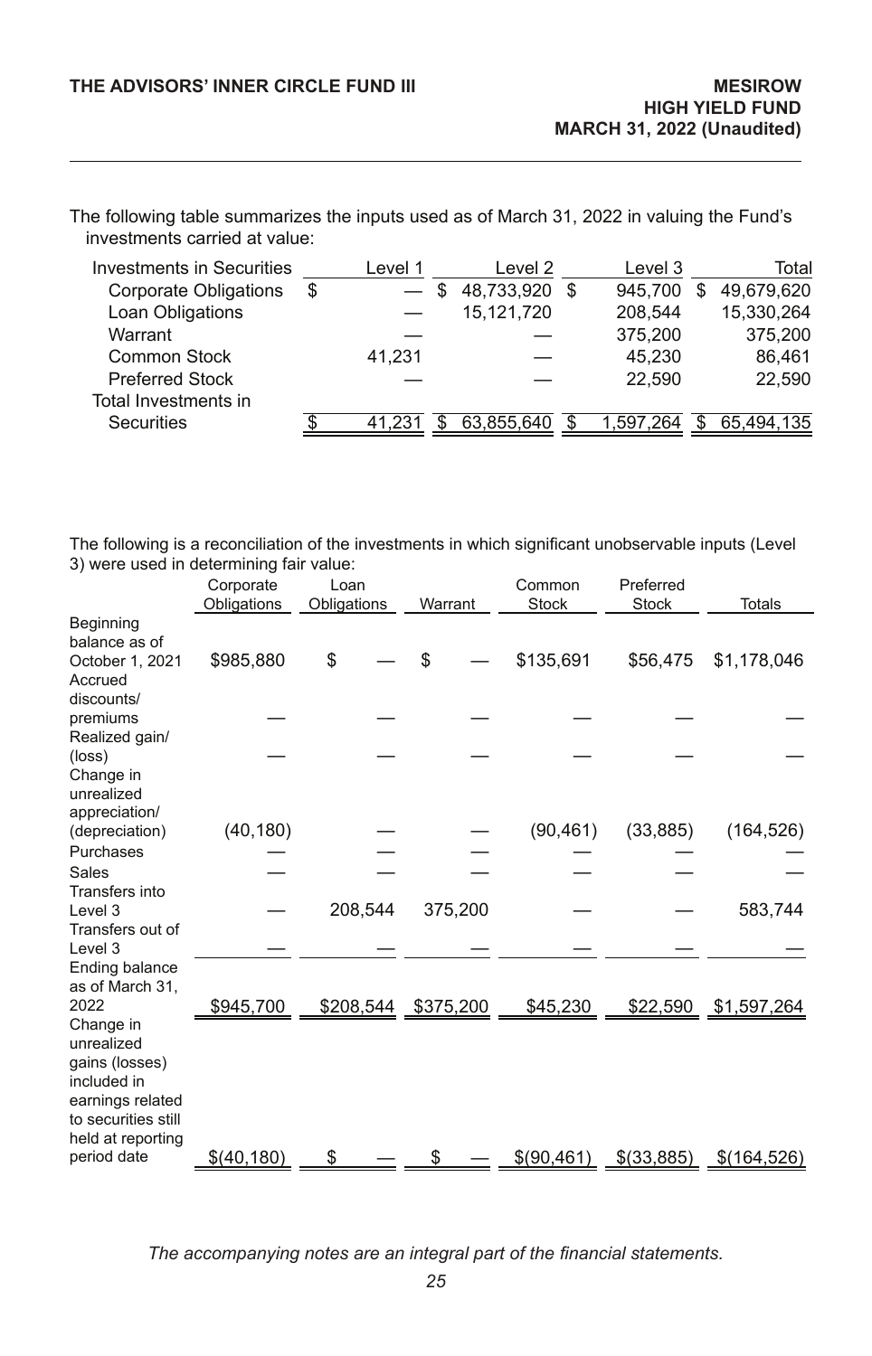The following table summarizes the inputs used as of March 31, 2022 in valuing the Fund's investments carried at value:

| Investments in Securities | Level 1 | Level 2 | Level 3 | Total |
|---|---|---|---|---|
| Corporate Obligations | $ — | $ 48,733,920 | $ 945,700 | $ 49,679,620 |
| Loan Obligations | — | 15,121,720 | 208,544 | 15,330,264 |
| Warrant | — | — | 375,200 | 375,200 |
| Common Stock | 41,231 | — | 45,230 | 86,461 |
| Preferred Stock | — | — | 22,590 | 22,590 |
| Total Investments in Securities | $ 41,231 | $ 63,855,640 | $ 1,597,264 | $ 65,494,135 |

The following is a reconciliation of the investments in which significant unobservable inputs (Level 3) were used in determining fair value:

| | Corporate Obligations | Loan Obligations | Warrant | Common Stock | Preferred Stock | Totals |
|---|---|---|---|---|---|---|
| Beginning balance as of October 1, 2021 | $985,880 | $ — | $ — | $135,691 | $56,475 | $1,178,046 |
| Accrued discounts/ premiums | — | — | — | — | — | — |
| Realized gain/ (loss) | — | — | — | — | — | — |
| Change in unrealized appreciation/ (depreciation) | (40,180) | — | — | (90,461) | (33,885) | (164,526) |
| Purchases | — | — | — | — | — | — |
| Sales | — | — | — | — | — | — |
| Transfers into Level 3 | — | 208,544 | 375,200 | — | — | 583,744 |
| Transfers out of Level 3 | — | — | — | — | — | — |
| Ending balance as of March 31, 2022 | $945,700 | $208,544 | $375,200 | $45,230 | $22,590 | $1,597,264 |
| Change in unrealized gains (losses) included in earnings related to securities still held at reporting period date | $(40,180) | $ — | $ — | $(90,461) | $(33,885) | $(164,526) |

*The accompanying notes are an integral part of the financial statements.*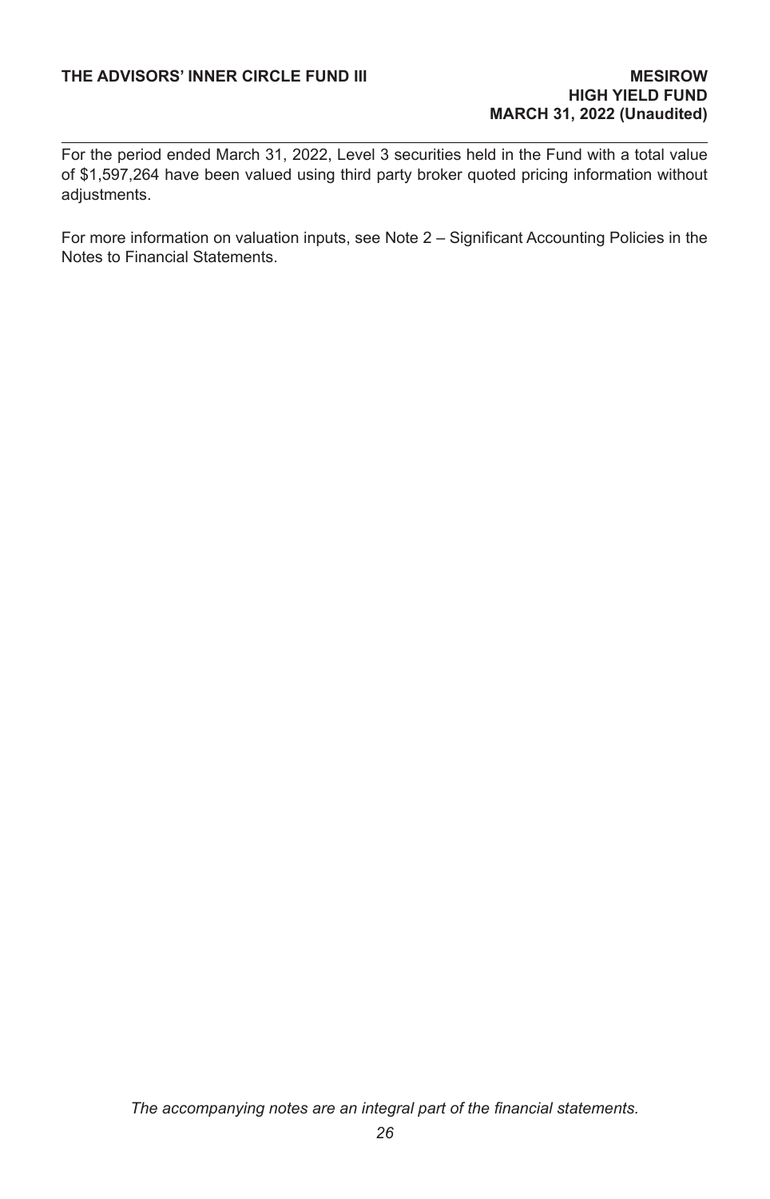For the period ended March 31, 2022, Level 3 securities held in the Fund with a total value of $1,597,264 have been valued using third party broker quoted pricing information without adjustments.

For more information on valuation inputs, see Note 2 – Significant Accounting Policies in the Notes to Financial Statements.

*The accompanying notes are an integral part of the financial statements.*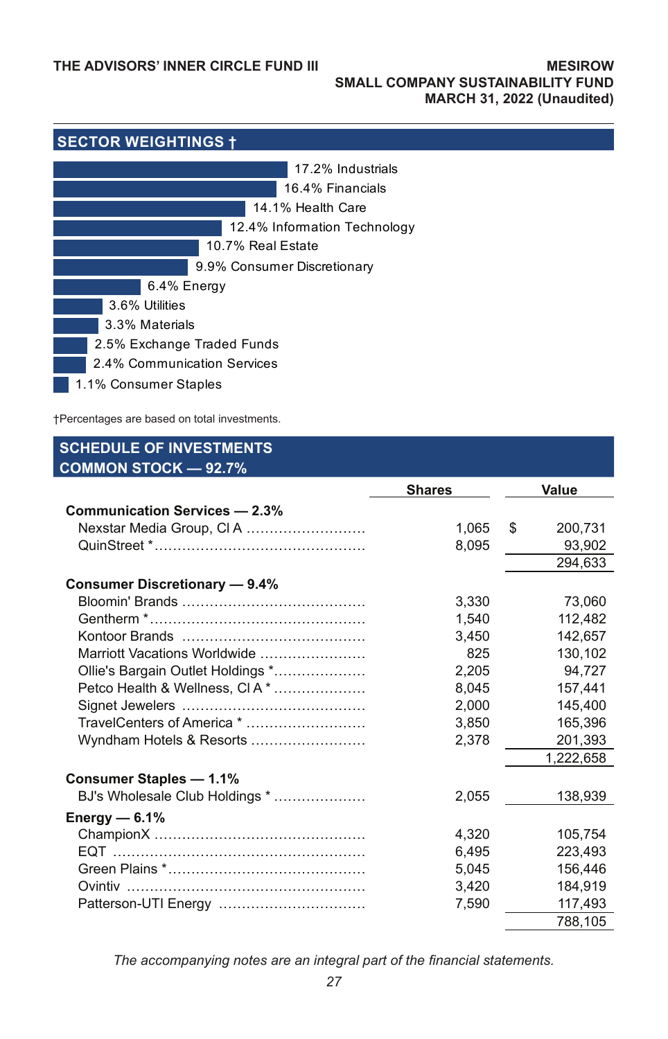THE ADVISORS' INNER CIRCLE FUND III

MESIROW SMALL COMPANY SUSTAINABILITY FUND
MARCH 31, 2022 (Unaudited)

## SECTOR WEIGHTINGS †

- 17.2% Industrials
- 16.4% Financials
- 14.1% Health Care
- 12.4% Information Technology
- 10.7% Real Estate
- 9.9% Consumer Discretionary
- 6.4% Energy
- 3.6% Utilities
- 3.3% Materials
- 2.5% Exchange Traded Funds
- 2.4% Communication Services
- 1.1% Consumer Staples

†Percentages are based on total investments.

## SCHEDULE OF INVESTMENTS
## COMMON STOCK — 92.7%

| | Shares | Value |
|---|---|---|
| **Communication Services — 2.3%** | | |
| Nexstar Media Group, Cl A | 1,065 | $ 200,731 |
| QuinStreet * | 8,095 | 93,902 |
| | | 294,633 |
| **Consumer Discretionary — 9.4%** | | |
| Bloomin' Brands | 3,330 | 73,060 |
| Gentherm * | 1,540 | 112,482 |
| Kontoor Brands | 3,450 | 142,657 |
| Marriott Vacations Worldwide | 825 | 130,102 |
| Ollie's Bargain Outlet Holdings * | 2,205 | 94,727 |
| Petco Health & Wellness, Cl A * | 8,045 | 157,441 |
| Signet Jewelers | 2,000 | 145,400 |
| TravelCenters of America * | 3,850 | 165,396 |
| Wyndham Hotels & Resorts | 2,378 | 201,393 |
| | | 1,222,658 |
| **Consumer Staples — 1.1%** | | |
| BJ's Wholesale Club Holdings * | 2,055 | 138,939 |
| **Energy — 6.1%** | | |
| ChampionX | 4,320 | 105,754 |
| EQT | 6,495 | 223,493 |
| Green Plains * | 5,045 | 156,446 |
| Ovintiv | 3,420 | 184,919 |
| Patterson-UTI Energy | 7,590 | 117,493 |
| | | 788,105 |

*The accompanying notes are an integral part of the financial statements.*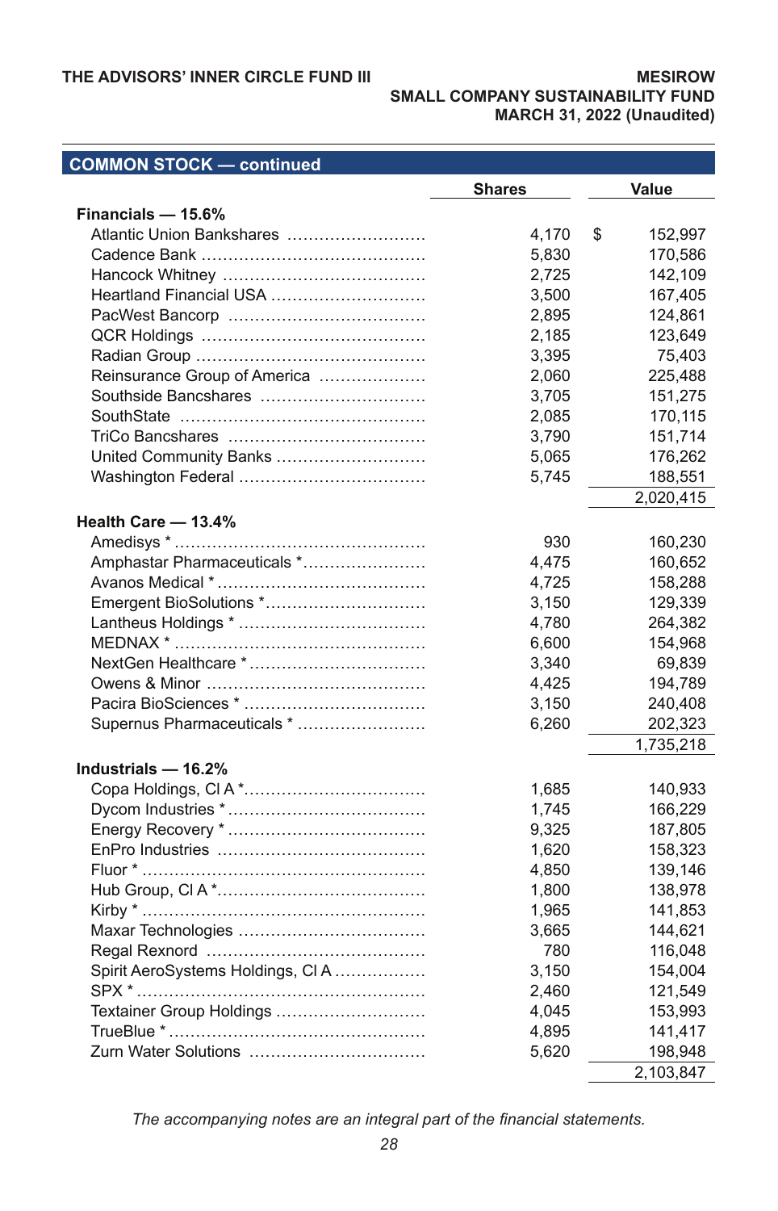## COMMON STOCK — continued

| | Shares | Value |
|---|---|---|
| **Financials — 15.6%** | | |
| Atlantic Union Bankshares | 4,170 | $ 152,997 |
| Cadence Bank | 5,830 | 170,586 |
| Hancock Whitney | 2,725 | 142,109 |
| Heartland Financial USA | 3,500 | 167,405 |
| PacWest Bancorp | 2,895 | 124,861 |
| QCR Holdings | 2,185 | 123,649 |
| Radian Group | 3,395 | 75,403 |
| Reinsurance Group of America | 2,060 | 225,488 |
| Southside Bancshares | 3,705 | 151,275 |
| SouthState | 2,085 | 170,115 |
| TriCo Bancshares | 3,790 | 151,714 |
| United Community Banks | 5,065 | 176,262 |
| Washington Federal | 5,745 | 188,551 |
| | | 2,020,415 |
| **Health Care — 13.4%** | | |
| Amedisys * | 930 | 160,230 |
| Amphastar Pharmaceuticals * | 4,475 | 160,652 |
| Avanos Medical * | 4,725 | 158,288 |
| Emergent BioSolutions * | 3,150 | 129,339 |
| Lantheus Holdings * | 4,780 | 264,382 |
| MEDNAX * | 6,600 | 154,968 |
| NextGen Healthcare * | 3,340 | 69,839 |
| Owens & Minor | 4,425 | 194,789 |
| Pacira BioSciences * | 3,150 | 240,408 |
| Supernus Pharmaceuticals * | 6,260 | 202,323 |
| | | 1,735,218 |
| **Industrials — 16.2%** | | |
| Copa Holdings, Cl A * | 1,685 | 140,933 |
| Dycom Industries * | 1,745 | 166,229 |
| Energy Recovery * | 9,325 | 187,805 |
| EnPro Industries | 1,620 | 158,323 |
| Fluor * | 4,850 | 139,146 |
| Hub Group, Cl A * | 1,800 | 138,978 |
| Kirby * | 1,965 | 141,853 |
| Maxar Technologies | 3,665 | 144,621 |
| Regal Rexnord | 780 | 116,048 |
| Spirit AeroSystems Holdings, Cl A | 3,150 | 154,004 |
| SPX * | 2,460 | 121,549 |
| Textainer Group Holdings | 4,045 | 153,993 |
| TrueBlue * | 4,895 | 141,417 |
| Zurn Water Solutions | 5,620 | 198,948 |
| | | 2,103,847 |

*The accompanying notes are an integral part of the financial statements.*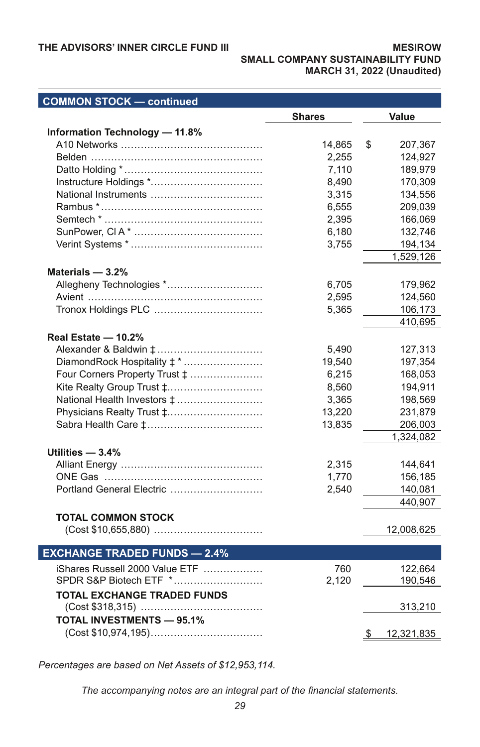## COMMON STOCK — continued

| | Shares | Value |
|---|---|---|
| **Information Technology — 11.8%** | | |
| A10 Networks | 14,865 | $ 207,367 |
| Belden | 2,255 | 124,927 |
| Datto Holding * | 7,110 | 189,979 |
| Instructure Holdings * | 8,490 | 170,309 |
| National Instruments | 3,315 | 134,556 |
| Rambus * | 6,555 | 209,039 |
| Semtech * | 2,395 | 166,069 |
| SunPower, Cl A * | 6,180 | 132,746 |
| Verint Systems * | 3,755 | 194,134 |
| | | 1,529,126 |
| **Materials — 3.2%** | | |
| Allegheny Technologies * | 6,705 | 179,962 |
| Avient | 2,595 | 124,560 |
| Tronox Holdings PLC | 5,365 | 106,173 |
| | | 410,695 |
| **Real Estate — 10.2%** | | |
| Alexander & Baldwin ‡ | 5,490 | 127,313 |
| DiamondRock Hospitality ‡ * | 19,540 | 197,354 |
| Four Corners Property Trust ‡ | 6,215 | 168,053 |
| Kite Realty Group Trust ‡ | 8,560 | 194,911 |
| National Health Investors ‡ | 3,365 | 198,569 |
| Physicians Realty Trust ‡ | 13,220 | 231,879 |
| Sabra Health Care ‡ | 13,835 | 206,003 |
| | | 1,324,082 |
| **Utilities — 3.4%** | | |
| Alliant Energy | 2,315 | 144,641 |
| ONE Gas | 1,770 | 156,185 |
| Portland General Electric | 2,540 | 140,081 |
| | | 440,907 |
| **TOTAL COMMON STOCK** (Cost $10,655,880) | | 12,008,625 |

## EXCHANGE TRADED FUNDS — 2.4%

| | Shares | Value |
|---|---|---|
| iShares Russell 2000 Value ETF | 760 | 122,664 |
| SPDR S&P Biotech ETF * | 2,120 | 190,546 |
| **TOTAL EXCHANGE TRADED FUNDS** (Cost $318,315) | | 313,210 |
| **TOTAL INVESTMENTS — 95.1%** (Cost $10,974,195) | | $ 12,321,835 |

*Percentages are based on Net Assets of $12,953,114.*

*The accompanying notes are an integral part of the financial statements.*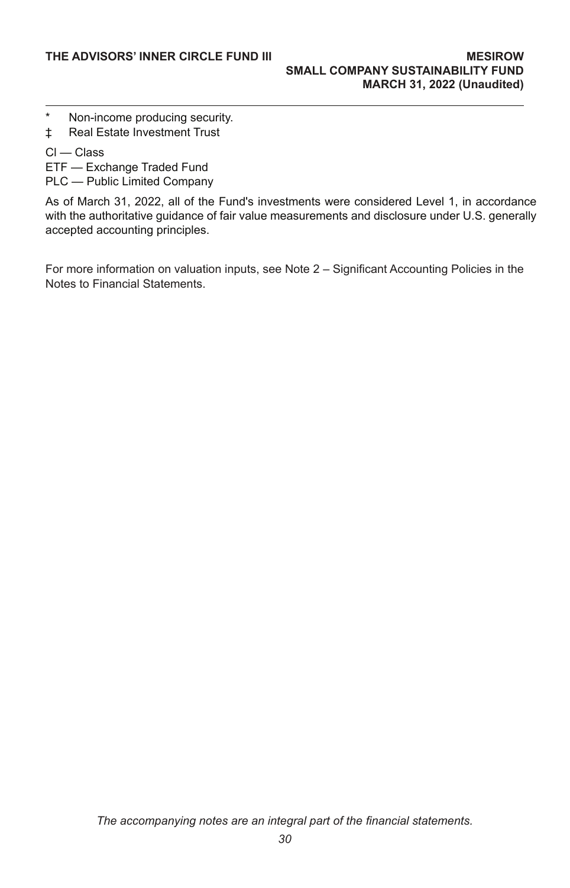\* Non-income producing security.

‡ Real Estate Investment Trust

Cl — Class

ETF — Exchange Traded Fund

PLC — Public Limited Company

As of March 31, 2022, all of the Fund's investments were considered Level 1, in accordance with the authoritative guidance of fair value measurements and disclosure under U.S. generally accepted accounting principles.

For more information on valuation inputs, see Note 2 – Significant Accounting Policies in the Notes to Financial Statements.

*The accompanying notes are an integral part of the financial statements.*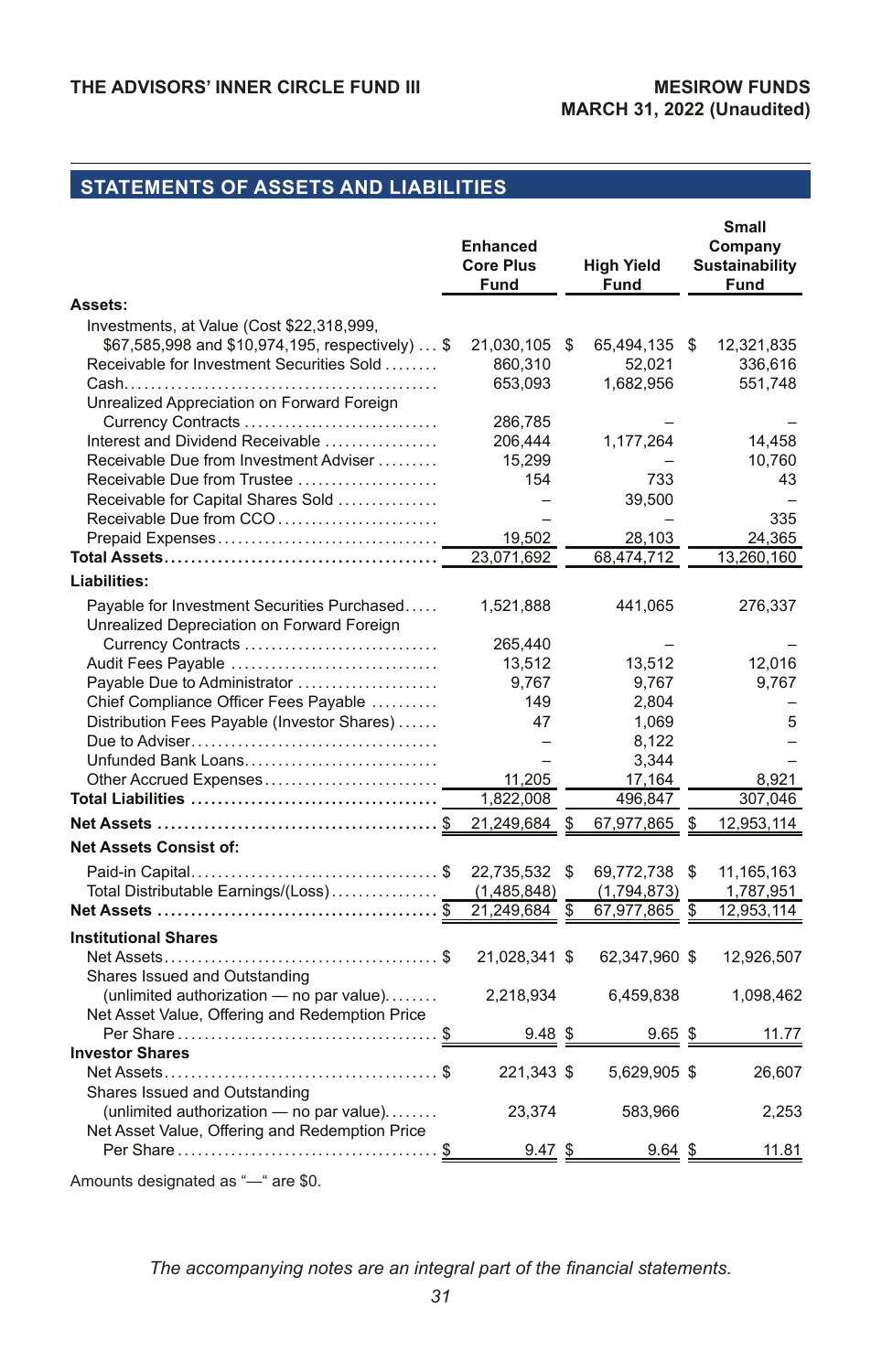## STATEMENTS OF ASSETS AND LIABILITIES

| | Enhanced Core Plus Fund | High Yield Fund | Small Company Sustainability Fund |
|---|---|---|---|
| **Assets:** | | | |
| Investments, at Value (Cost $22,318,999, $67,585,998 and $10,974,195, respectively) | $ 21,030,105 | $ 65,494,135 | $ 12,321,835 |
| Receivable for Investment Securities Sold | 860,310 | 52,021 | 336,616 |
| Cash | 653,093 | 1,682,956 | 551,748 |
| Unrealized Appreciation on Forward Foreign Currency Contracts | 286,785 | – | – |
| Interest and Dividend Receivable | 206,444 | 1,177,264 | 14,458 |
| Receivable Due from Investment Adviser | 15,299 | – | 10,760 |
| Receivable Due from Trustee | 154 | 733 | 43 |
| Receivable for Capital Shares Sold | – | 39,500 | – |
| Receivable Due from CCO | – | – | 335 |
| Prepaid Expenses | 19,502 | 28,103 | 24,365 |
| **Total Assets** | 23,071,692 | 68,474,712 | 13,260,160 |
| **Liabilities:** | | | |
| Payable for Investment Securities Purchased | 1,521,888 | 441,065 | 276,337 |
| Unrealized Depreciation on Forward Foreign Currency Contracts | 265,440 | – | – |
| Audit Fees Payable | 13,512 | 13,512 | 12,016 |
| Payable Due to Administrator | 9,767 | 9,767 | 9,767 |
| Chief Compliance Officer Fees Payable | 149 | 2,804 | – |
| Distribution Fees Payable (Investor Shares) | 47 | 1,069 | 5 |
| Due to Adviser | – | 8,122 | – |
| Unfunded Bank Loans | – | 3,344 | – |
| Other Accrued Expenses | 11,205 | 17,164 | 8,921 |
| **Total Liabilities** | 1,822,008 | 496,847 | 307,046 |
| **Net Assets** | $ 21,249,684 | $ 67,977,865 | $ 12,953,114 |
| **Net Assets Consist of:** | | | |
| Paid-in Capital | $ 22,735,532 | $ 69,772,738 | $ 11,165,163 |
| Total Distributable Earnings/(Loss) | (1,485,848) | (1,794,873) | 1,787,951 |
| **Net Assets** | $ 21,249,684 | $ 67,977,865 | $ 12,953,114 |
| **Institutional Shares** | | | |
| Net Assets | $ 21,028,341 | $ 62,347,960 | $ 12,926,507 |
| Shares Issued and Outstanding (unlimited authorization — no par value) | 2,218,934 | 6,459,838 | 1,098,462 |
| Net Asset Value, Offering and Redemption Price Per Share | $ 9.48 | $ 9.65 | $ 11.77 |
| **Investor Shares** | | | |
| Net Assets | $ 221,343 | $ 5,629,905 | $ 26,607 |
| Shares Issued and Outstanding (unlimited authorization — no par value) | 23,374 | 583,966 | 2,253 |
| Net Asset Value, Offering and Redemption Price Per Share | $ 9.47 | $ 9.64 | $ 11.81 |

Amounts designated as "—" are $0.

*The accompanying notes are an integral part of the financial statements.*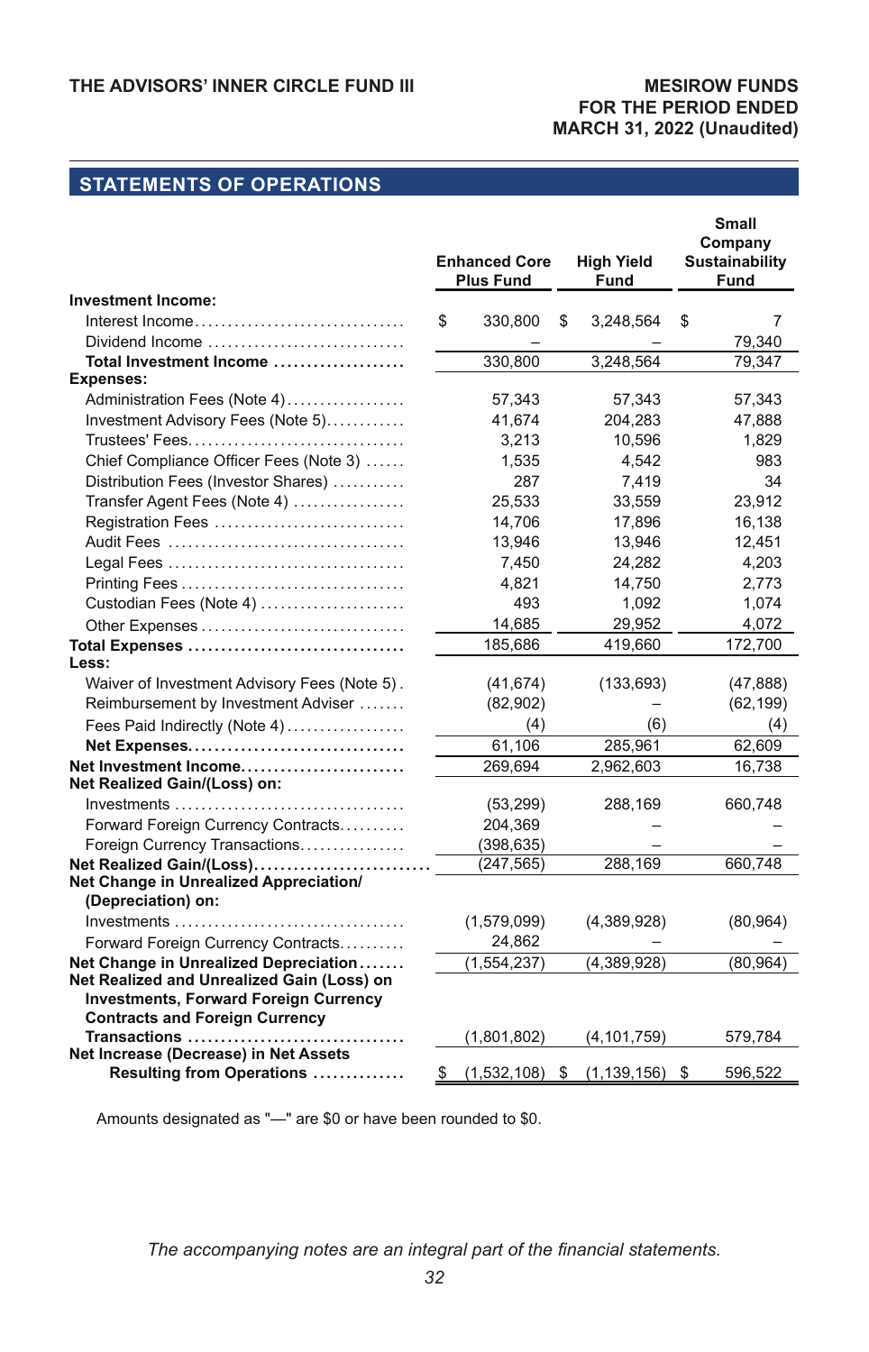## STATEMENTS OF OPERATIONS

| | Enhanced Core Plus Fund | High Yield Fund | Small Company Sustainability Fund |
|---|---|---|---|
| **Investment Income:** | | | |
| Interest Income | $ 330,800 | $ 3,248,564 | $ 7 |
| Dividend Income | – | – | 79,340 |
| **Total Investment Income** | 330,800 | 3,248,564 | 79,347 |
| **Expenses:** | | | |
| Administration Fees (Note 4) | 57,343 | 57,343 | 57,343 |
| Investment Advisory Fees (Note 5) | 41,674 | 204,283 | 47,888 |
| Trustees' Fees | 3,213 | 10,596 | 1,829 |
| Chief Compliance Officer Fees (Note 3) | 1,535 | 4,542 | 983 |
| Distribution Fees (Investor Shares) | 287 | 7,419 | 34 |
| Transfer Agent Fees (Note 4) | 25,533 | 33,559 | 23,912 |
| Registration Fees | 14,706 | 17,896 | 16,138 |
| Audit Fees | 13,946 | 13,946 | 12,451 |
| Legal Fees | 7,450 | 24,282 | 4,203 |
| Printing Fees | 4,821 | 14,750 | 2,773 |
| Custodian Fees (Note 4) | 493 | 1,092 | 1,074 |
| Other Expenses | 14,685 | 29,952 | 4,072 |
| **Total Expenses** | 185,686 | 419,660 | 172,700 |
| **Less:** | | | |
| Waiver of Investment Advisory Fees (Note 5) | (41,674) | (133,693) | (47,888) |
| Reimbursement by Investment Adviser | (82,902) | – | (62,199) |
| Fees Paid Indirectly (Note 4) | (4) | (6) | (4) |
| **Net Expenses** | 61,106 | 285,961 | 62,609 |
| **Net Investment Income** | 269,694 | 2,962,603 | 16,738 |
| **Net Realized Gain/(Loss) on:** | | | |
| Investments | (53,299) | 288,169 | 660,748 |
| Forward Foreign Currency Contracts | 204,369 | – | – |
| Foreign Currency Transactions | (398,635) | – | – |
| **Net Realized Gain/(Loss)** | (247,565) | 288,169 | 660,748 |
| **Net Change in Unrealized Appreciation/ (Depreciation) on:** | | | |
| Investments | (1,579,099) | (4,389,928) | (80,964) |
| Forward Foreign Currency Contracts | 24,862 | – | – |
| **Net Change in Unrealized Depreciation** | (1,554,237) | (4,389,928) | (80,964) |
| **Net Realized and Unrealized Gain (Loss) on Investments, Forward Foreign Currency Contracts and Foreign Currency Transactions** | (1,801,802) | (4,101,759) | 579,784 |
| **Net Increase (Decrease) in Net Assets Resulting from Operations** | $ (1,532,108) | $ (1,139,156) | $ 596,522 |

Amounts designated as "—" are $0 or have been rounded to $0.

*The accompanying notes are an integral part of the financial statements.*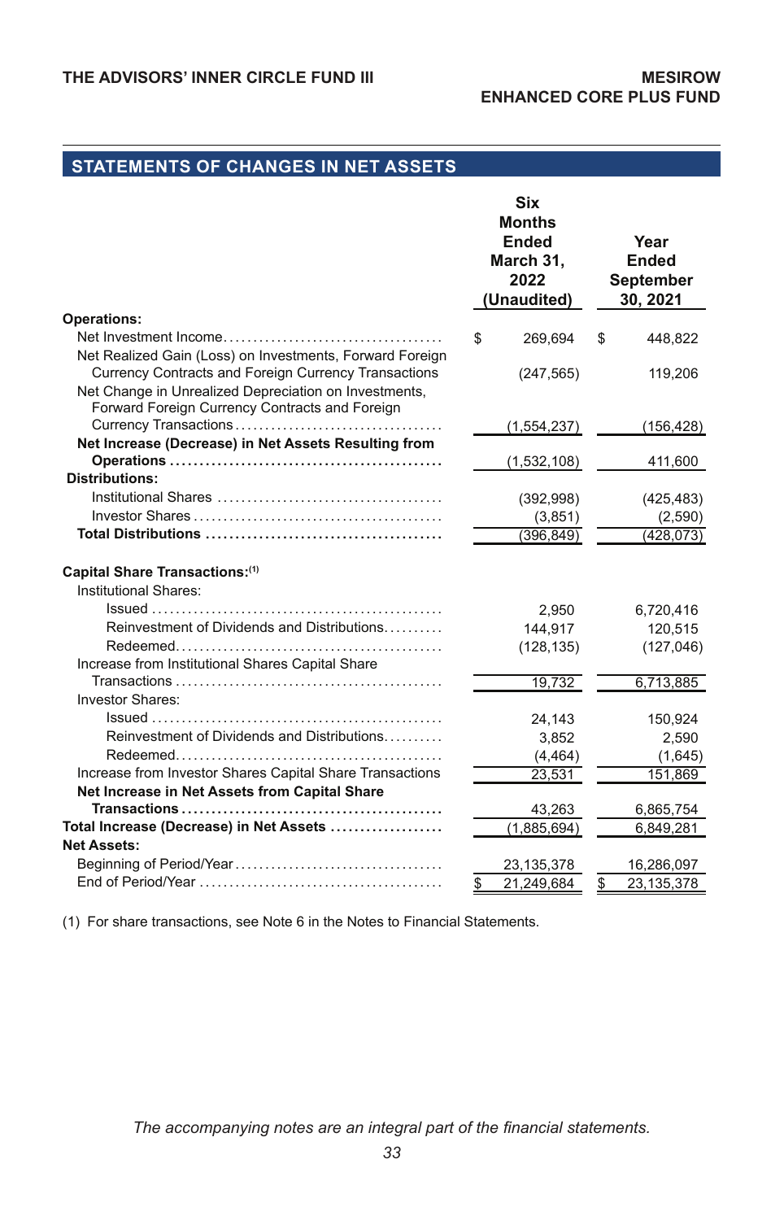## STATEMENTS OF CHANGES IN NET ASSETS

| | Six Months Ended March 31, 2022 (Unaudited) | Year Ended September 30, 2021 |
|---|---|---|
| **Operations:** | | |
| Net Investment Income | $ 269,694 | $ 448,822 |
| Net Realized Gain (Loss) on Investments, Forward Foreign Currency Contracts and Foreign Currency Transactions | (247,565) | 119,206 |
| Net Change in Unrealized Depreciation on Investments, Forward Foreign Currency Contracts and Foreign Currency Transactions | (1,554,237) | (156,428) |
| **Net Increase (Decrease) in Net Assets Resulting from Operations** | (1,532,108) | 411,600 |
| **Distributions:** | | |
| Institutional Shares | (392,998) | (425,483) |
| Investor Shares | (3,851) | (2,590) |
| **Total Distributions** | (396,849) | (428,073) |
| **Capital Share Transactions:**[1] | | |
| Institutional Shares: | | |
| Issued | 2,950 | 6,720,416 |
| Reinvestment of Dividends and Distributions | 144,917 | 120,515 |
| Redeemed | (128,135) | (127,046) |
| Increase from Institutional Shares Capital Share Transactions | 19,732 | 6,713,885 |
| Investor Shares: | | |
| Issued | 24,143 | 150,924 |
| Reinvestment of Dividends and Distributions | 3,852 | 2,590 |
| Redeemed | (4,464) | (1,645) |
| Increase from Investor Shares Capital Share Transactions | 23,531 | 151,869 |
| **Net Increase in Net Assets from Capital Share Transactions** | 43,263 | 6,865,754 |
| **Total Increase (Decrease) in Net Assets** | (1,885,694) | 6,849,281 |
| **Net Assets:** | | |
| Beginning of Period/Year | 23,135,378 | 16,286,097 |
| End of Period/Year | $ 21,249,684 | $ 23,135,378 |

(1) For share transactions, see Note 6 in the Notes to Financial Statements.

*The accompanying notes are an integral part of the financial statements.*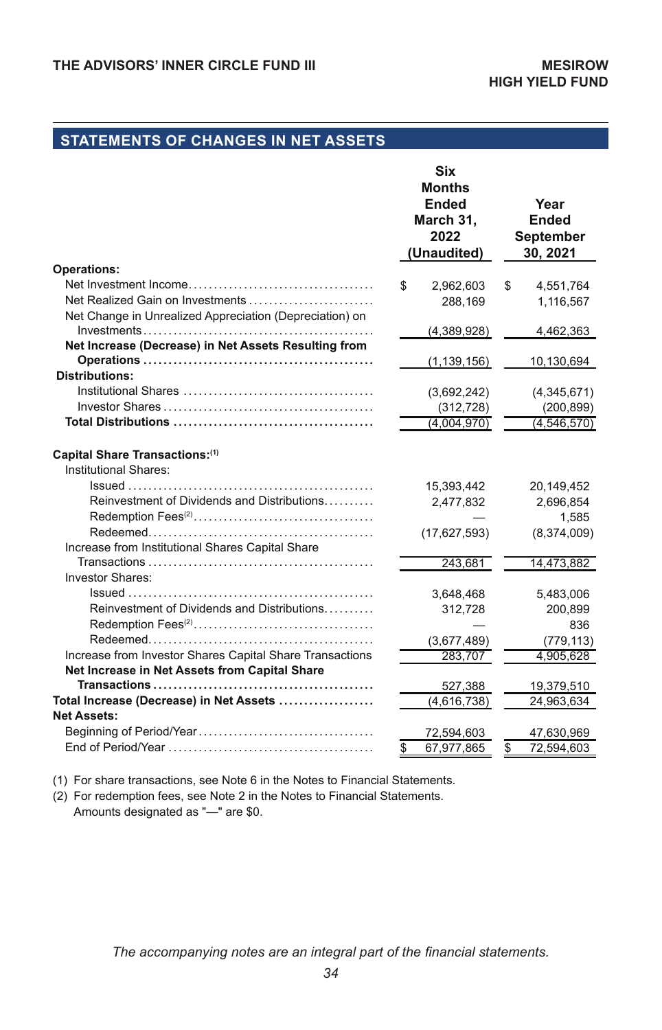## STATEMENTS OF CHANGES IN NET ASSETS

| | Six Months Ended March 31, 2022 (Unaudited) | Year Ended September 30, 2021 |
|---|---|---|
| **Operations:** | | |
| Net Investment Income | $ 2,962,603 | $ 4,551,764 |
| Net Realized Gain on Investments | 288,169 | 1,116,567 |
| Net Change in Unrealized Appreciation (Depreciation) on Investments | (4,389,928) | 4,462,363 |
| **Net Increase (Decrease) in Net Assets Resulting from Operations** | (1,139,156) | 10,130,694 |
| **Distributions:** | | |
| Institutional Shares | (3,692,242) | (4,345,671) |
| Investor Shares | (312,728) | (200,899) |
| **Total Distributions** | (4,004,970) | (4,546,570) |
| **Capital Share Transactions:**(1) | | |
| Institutional Shares: | | |
| Issued | 15,393,442 | 20,149,452 |
| Reinvestment of Dividends and Distributions | 2,477,832 | 2,696,854 |
| Redemption Fees(2) | — | 1,585 |
| Redeemed | (17,627,593) | (8,374,009) |
| Increase from Institutional Shares Capital Share Transactions | 243,681 | 14,473,882 |
| Investor Shares: | | |
| Issued | 3,648,468 | 5,483,006 |
| Reinvestment of Dividends and Distributions | 312,728 | 200,899 |
| Redemption Fees(2) | — | 836 |
| Redeemed | (3,677,489) | (779,113) |
| Increase from Investor Shares Capital Share Transactions | 283,707 | 4,905,628 |
| **Net Increase in Net Assets from Capital Share Transactions** | 527,388 | 19,379,510 |
| **Total Increase (Decrease) in Net Assets** | (4,616,738) | 24,963,634 |
| **Net Assets:** | | |
| Beginning of Period/Year | 72,594,603 | 47,630,969 |
| End of Period/Year | $ 67,977,865 | $ 72,594,603 |

(1) For share transactions, see Note 6 in the Notes to Financial Statements.
(2) For redemption fees, see Note 2 in the Notes to Financial Statements.
Amounts designated as "—" are $0.

*The accompanying notes are an integral part of the financial statements.*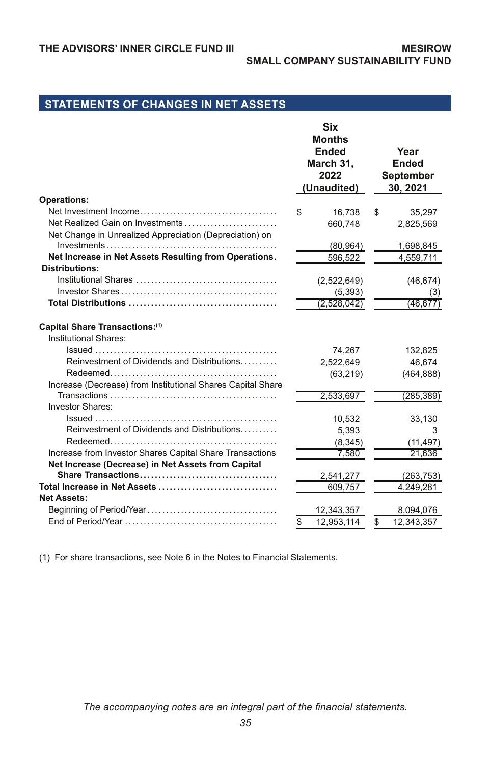## STATEMENTS OF CHANGES IN NET ASSETS

| | Six Months Ended March 31, 2022 (Unaudited) | Year Ended September 30, 2021 |
|---|---|---|
| **Operations:** | | |
| Net Investment Income | $ 16,738 | $ 35,297 |
| Net Realized Gain on Investments | 660,748 | 2,825,569 |
| Net Change in Unrealized Appreciation (Depreciation) on Investments | (80,964) | 1,698,845 |
| **Net Increase in Net Assets Resulting from Operations** | 596,522 | 4,559,711 |
| **Distributions:** | | |
| Institutional Shares | (2,522,649) | (46,674) |
| Investor Shares | (5,393) | (3) |
| **Total Distributions** | (2,528,042) | (46,677) |
| **Capital Share Transactions:**(1) | | |
| Institutional Shares: | | |
| Issued | 74,267 | 132,825 |
| Reinvestment of Dividends and Distributions | 2,522,649 | 46,674 |
| Redeemed | (63,219) | (464,888) |
| Increase (Decrease) from Institutional Shares Capital Share Transactions | 2,533,697 | (285,389) |
| Investor Shares: | | |
| Issued | 10,532 | 33,130 |
| Reinvestment of Dividends and Distributions | 5,393 | 3 |
| Redeemed | (8,345) | (11,497) |
| Increase from Investor Shares Capital Share Transactions | 7,580 | 21,636 |
| **Net Increase (Decrease) in Net Assets from Capital Share Transactions** | 2,541,277 | (263,753) |
| **Total Increase in Net Assets** | 609,757 | 4,249,281 |
| **Net Assets:** | | |
| Beginning of Period/Year | 12,343,357 | 8,094,076 |
| End of Period/Year | $ 12,953,114 | $ 12,343,357 |

(1) For share transactions, see Note 6 in the Notes to Financial Statements.

*The accompanying notes are an integral part of the financial statements.*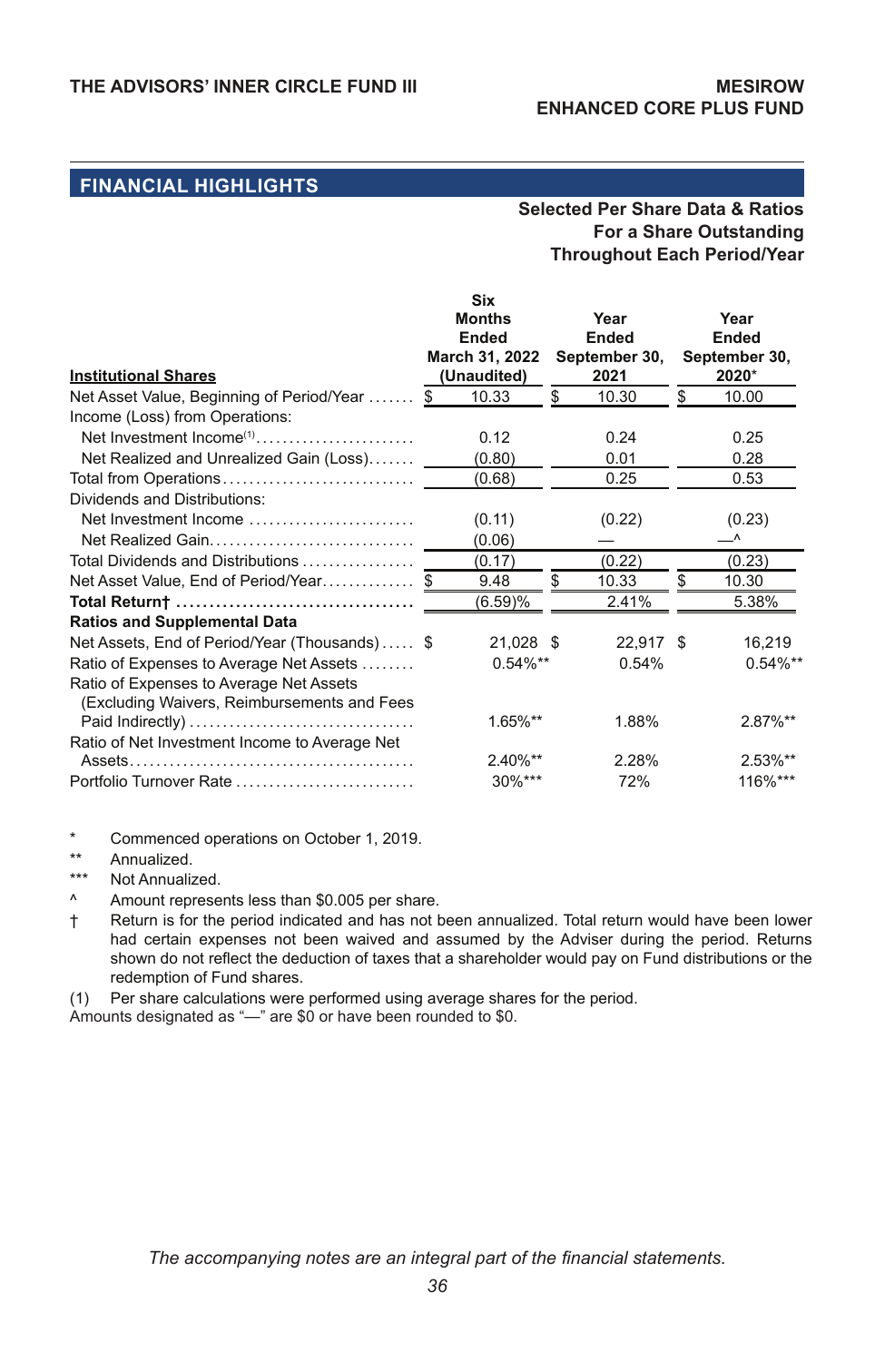## FINANCIAL HIGHLIGHTS

**Selected Per Share Data & Ratios For a Share Outstanding Throughout Each Period/Year**

| **Institutional Shares** | **Six Months Ended March 31, 2022 (Unaudited)** | **Year Ended September 30, 2021** | **Year Ended September 30, 2020*** |
|---|---|---|---|
| Net Asset Value, Beginning of Period/Year | $ 10.33 | $ 10.30 | $ 10.00 |
| Income (Loss) from Operations: | | | |
| Net Investment Income[(1)] | 0.12 | 0.24 | 0.25 |
| Net Realized and Unrealized Gain (Loss) | (0.80) | 0.01 | 0.28 |
| Total from Operations | (0.68) | 0.25 | 0.53 |
| Dividends and Distributions: | | | |
| Net Investment Income | (0.11) | (0.22) | (0.23) |
| Net Realized Gain | (0.06) | — | —^ |
| Total Dividends and Distributions | (0.17) | (0.22) | (0.23) |
| Net Asset Value, End of Period/Year | $ 9.48 | $ 10.33 | $ 10.30 |
| **Total Return†** | (6.59)% | 2.41% | 5.38% |
| **Ratios and Supplemental Data** | | | |
| Net Assets, End of Period/Year (Thousands) | $ 21,028 | $ 22,917 | $ 16,219 |
| Ratio of Expenses to Average Net Assets | 0.54%** | 0.54% | 0.54%** |
| Ratio of Expenses to Average Net Assets (Excluding Waivers, Reimbursements and Fees Paid Indirectly) | 1.65%** | 1.88% | 2.87%** |
| Ratio of Net Investment Income to Average Net Assets | 2.40%** | 2.28% | 2.53%** |
| Portfolio Turnover Rate | 30%*** | 72% | 116%*** |

\* Commenced operations on October 1, 2019.

\*\* Annualized.

\*\*\* Not Annualized.

^ Amount represents less than $0.005 per share.

† Return is for the period indicated and has not been annualized. Total return would have been lower had certain expenses not been waived and assumed by the Adviser during the period. Returns shown do not reflect the deduction of taxes that a shareholder would pay on Fund distributions or the redemption of Fund shares.

(1) Per share calculations were performed using average shares for the period.

Amounts designated as "—" are $0 or have been rounded to $0.

*The accompanying notes are an integral part of the financial statements.*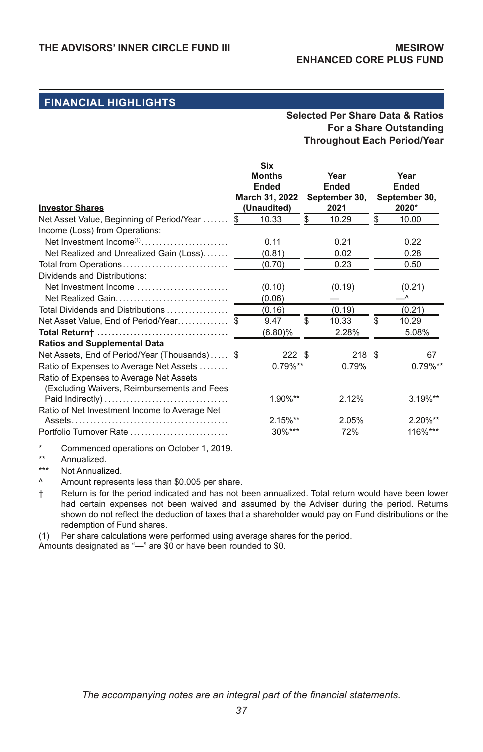## FINANCIAL HIGHLIGHTS

**Selected Per Share Data & Ratios For a Share Outstanding Throughout Each Period/Year**

| **Investor Shares** | **Six Months Ended March 31, 2022 (Unaudited)** | **Year Ended September 30, 2021** | **Year Ended September 30, 2020*** |
|---|---|---|---|
| Net Asset Value, Beginning of Period/Year | $ 10.33 | $ 10.29 | $ 10.00 |
| Income (Loss) from Operations: | | | |
| Net Investment Income[(1)] | 0.11 | 0.21 | 0.22 |
| Net Realized and Unrealized Gain (Loss) | (0.81) | 0.02 | 0.28 |
| Total from Operations | (0.70) | 0.23 | 0.50 |
| Dividends and Distributions: | | | |
| Net Investment Income | (0.10) | (0.19) | (0.21) |
| Net Realized Gain | (0.06) | — | —^ |
| Total Dividends and Distributions | (0.16) | (0.19) | (0.21) |
| Net Asset Value, End of Period/Year | $ 9.47 | $ 10.33 | $ 10.29 |
| **Total Return†** | (6.80)% | 2.28% | 5.08% |
| **Ratios and Supplemental Data** | | | |
| Net Assets, End of Period/Year (Thousands) | $ 222 | $ 218 | $ 67 |
| Ratio of Expenses to Average Net Assets | 0.79%** | 0.79% | 0.79%** |
| Ratio of Expenses to Average Net Assets (Excluding Waivers, Reimbursements and Fees Paid Indirectly) | 1.90%** | 2.12% | 3.19%** |
| Ratio of Net Investment Income to Average Net Assets | 2.15%** | 2.05% | 2.20%** |
| Portfolio Turnover Rate | 30%*** | 72% | 116%*** |

\* Commenced operations on October 1, 2019.

** Annualized.

*** Not Annualized.

^ Amount represents less than $0.005 per share.

† Return is for the period indicated and has not been annualized. Total return would have been lower had certain expenses not been waived and assumed by the Adviser during the period. Returns shown do not reflect the deduction of taxes that a shareholder would pay on Fund distributions or the redemption of Fund shares.

(1) Per share calculations were performed using average shares for the period.

Amounts designated as "—" are $0 or have been rounded to $0.

*The accompanying notes are an integral part of the financial statements.*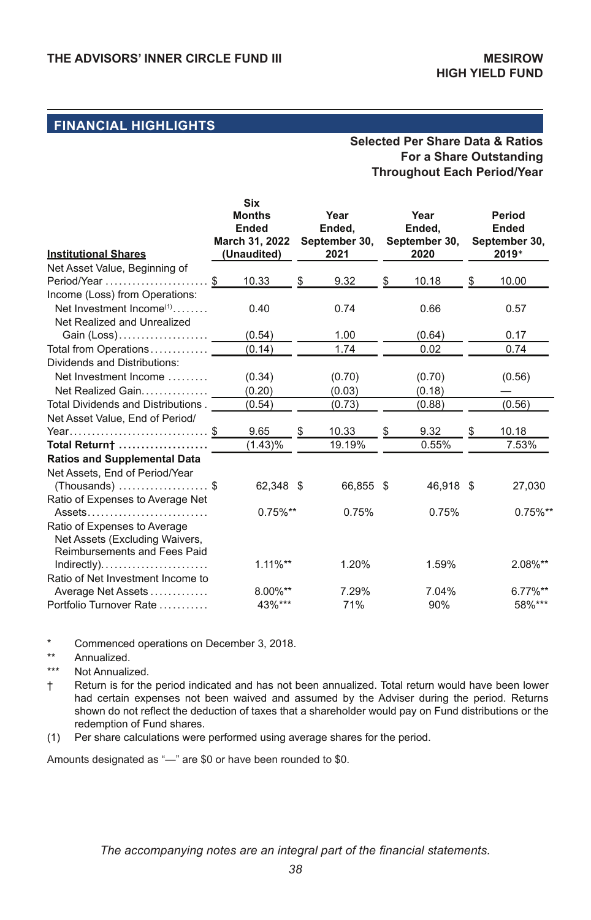## FINANCIAL HIGHLIGHTS

**Selected Per Share Data & Ratios For a Share Outstanding Throughout Each Period/Year**

| Institutional Shares | Six Months Ended March 31, 2022 (Unaudited) | Year Ended, September 30, 2021 | Year Ended, September 30, 2020 | Period Ended September 30, 2019* |
|---|---|---|---|---|
| Net Asset Value, Beginning of Period/Year | $ 10.33 | $ 9.32 | $ 10.18 | $ 10.00 |
| Income (Loss) from Operations: | | | | |
| Net Investment Income(1) | 0.40 | 0.74 | 0.66 | 0.57 |
| Net Realized and Unrealized Gain (Loss) | (0.54) | 1.00 | (0.64) | 0.17 |
| Total from Operations | (0.14) | 1.74 | 0.02 | 0.74 |
| Dividends and Distributions: | | | | |
| Net Investment Income | (0.34) | (0.70) | (0.70) | (0.56) |
| Net Realized Gain | (0.20) | (0.03) | (0.18) | — |
| Total Dividends and Distributions | (0.54) | (0.73) | (0.88) | (0.56) |
| Net Asset Value, End of Period/Year | $ 9.65 | $ 10.33 | $ 9.32 | $ 10.18 |
| **Total Return†** | (1.43)% | 19.19% | 0.55% | 7.53% |
| **Ratios and Supplemental Data** | | | | |
| Net Assets, End of Period/Year (Thousands) | $ 62,348 | $ 66,855 | $ 46,918 | $ 27,030 |
| Ratio of Expenses to Average Net Assets | 0.75%** | 0.75% | 0.75% | 0.75%** |
| Ratio of Expenses to Average Net Assets (Excluding Waivers, Reimbursements and Fees Paid Indirectly) | 1.11%** | 1.20% | 1.59% | 2.08%** |
| Ratio of Net Investment Income to Average Net Assets | 8.00%** | 7.29% | 7.04% | 6.77%** |
| Portfolio Turnover Rate | 43%*** | 71% | 90% | 58%*** |

\* Commenced operations on December 3, 2018.

\*\* Annualized.

\*\*\* Not Annualized.

† Return is for the period indicated and has not been annualized. Total return would have been lower had certain expenses not been waived and assumed by the Adviser during the period. Returns shown do not reflect the deduction of taxes that a shareholder would pay on Fund distributions or the redemption of Fund shares.

(1) Per share calculations were performed using average shares for the period.

Amounts designated as "—" are $0 or have been rounded to $0.

*The accompanying notes are an integral part of the financial statements.*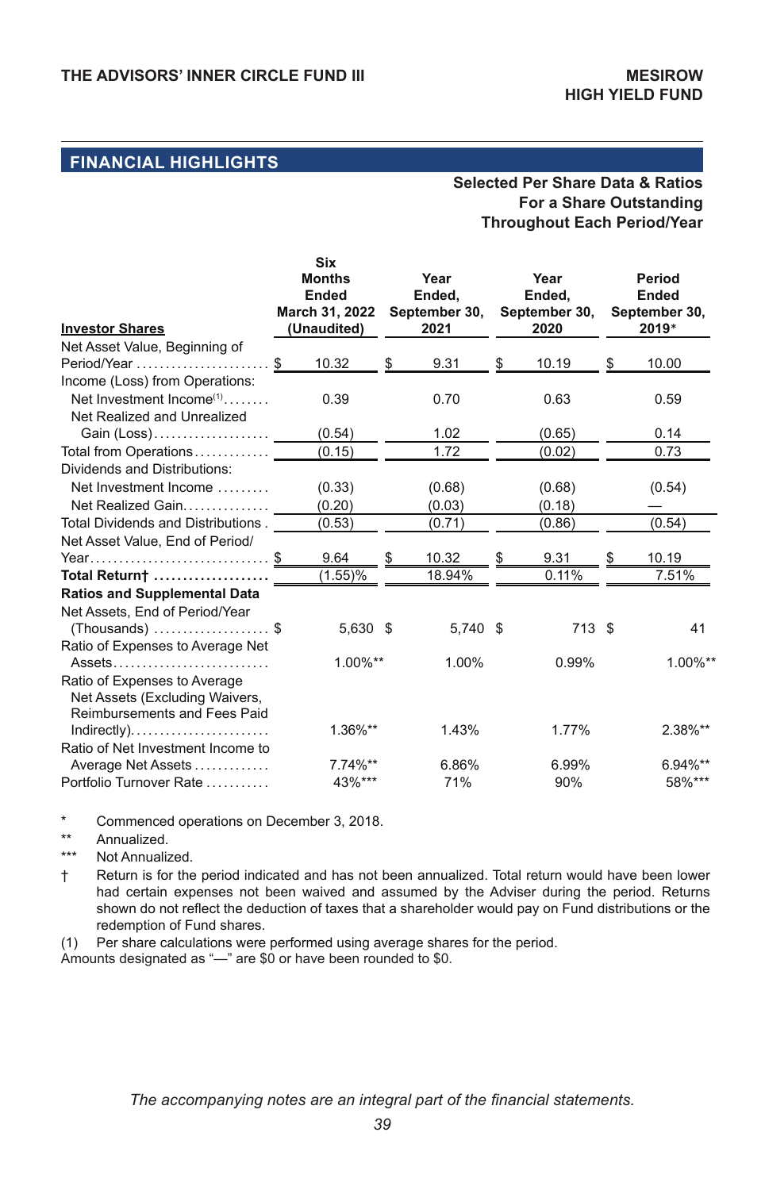## FINANCIAL HIGHLIGHTS

**Selected Per Share Data & Ratios For a Share Outstanding Throughout Each Period/Year**

| **Investor Shares** | **Six Months Ended March 31, 2022 (Unaudited)** | **Year Ended, September 30, 2021** | **Year Ended, September 30, 2020** | **Period Ended September 30, 2019*** |
|---|---|---|---|---|
| Net Asset Value, Beginning of Period/Year | $ 10.32 | $ 9.31 | $ 10.19 | $ 10.00 |
| Income (Loss) from Operations: | | | | |
| Net Investment Income(1) | 0.39 | 0.70 | 0.63 | 0.59 |
| Net Realized and Unrealized Gain (Loss) | (0.54) | 1.02 | (0.65) | 0.14 |
| Total from Operations | (0.15) | 1.72 | (0.02) | 0.73 |
| Dividends and Distributions: | | | | |
| Net Investment Income | (0.33) | (0.68) | (0.68) | (0.54) |
| Net Realized Gain | (0.20) | (0.03) | (0.18) | — |
| Total Dividends and Distributions | (0.53) | (0.71) | (0.86) | (0.54) |
| Net Asset Value, End of Period/Year | $ 9.64 | $ 10.32 | $ 9.31 | $ 10.19 |
| **Total Return†** | (1.55)% | 18.94% | 0.11% | 7.51% |
| **Ratios and Supplemental Data** | | | | |
| Net Assets, End of Period/Year (Thousands) | $ 5,630 | $ 5,740 | $ 713 | $ 41 |
| Ratio of Expenses to Average Net Assets | 1.00%** | 1.00% | 0.99% | 1.00%** |
| Ratio of Expenses to Average Net Assets (Excluding Waivers, Reimbursements and Fees Paid Indirectly) | 1.36%** | 1.43% | 1.77% | 2.38%** |
| Ratio of Net Investment Income to Average Net Assets | 7.74%** | 6.86% | 6.99% | 6.94%** |
| Portfolio Turnover Rate | 43%*** | 71% | 90% | 58%*** |

\* Commenced operations on December 3, 2018.

** Annualized.

*** Not Annualized.

† Return is for the period indicated and has not been annualized. Total return would have been lower had certain expenses not been waived and assumed by the Adviser during the period. Returns shown do not reflect the deduction of taxes that a shareholder would pay on Fund distributions or the redemption of Fund shares.

(1) Per share calculations were performed using average shares for the period.

Amounts designated as "—" are $0 or have been rounded to $0.

*The accompanying notes are an integral part of the financial statements.*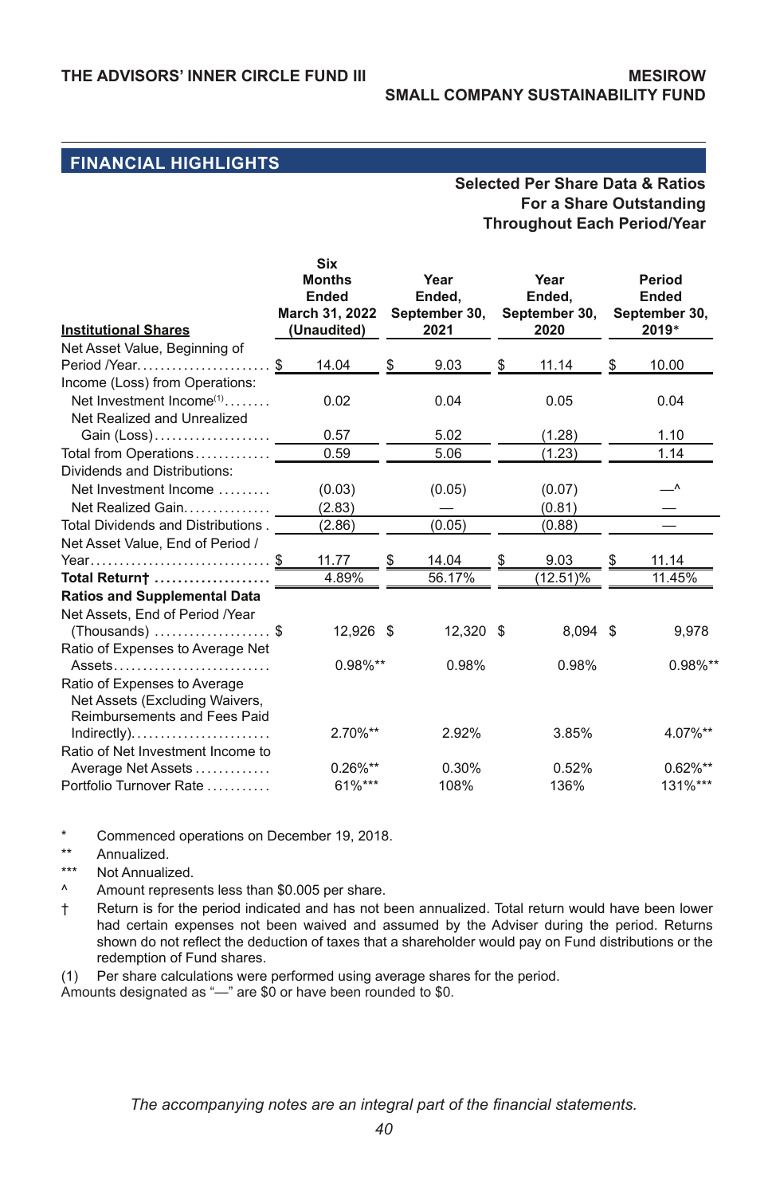## FINANCIAL HIGHLIGHTS

**Selected Per Share Data & Ratios For a Share Outstanding Throughout Each Period/Year**

| **Institutional Shares** | **Six Months Ended March 31, 2022 (Unaudited)** | **Year Ended, September 30, 2021** | **Year Ended, September 30, 2020** | **Period Ended September 30, 2019*** |
|---|---|---|---|---|
| Net Asset Value, Beginning of Period /Year | $ 14.04 | $ 9.03 | $ 11.14 | $ 10.00 |
| Income (Loss) from Operations: | | | | |
| Net Investment Income(1) | 0.02 | 0.04 | 0.05 | 0.04 |
| Net Realized and Unrealized Gain (Loss) | 0.57 | 5.02 | (1.28) | 1.10 |
| Total from Operations | 0.59 | 5.06 | (1.23) | 1.14 |
| Dividends and Distributions: | | | | |
| Net Investment Income | (0.03) | (0.05) | (0.07) | —^ |
| Net Realized Gain | (2.83) | — | (0.81) | — |
| Total Dividends and Distributions | (2.86) | (0.05) | (0.88) | — |
| Net Asset Value, End of Period / Year | $ 11.77 | $ 14.04 | $ 9.03 | $ 11.14 |
| **Total Return†** | 4.89% | 56.17% | (12.51)% | 11.45% |
| **Ratios and Supplemental Data** | | | | |
| Net Assets, End of Period /Year (Thousands) | $ 12,926 | $ 12,320 | $ 8,094 | $ 9,978 |
| Ratio of Expenses to Average Net Assets | 0.98%** | 0.98% | 0.98% | 0.98%** |
| Ratio of Expenses to Average Net Assets (Excluding Waivers, Reimbursements and Fees Paid Indirectly) | 2.70%** | 2.92% | 3.85% | 4.07%** |
| Ratio of Net Investment Income to Average Net Assets | 0.26%** | 0.30% | 0.52% | 0.62%** |
| Portfolio Turnover Rate | 61%*** | 108% | 136% | 131%*** |

\* Commenced operations on December 19, 2018.

\*\* Annualized.

\*\*\* Not Annualized.

^ Amount represents less than $0.005 per share.

† Return is for the period indicated and has not been annualized. Total return would have been lower had certain expenses not been waived and assumed by the Adviser during the period. Returns shown do not reflect the deduction of taxes that a shareholder would pay on Fund distributions or the redemption of Fund shares.

(1) Per share calculations were performed using average shares for the period.

Amounts designated as "—" are $0 or have been rounded to $0.

*The accompanying notes are an integral part of the financial statements.*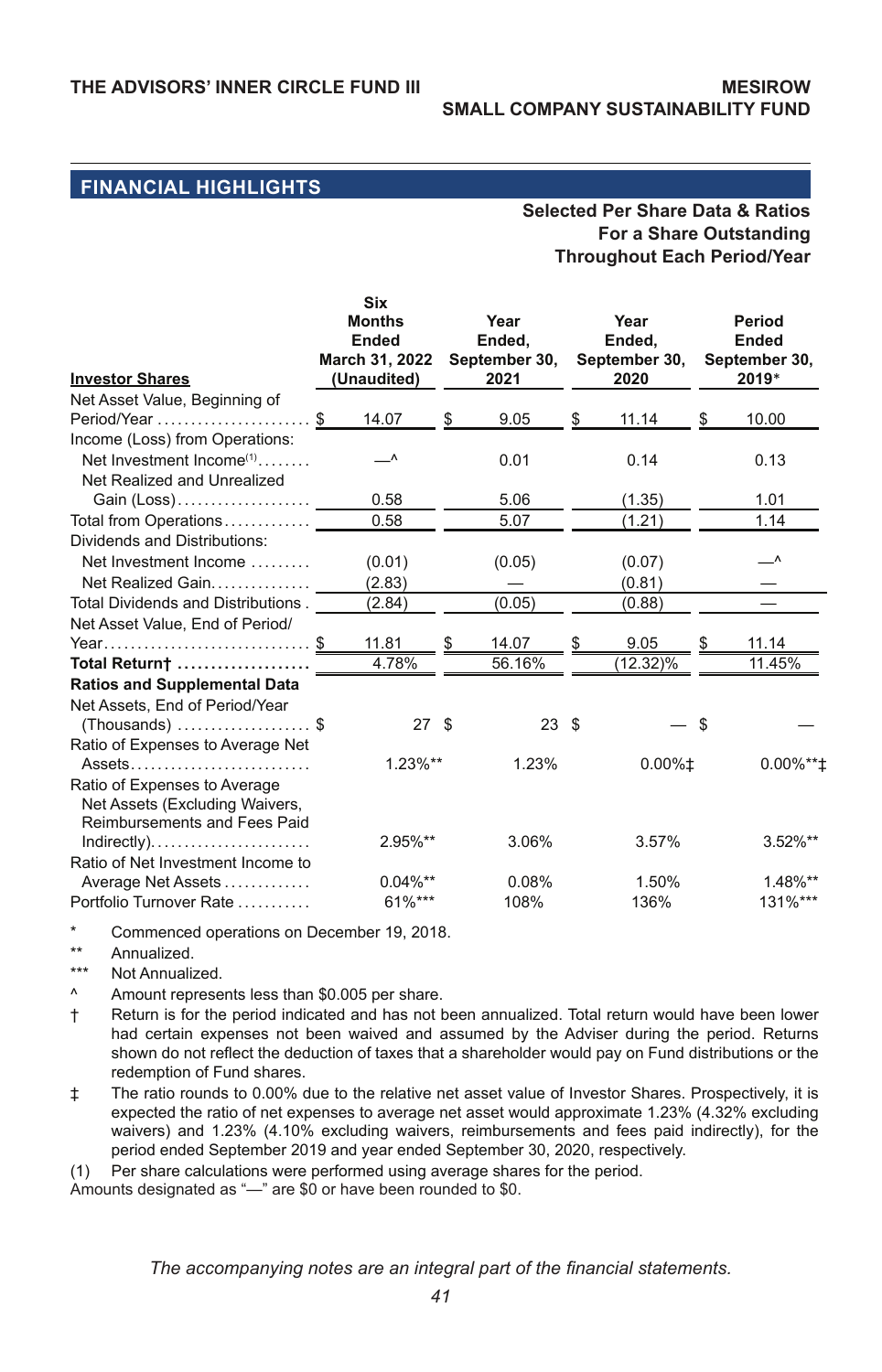## FINANCIAL HIGHLIGHTS

**Selected Per Share Data & Ratios For a Share Outstanding Throughout Each Period/Year**

| Investor Shares | Six Months Ended March 31, 2022 (Unaudited) | Year Ended, September 30, 2021 | Year Ended, September 30, 2020 | Period Ended September 30, 2019* |
|---|---|---|---|---|
| Net Asset Value, Beginning of Period/Year | $ 14.07 | $ 9.05 | $ 11.14 | $ 10.00 |
| Income (Loss) from Operations: | | | | |
| Net Investment Income(1) | —^ | 0.01 | 0.14 | 0.13 |
| Net Realized and Unrealized Gain (Loss) | 0.58 | 5.06 | (1.35) | 1.01 |
| Total from Operations | 0.58 | 5.07 | (1.21) | 1.14 |
| Dividends and Distributions: | | | | |
| Net Investment Income | (0.01) | (0.05) | (0.07) | —^ |
| Net Realized Gain | (2.83) | — | (0.81) | — |
| Total Dividends and Distributions | (2.84) | (0.05) | (0.88) | — |
| Net Asset Value, End of Period/Year | $ 11.81 | $ 14.07 | $ 9.05 | $ 11.14 |
| **Total Return†** | 4.78% | 56.16% | (12.32)% | 11.45% |
| **Ratios and Supplemental Data** | | | | |
| Net Assets, End of Period/Year (Thousands) | $ 27 | $ 23 | $ — | $ — |
| Ratio of Expenses to Average Net Assets | 1.23%** | 1.23% | 0.00%‡ | 0.00%**‡ |
| Ratio of Expenses to Average Net Assets (Excluding Waivers, Reimbursements and Fees Paid Indirectly) | 2.95%** | 3.06% | 3.57% | 3.52%** |
| Ratio of Net Investment Income to Average Net Assets | 0.04%** | 0.08% | 1.50% | 1.48%** |
| Portfolio Turnover Rate | 61%*** | 108% | 136% | 131%*** |

\* Commenced operations on December 19, 2018.

\*\* Annualized.

\*\*\* Not Annualized.

^ Amount represents less than $0.005 per share.

† Return is for the period indicated and has not been annualized. Total return would have been lower had certain expenses not been waived and assumed by the Adviser during the period. Returns shown do not reflect the deduction of taxes that a shareholder would pay on Fund distributions or the redemption of Fund shares.

‡ The ratio rounds to 0.00% due to the relative net asset value of Investor Shares. Prospectively, it is expected the ratio of net expenses to average net asset would approximate 1.23% (4.32% excluding waivers) and 1.23% (4.10% excluding waivers, reimbursements and fees paid indirectly), for the period ended September 2019 and year ended September 30, 2020, respectively.

(1) Per share calculations were performed using average shares for the period.

Amounts designated as "—" are $0 or have been rounded to $0.

*The accompanying notes are an integral part of the financial statements.*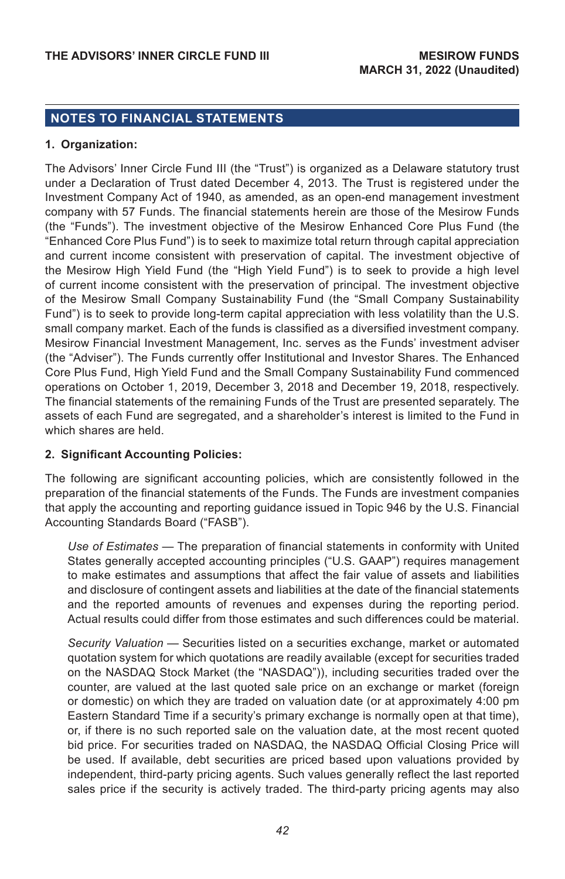## NOTES TO FINANCIAL STATEMENTS

**1. Organization:**

The Advisors' Inner Circle Fund III (the "Trust") is organized as a Delaware statutory trust under a Declaration of Trust dated December 4, 2013. The Trust is registered under the Investment Company Act of 1940, as amended, as an open-end management investment company with 57 Funds. The financial statements herein are those of the Mesirow Funds (the "Funds"). The investment objective of the Mesirow Enhanced Core Plus Fund (the "Enhanced Core Plus Fund") is to seek to maximize total return through capital appreciation and current income consistent with preservation of capital. The investment objective of the Mesirow High Yield Fund (the "High Yield Fund") is to seek to provide a high level of current income consistent with the preservation of principal. The investment objective of the Mesirow Small Company Sustainability Fund (the "Small Company Sustainability Fund") is to seek to provide long-term capital appreciation with less volatility than the U.S. small company market. Each of the funds is classified as a diversified investment company. Mesirow Financial Investment Management, Inc. serves as the Funds' investment adviser (the "Adviser"). The Funds currently offer Institutional and Investor Shares. The Enhanced Core Plus Fund, High Yield Fund and the Small Company Sustainability Fund commenced operations on October 1, 2019, December 3, 2018 and December 19, 2018, respectively. The financial statements of the remaining Funds of the Trust are presented separately. The assets of each Fund are segregated, and a shareholder's interest is limited to the Fund in which shares are held.

**2. Significant Accounting Policies:**

The following are significant accounting policies, which are consistently followed in the preparation of the financial statements of the Funds. The Funds are investment companies that apply the accounting and reporting guidance issued in Topic 946 by the U.S. Financial Accounting Standards Board ("FASB").

*Use of Estimates* — The preparation of financial statements in conformity with United States generally accepted accounting principles ("U.S. GAAP") requires management to make estimates and assumptions that affect the fair value of assets and liabilities and disclosure of contingent assets and liabilities at the date of the financial statements and the reported amounts of revenues and expenses during the reporting period. Actual results could differ from those estimates and such differences could be material.

*Security Valuation* — Securities listed on a securities exchange, market or automated quotation system for which quotations are readily available (except for securities traded on the NASDAQ Stock Market (the "NASDAQ")), including securities traded over the counter, are valued at the last quoted sale price on an exchange or market (foreign or domestic) on which they are traded on valuation date (or at approximately 4:00 pm Eastern Standard Time if a security's primary exchange is normally open at that time), or, if there is no such reported sale on the valuation date, at the most recent quoted bid price. For securities traded on NASDAQ, the NASDAQ Official Closing Price will be used. If available, debt securities are priced based upon valuations provided by independent, third-party pricing agents. Such values generally reflect the last reported sales price if the security is actively traded. The third-party pricing agents may also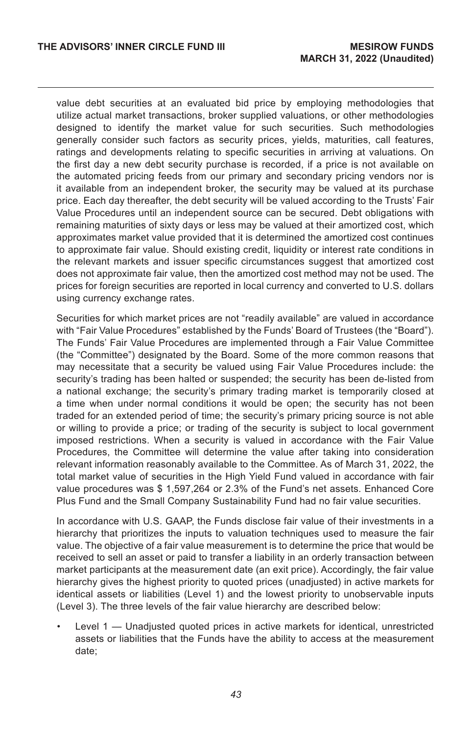value debt securities at an evaluated bid price by employing methodologies that utilize actual market transactions, broker supplied valuations, or other methodologies designed to identify the market value for such securities. Such methodologies generally consider such factors as security prices, yields, maturities, call features, ratings and developments relating to specific securities in arriving at valuations. On the first day a new debt security purchase is recorded, if a price is not available on the automated pricing feeds from our primary and secondary pricing vendors nor is it available from an independent broker, the security may be valued at its purchase price. Each day thereafter, the debt security will be valued according to the Trusts' Fair Value Procedures until an independent source can be secured. Debt obligations with remaining maturities of sixty days or less may be valued at their amortized cost, which approximates market value provided that it is determined the amortized cost continues to approximate fair value. Should existing credit, liquidity or interest rate conditions in the relevant markets and issuer specific circumstances suggest that amortized cost does not approximate fair value, then the amortized cost method may not be used. The prices for foreign securities are reported in local currency and converted to U.S. dollars using currency exchange rates.

Securities for which market prices are not "readily available" are valued in accordance with "Fair Value Procedures" established by the Funds' Board of Trustees (the "Board"). The Funds' Fair Value Procedures are implemented through a Fair Value Committee (the "Committee") designated by the Board. Some of the more common reasons that may necessitate that a security be valued using Fair Value Procedures include: the security's trading has been halted or suspended; the security has been de-listed from a national exchange; the security's primary trading market is temporarily closed at a time when under normal conditions it would be open; the security has not been traded for an extended period of time; the security's primary pricing source is not able or willing to provide a price; or trading of the security is subject to local government imposed restrictions. When a security is valued in accordance with the Fair Value Procedures, the Committee will determine the value after taking into consideration relevant information reasonably available to the Committee. As of March 31, 2022, the total market value of securities in the High Yield Fund valued in accordance with fair value procedures was $ 1,597,264 or 2.3% of the Fund's net assets. Enhanced Core Plus Fund and the Small Company Sustainability Fund had no fair value securities.

In accordance with U.S. GAAP, the Funds disclose fair value of their investments in a hierarchy that prioritizes the inputs to valuation techniques used to measure the fair value. The objective of a fair value measurement is to determine the price that would be received to sell an asset or paid to transfer a liability in an orderly transaction between market participants at the measurement date (an exit price). Accordingly, the fair value hierarchy gives the highest priority to quoted prices (unadjusted) in active markets for identical assets or liabilities (Level 1) and the lowest priority to unobservable inputs (Level 3). The three levels of the fair value hierarchy are described below:

- Level 1 — Unadjusted quoted prices in active markets for identical, unrestricted assets or liabilities that the Funds have the ability to access at the measurement date;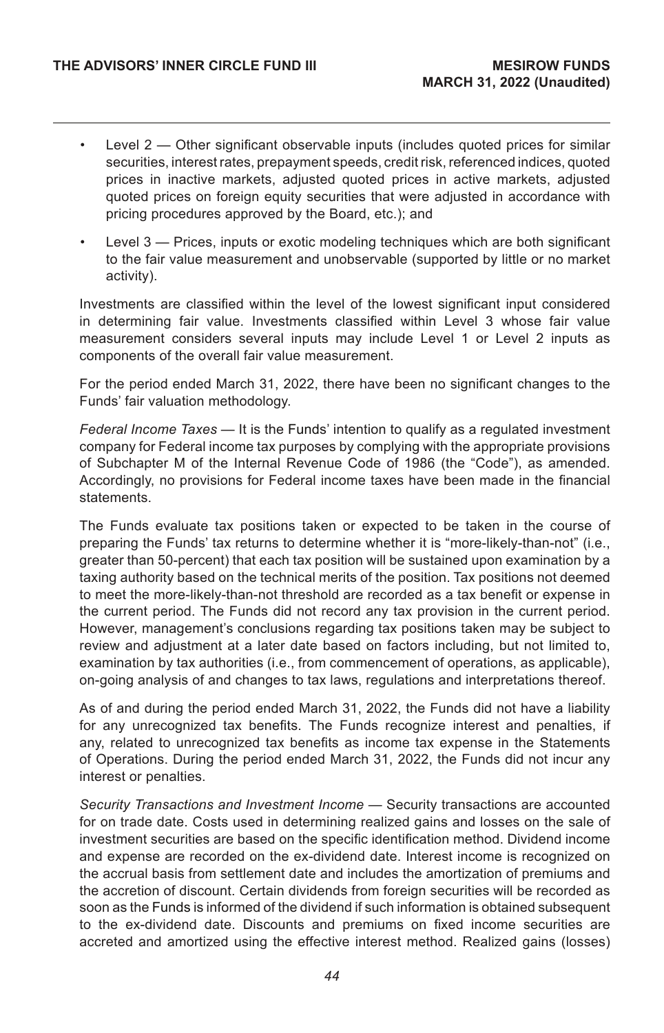- Level 2 — Other significant observable inputs (includes quoted prices for similar securities, interest rates, prepayment speeds, credit risk, referenced indices, quoted prices in inactive markets, adjusted quoted prices in active markets, adjusted quoted prices on foreign equity securities that were adjusted in accordance with pricing procedures approved by the Board, etc.); and

- Level 3 — Prices, inputs or exotic modeling techniques which are both significant to the fair value measurement and unobservable (supported by little or no market activity).

Investments are classified within the level of the lowest significant input considered in determining fair value. Investments classified within Level 3 whose fair value measurement considers several inputs may include Level 1 or Level 2 inputs as components of the overall fair value measurement.

For the period ended March 31, 2022, there have been no significant changes to the Funds' fair valuation methodology.

*Federal Income Taxes* — It is the Funds' intention to qualify as a regulated investment company for Federal income tax purposes by complying with the appropriate provisions of Subchapter M of the Internal Revenue Code of 1986 (the "Code"), as amended. Accordingly, no provisions for Federal income taxes have been made in the financial statements.

The Funds evaluate tax positions taken or expected to be taken in the course of preparing the Funds' tax returns to determine whether it is "more-likely-than-not" (i.e., greater than 50-percent) that each tax position will be sustained upon examination by a taxing authority based on the technical merits of the position. Tax positions not deemed to meet the more-likely-than-not threshold are recorded as a tax benefit or expense in the current period. The Funds did not record any tax provision in the current period. However, management's conclusions regarding tax positions taken may be subject to review and adjustment at a later date based on factors including, but not limited to, examination by tax authorities (i.e., from commencement of operations, as applicable), on-going analysis of and changes to tax laws, regulations and interpretations thereof.

As of and during the period ended March 31, 2022, the Funds did not have a liability for any unrecognized tax benefits. The Funds recognize interest and penalties, if any, related to unrecognized tax benefits as income tax expense in the Statements of Operations. During the period ended March 31, 2022, the Funds did not incur any interest or penalties.

*Security Transactions and Investment Income* — Security transactions are accounted for on trade date. Costs used in determining realized gains and losses on the sale of investment securities are based on the specific identification method. Dividend income and expense are recorded on the ex-dividend date. Interest income is recognized on the accrual basis from settlement date and includes the amortization of premiums and the accretion of discount. Certain dividends from foreign securities will be recorded as soon as the Funds is informed of the dividend if such information is obtained subsequent to the ex-dividend date. Discounts and premiums on fixed income securities are accreted and amortized using the effective interest method. Realized gains (losses)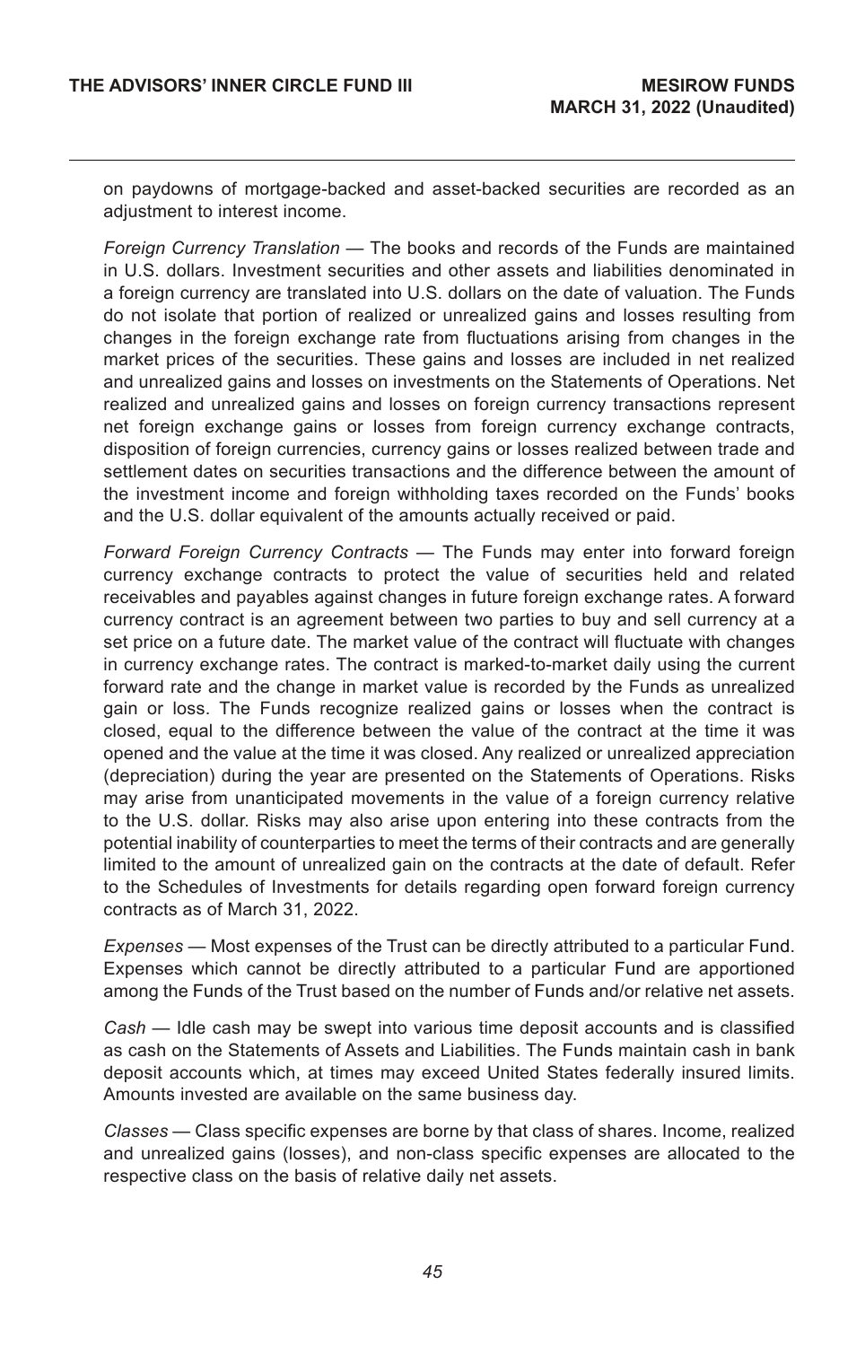on paydowns of mortgage-backed and asset-backed securities are recorded as an adjustment to interest income.

*Foreign Currency Translation* — The books and records of the Funds are maintained in U.S. dollars. Investment securities and other assets and liabilities denominated in a foreign currency are translated into U.S. dollars on the date of valuation. The Funds do not isolate that portion of realized or unrealized gains and losses resulting from changes in the foreign exchange rate from fluctuations arising from changes in the market prices of the securities. These gains and losses are included in net realized and unrealized gains and losses on investments on the Statements of Operations. Net realized and unrealized gains and losses on foreign currency transactions represent net foreign exchange gains or losses from foreign currency exchange contracts, disposition of foreign currencies, currency gains or losses realized between trade and settlement dates on securities transactions and the difference between the amount of the investment income and foreign withholding taxes recorded on the Funds' books and the U.S. dollar equivalent of the amounts actually received or paid.

*Forward Foreign Currency Contracts* — The Funds may enter into forward foreign currency exchange contracts to protect the value of securities held and related receivables and payables against changes in future foreign exchange rates. A forward currency contract is an agreement between two parties to buy and sell currency at a set price on a future date. The market value of the contract will fluctuate with changes in currency exchange rates. The contract is marked-to-market daily using the current forward rate and the change in market value is recorded by the Funds as unrealized gain or loss. The Funds recognize realized gains or losses when the contract is closed, equal to the difference between the value of the contract at the time it was opened and the value at the time it was closed. Any realized or unrealized appreciation (depreciation) during the year are presented on the Statements of Operations. Risks may arise from unanticipated movements in the value of a foreign currency relative to the U.S. dollar. Risks may also arise upon entering into these contracts from the potential inability of counterparties to meet the terms of their contracts and are generally limited to the amount of unrealized gain on the contracts at the date of default. Refer to the Schedules of Investments for details regarding open forward foreign currency contracts as of March 31, 2022.

*Expenses* — Most expenses of the Trust can be directly attributed to a particular Fund. Expenses which cannot be directly attributed to a particular Fund are apportioned among the Funds of the Trust based on the number of Funds and/or relative net assets.

*Cash* — Idle cash may be swept into various time deposit accounts and is classified as cash on the Statements of Assets and Liabilities. The Funds maintain cash in bank deposit accounts which, at times may exceed United States federally insured limits. Amounts invested are available on the same business day.

*Classes* — Class specific expenses are borne by that class of shares. Income, realized and unrealized gains (losses), and non-class specific expenses are allocated to the respective class on the basis of relative daily net assets.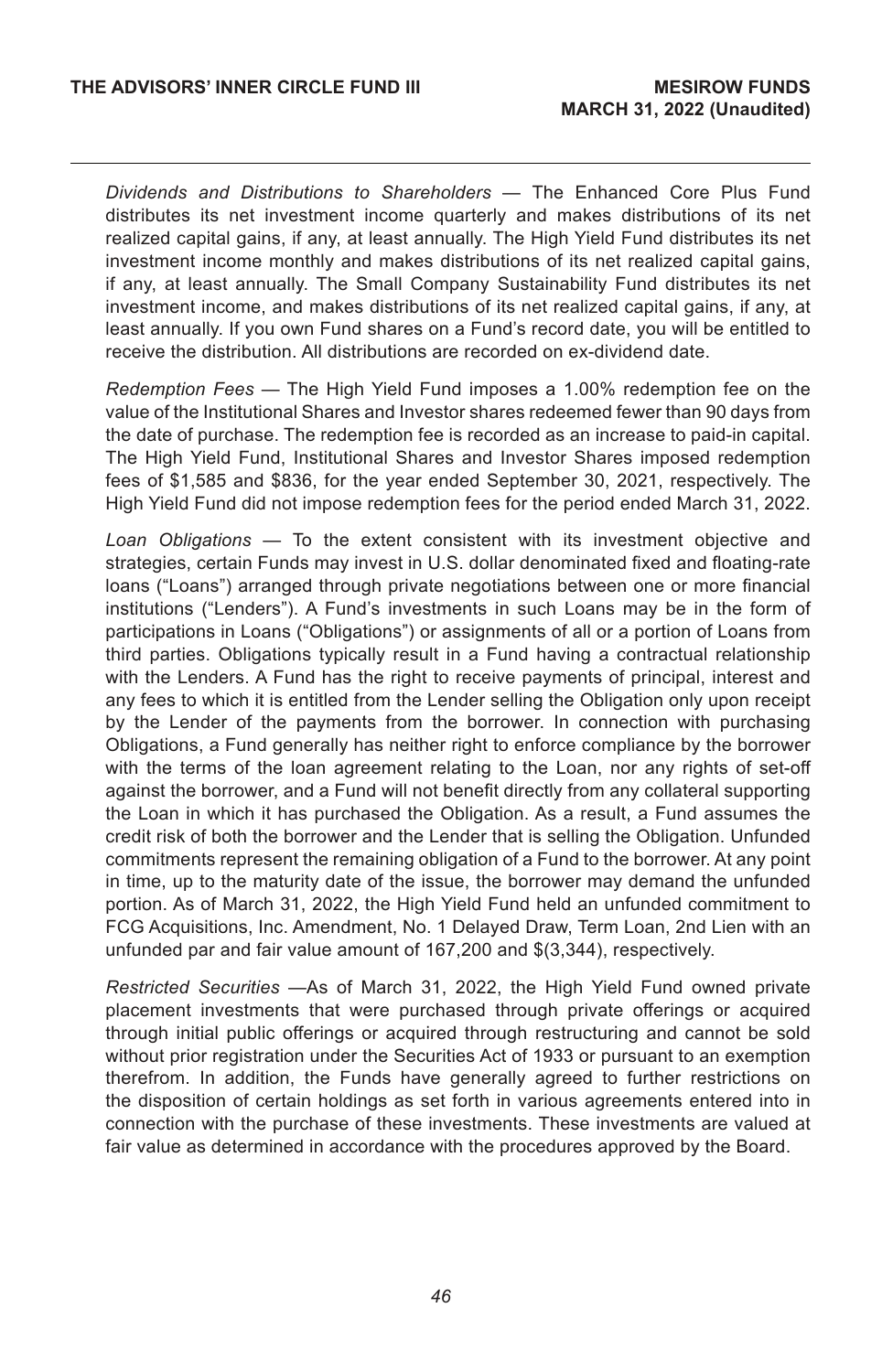*Dividends and Distributions to Shareholders* — The Enhanced Core Plus Fund distributes its net investment income quarterly and makes distributions of its net realized capital gains, if any, at least annually. The High Yield Fund distributes its net investment income monthly and makes distributions of its net realized capital gains, if any, at least annually. The Small Company Sustainability Fund distributes its net investment income, and makes distributions of its net realized capital gains, if any, at least annually. If you own Fund shares on a Fund's record date, you will be entitled to receive the distribution. All distributions are recorded on ex-dividend date.

*Redemption Fees* — The High Yield Fund imposes a 1.00% redemption fee on the value of the Institutional Shares and Investor shares redeemed fewer than 90 days from the date of purchase. The redemption fee is recorded as an increase to paid-in capital. The High Yield Fund, Institutional Shares and Investor Shares imposed redemption fees of $1,585 and $836, for the year ended September 30, 2021, respectively. The High Yield Fund did not impose redemption fees for the period ended March 31, 2022.

*Loan Obligations* — To the extent consistent with its investment objective and strategies, certain Funds may invest in U.S. dollar denominated fixed and floating-rate loans ("Loans") arranged through private negotiations between one or more financial institutions ("Lenders"). A Fund's investments in such Loans may be in the form of participations in Loans ("Obligations") or assignments of all or a portion of Loans from third parties. Obligations typically result in a Fund having a contractual relationship with the Lenders. A Fund has the right to receive payments of principal, interest and any fees to which it is entitled from the Lender selling the Obligation only upon receipt by the Lender of the payments from the borrower. In connection with purchasing Obligations, a Fund generally has neither right to enforce compliance by the borrower with the terms of the loan agreement relating to the Loan, nor any rights of set-off against the borrower, and a Fund will not benefit directly from any collateral supporting the Loan in which it has purchased the Obligation. As a result, a Fund assumes the credit risk of both the borrower and the Lender that is selling the Obligation. Unfunded commitments represent the remaining obligation of a Fund to the borrower. At any point in time, up to the maturity date of the issue, the borrower may demand the unfunded portion. As of March 31, 2022, the High Yield Fund held an unfunded commitment to FCG Acquisitions, Inc. Amendment, No. 1 Delayed Draw, Term Loan, 2nd Lien with an unfunded par and fair value amount of 167,200 and $(3,344), respectively.

*Restricted Securities* —As of March 31, 2022, the High Yield Fund owned private placement investments that were purchased through private offerings or acquired through initial public offerings or acquired through restructuring and cannot be sold without prior registration under the Securities Act of 1933 or pursuant to an exemption therefrom. In addition, the Funds have generally agreed to further restrictions on the disposition of certain holdings as set forth in various agreements entered into in connection with the purchase of these investments. These investments are valued at fair value as determined in accordance with the procedures approved by the Board.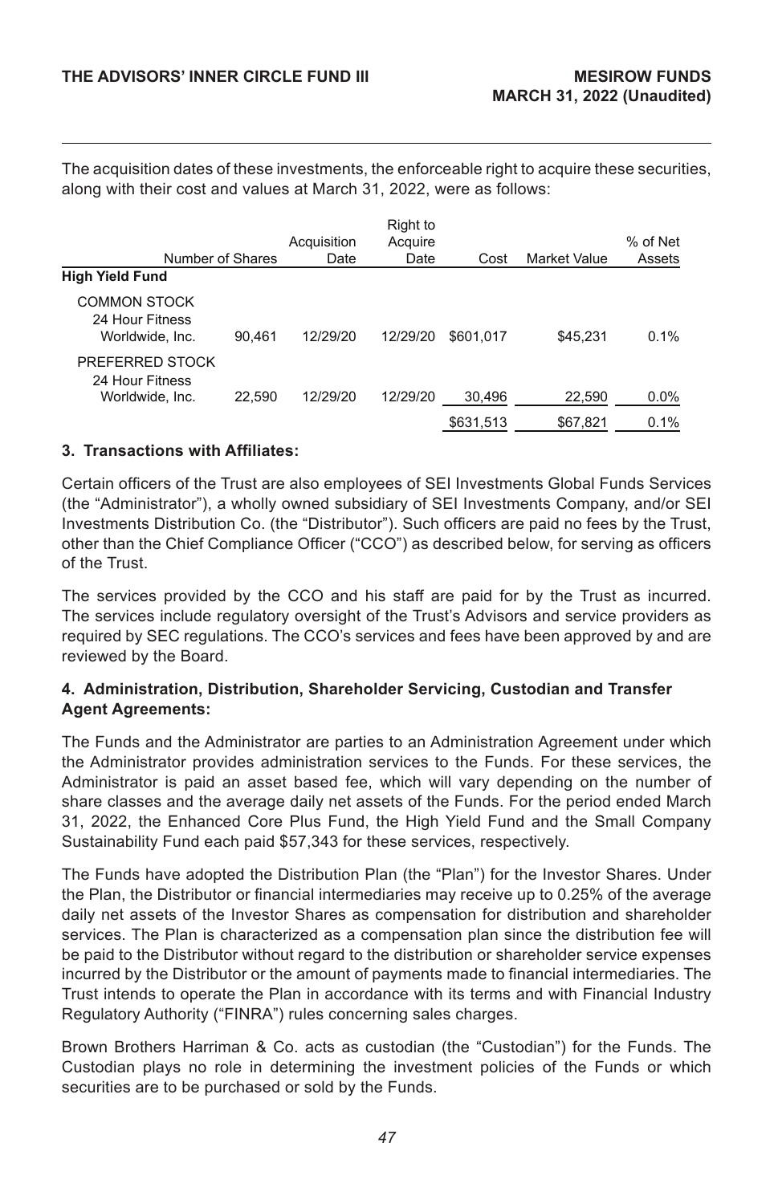The acquisition dates of these investments, the enforceable right to acquire these securities, along with their cost and values at March 31, 2022, were as follows:

| | Number of Shares | Acquisition Date | Right to Acquire Date | Cost | Market Value | % of Net Assets |
|---|---|---|---|---|---|---|
| **High Yield Fund** | | | | | | |
| COMMON STOCK | | | | | | |
| 24 Hour Fitness Worldwide, Inc. | 90,461 | 12/29/20 | 12/29/20 | $601,017 | $45,231 | 0.1% |
| PREFERRED STOCK | | | | | | |
| 24 Hour Fitness Worldwide, Inc. | 22,590 | 12/29/20 | 12/29/20 | 30,496 | 22,590 | 0.0% |
| | | | | $631,513 | $67,821 | 0.1% |

### 3. Transactions with Affiliates:

Certain officers of the Trust are also employees of SEI Investments Global Funds Services (the "Administrator"), a wholly owned subsidiary of SEI Investments Company, and/or SEI Investments Distribution Co. (the "Distributor"). Such officers are paid no fees by the Trust, other than the Chief Compliance Officer ("CCO") as described below, for serving as officers of the Trust.

The services provided by the CCO and his staff are paid for by the Trust as incurred. The services include regulatory oversight of the Trust's Advisors and service providers as required by SEC regulations. The CCO's services and fees have been approved by and are reviewed by the Board.

### 4. Administration, Distribution, Shareholder Servicing, Custodian and Transfer Agent Agreements:

The Funds and the Administrator are parties to an Administration Agreement under which the Administrator provides administration services to the Funds. For these services, the Administrator is paid an asset based fee, which will vary depending on the number of share classes and the average daily net assets of the Funds. For the period ended March 31, 2022, the Enhanced Core Plus Fund, the High Yield Fund and the Small Company Sustainability Fund each paid $57,343 for these services, respectively.

The Funds have adopted the Distribution Plan (the "Plan") for the Investor Shares. Under the Plan, the Distributor or financial intermediaries may receive up to 0.25% of the average daily net assets of the Investor Shares as compensation for distribution and shareholder services. The Plan is characterized as a compensation plan since the distribution fee will be paid to the Distributor without regard to the distribution or shareholder service expenses incurred by the Distributor or the amount of payments made to financial intermediaries. The Trust intends to operate the Plan in accordance with its terms and with Financial Industry Regulatory Authority ("FINRA") rules concerning sales charges.

Brown Brothers Harriman & Co. acts as custodian (the "Custodian") for the Funds. The Custodian plays no role in determining the investment policies of the Funds or which securities are to be purchased or sold by the Funds.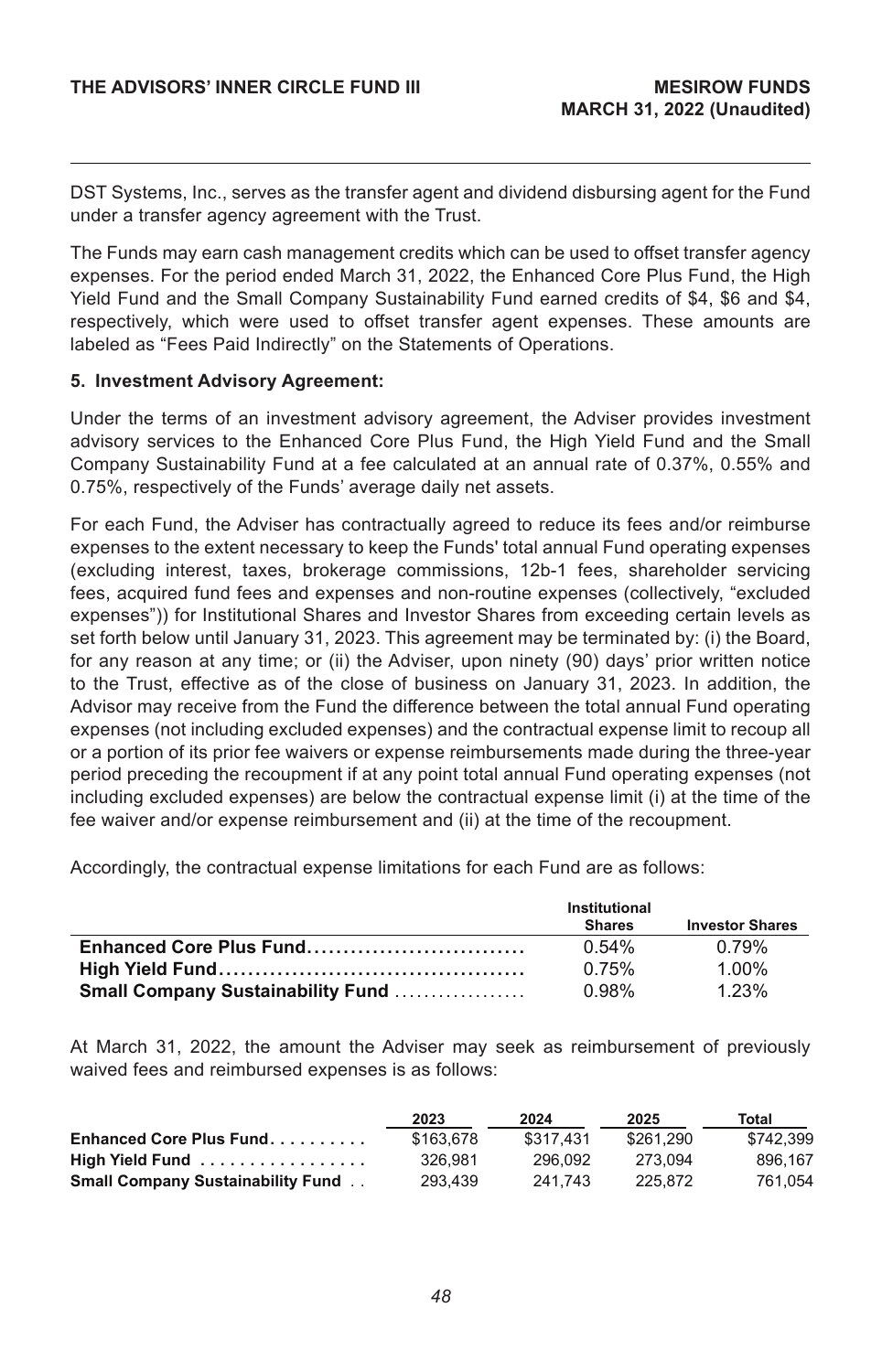DST Systems, Inc., serves as the transfer agent and dividend disbursing agent for the Fund under a transfer agency agreement with the Trust.

The Funds may earn cash management credits which can be used to offset transfer agency expenses. For the period ended March 31, 2022, the Enhanced Core Plus Fund, the High Yield Fund and the Small Company Sustainability Fund earned credits of $4, $6 and $4, respectively, which were used to offset transfer agent expenses. These amounts are labeled as "Fees Paid Indirectly" on the Statements of Operations.

**5. Investment Advisory Agreement:**

Under the terms of an investment advisory agreement, the Adviser provides investment advisory services to the Enhanced Core Plus Fund, the High Yield Fund and the Small Company Sustainability Fund at a fee calculated at an annual rate of 0.37%, 0.55% and 0.75%, respectively of the Funds' average daily net assets.

For each Fund, the Adviser has contractually agreed to reduce its fees and/or reimburse expenses to the extent necessary to keep the Funds' total annual Fund operating expenses (excluding interest, taxes, brokerage commissions, 12b-1 fees, shareholder servicing fees, acquired fund fees and expenses and non-routine expenses (collectively, "excluded expenses")) for Institutional Shares and Investor Shares from exceeding certain levels as set forth below until January 31, 2023. This agreement may be terminated by: (i) the Board, for any reason at any time; or (ii) the Adviser, upon ninety (90) days' prior written notice to the Trust, effective as of the close of business on January 31, 2023. In addition, the Advisor may receive from the Fund the difference between the total annual Fund operating expenses (not including excluded expenses) and the contractual expense limit to recoup all or a portion of its prior fee waivers or expense reimbursements made during the three-year period preceding the recoupment if at any point total annual Fund operating expenses (not including excluded expenses) are below the contractual expense limit (i) at the time of the fee waiver and/or expense reimbursement and (ii) at the time of the recoupment.

Accordingly, the contractual expense limitations for each Fund are as follows:

| | Institutional Shares | Investor Shares |
|---|---|---|
| **Enhanced Core Plus Fund** | 0.54% | 0.79% |
| **High Yield Fund** | 0.75% | 1.00% |
| **Small Company Sustainability Fund** | 0.98% | 1.23% |

At March 31, 2022, the amount the Adviser may seek as reimbursement of previously waived fees and reimbursed expenses is as follows:

| | 2023 | 2024 | 2025 | Total |
|---|---|---|---|---|
| **Enhanced Core Plus Fund** | $163,678 | $317,431 | $261,290 | $742,399 |
| **High Yield Fund** | 326,981 | 296,092 | 273,094 | 896,167 |
| **Small Company Sustainability Fund** | 293,439 | 241,743 | 225,872 | 761,054 |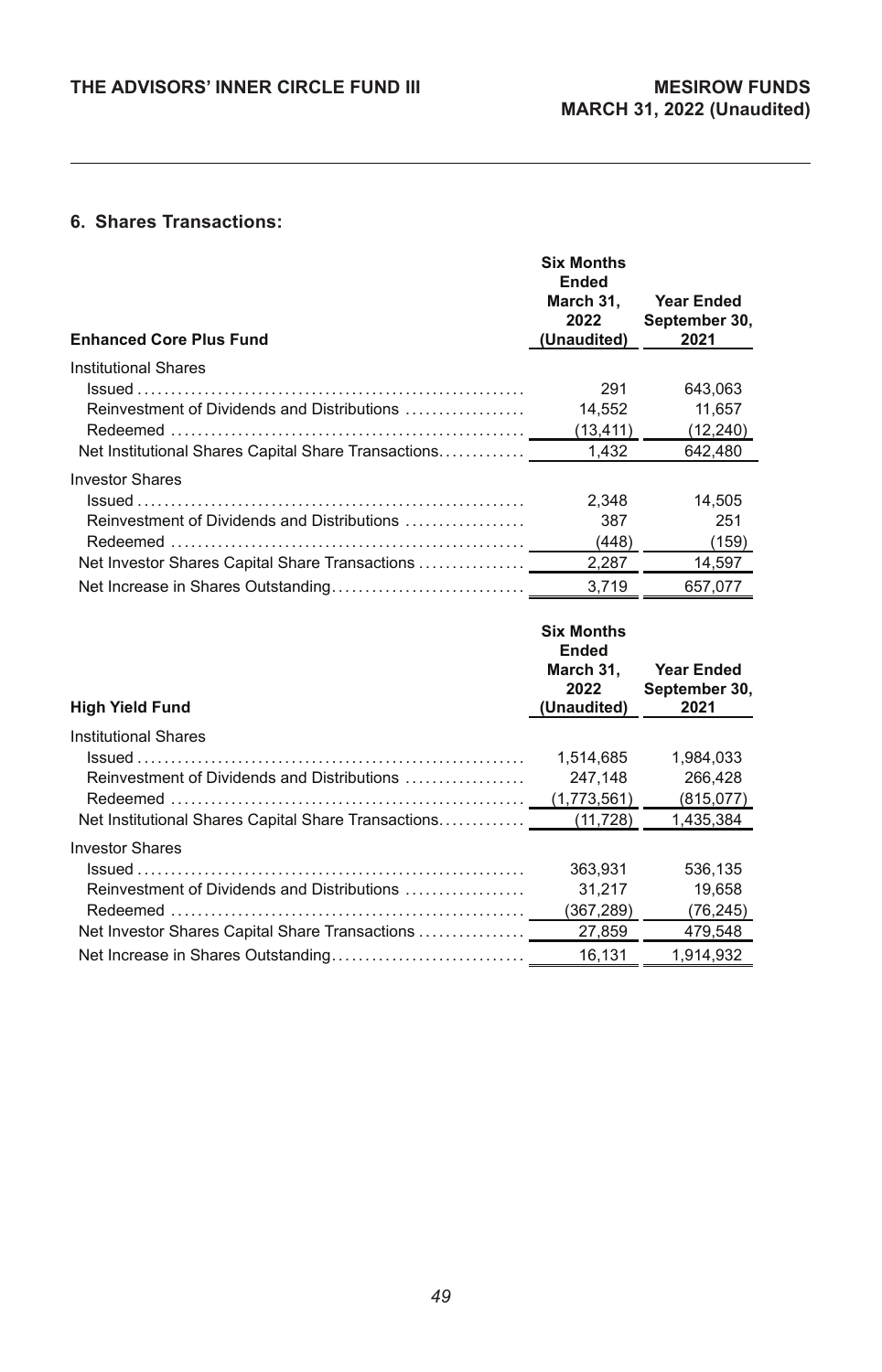## 6. Shares Transactions:

| Enhanced Core Plus Fund | Six Months Ended March 31, 2022 (Unaudited) | Year Ended September 30, 2021 |
|---|---|---|
| Institutional Shares | | |
| Issued | 291 | 643,063 |
| Reinvestment of Dividends and Distributions | 14,552 | 11,657 |
| Redeemed | (13,411) | (12,240) |
| Net Institutional Shares Capital Share Transactions | 1,432 | 642,480 |
| Investor Shares | | |
| Issued | 2,348 | 14,505 |
| Reinvestment of Dividends and Distributions | 387 | 251 |
| Redeemed | (448) | (159) |
| Net Investor Shares Capital Share Transactions | 2,287 | 14,597 |
| Net Increase in Shares Outstanding | 3,719 | 657,077 |

| High Yield Fund | Six Months Ended March 31, 2022 (Unaudited) | Year Ended September 30, 2021 |
|---|---|---|
| Institutional Shares | | |
| Issued | 1,514,685 | 1,984,033 |
| Reinvestment of Dividends and Distributions | 247,148 | 266,428 |
| Redeemed | (1,773,561) | (815,077) |
| Net Institutional Shares Capital Share Transactions | (11,728) | 1,435,384 |
| Investor Shares | | |
| Issued | 363,931 | 536,135 |
| Reinvestment of Dividends and Distributions | 31,217 | 19,658 |
| Redeemed | (367,289) | (76,245) |
| Net Investor Shares Capital Share Transactions | 27,859 | 479,548 |
| Net Increase in Shares Outstanding | 16,131 | 1,914,932 |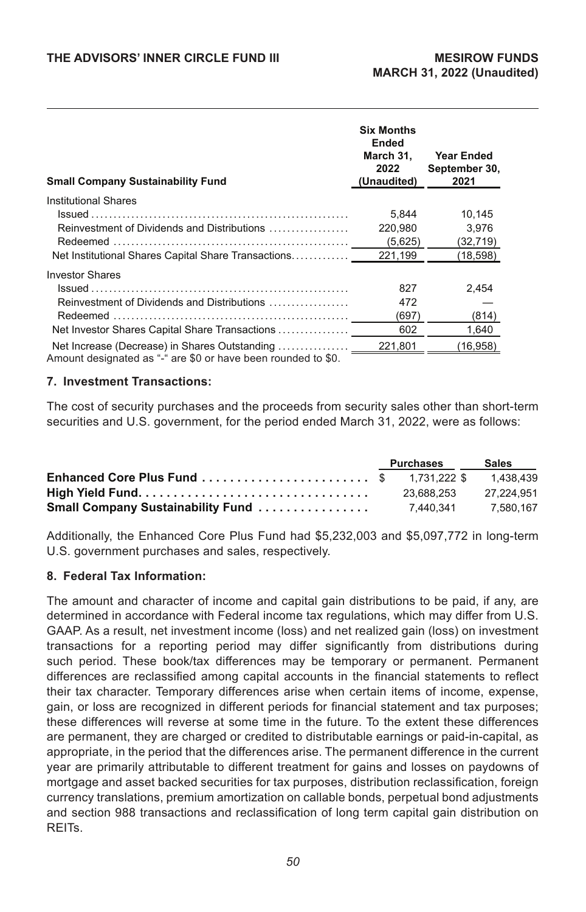| Small Company Sustainability Fund | Six Months Ended March 31, 2022 (Unaudited) | Year Ended September 30, 2021 |
|---|---|---|
| Institutional Shares | | |
| Issued | 5,844 | 10,145 |
| Reinvestment of Dividends and Distributions | 220,980 | 3,976 |
| Redeemed | (5,625) | (32,719) |
| Net Institutional Shares Capital Share Transactions | 221,199 | (18,598) |
| Investor Shares | | |
| Issued | 827 | 2,454 |
| Reinvestment of Dividends and Distributions | 472 | — |
| Redeemed | (697) | (814) |
| Net Investor Shares Capital Share Transactions | 602 | 1,640 |
| Net Increase (Decrease) in Shares Outstanding | 221,801 | (16,958) |

Amount designated as "-" are $0 or have been rounded to $0.

## 7. Investment Transactions:

The cost of security purchases and the proceeds from security sales other than short-term securities and U.S. government, for the period ended March 31, 2022, were as follows:

| | Purchases | Sales |
|---|---|---|
| **Enhanced Core Plus Fund** | $ 1,731,222 | $ 1,438,439 |
| **High Yield Fund** | 23,688,253 | 27,224,951 |
| **Small Company Sustainability Fund** | 7,440,341 | 7,580,167 |

Additionally, the Enhanced Core Plus Fund had $5,232,003 and $5,097,772 in long-term U.S. government purchases and sales, respectively.

## 8. Federal Tax Information:

The amount and character of income and capital gain distributions to be paid, if any, are determined in accordance with Federal income tax regulations, which may differ from U.S. GAAP. As a result, net investment income (loss) and net realized gain (loss) on investment transactions for a reporting period may differ significantly from distributions during such period. These book/tax differences may be temporary or permanent. Permanent differences are reclassified among capital accounts in the financial statements to reflect their tax character. Temporary differences arise when certain items of income, expense, gain, or loss are recognized in different periods for financial statement and tax purposes; these differences will reverse at some time in the future. To the extent these differences are permanent, they are charged or credited to distributable earnings or paid-in-capital, as appropriate, in the period that the differences arise. The permanent difference in the current year are primarily attributable to different treatment for gains and losses on paydowns of mortgage and asset backed securities for tax purposes, distribution reclassification, foreign currency translations, premium amortization on callable bonds, perpetual bond adjustments and section 988 transactions and reclassification of long term capital gain distribution on REITs.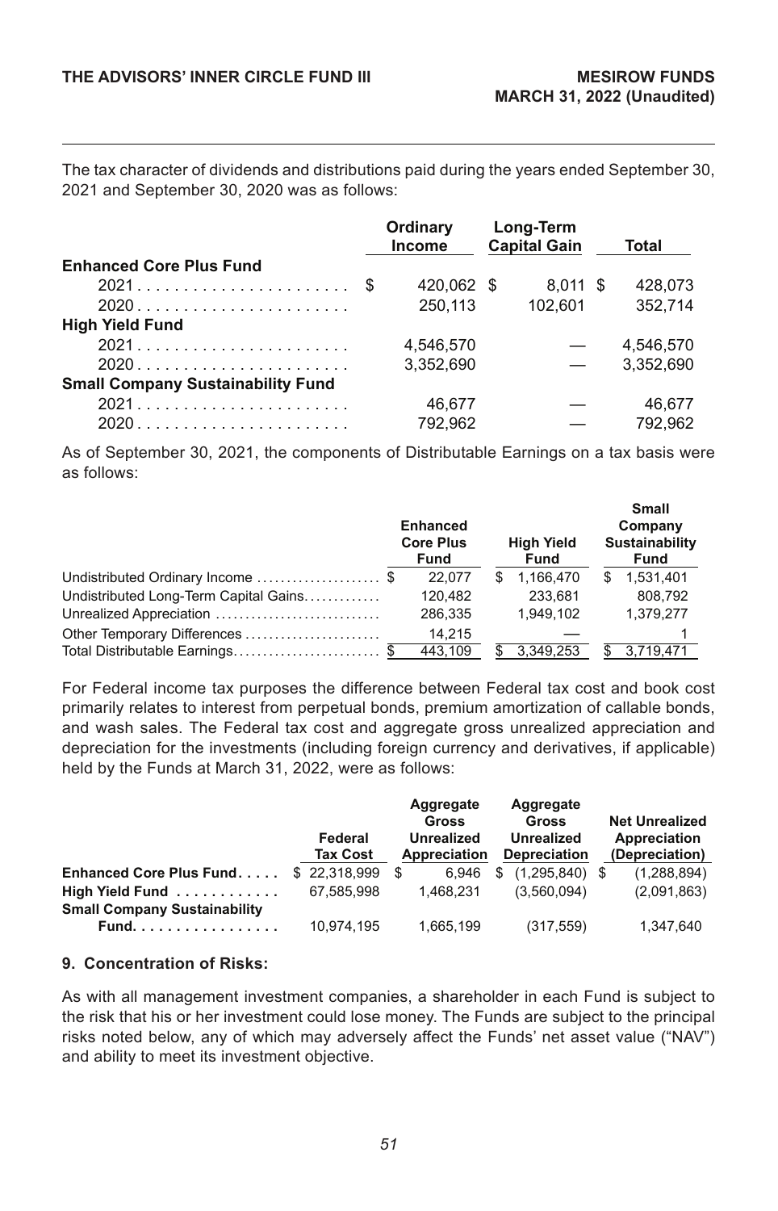The tax character of dividends and distributions paid during the years ended September 30, 2021 and September 30, 2020 was as follows:

| | Ordinary Income | Long-Term Capital Gain | Total |
|---|---|---|---|
| **Enhanced Core Plus Fund** | | | |
| 2021 | $ 420,062 | $ 8,011 | $ 428,073 |
| 2020 | 250,113 | 102,601 | 352,714 |
| **High Yield Fund** | | | |
| 2021 | 4,546,570 | — | 4,546,570 |
| 2020 | 3,352,690 | — | 3,352,690 |
| **Small Company Sustainability Fund** | | | |
| 2021 | 46,677 | — | 46,677 |
| 2020 | 792,962 | — | 792,962 |

As of September 30, 2021, the components of Distributable Earnings on a tax basis were as follows:

| | Enhanced Core Plus Fund | High Yield Fund | Small Company Sustainability Fund |
|---|---|---|---|
| Undistributed Ordinary Income | $ 22,077 | $ 1,166,470 | $ 1,531,401 |
| Undistributed Long-Term Capital Gains | 120,482 | 233,681 | 808,792 |
| Unrealized Appreciation | 286,335 | 1,949,102 | 1,379,277 |
| Other Temporary Differences | 14,215 | — | 1 |
| Total Distributable Earnings | $ 443,109 | $ 3,349,253 | $ 3,719,471 |

For Federal income tax purposes the difference between Federal tax cost and book cost primarily relates to interest from perpetual bonds, premium amortization of callable bonds, and wash sales. The Federal tax cost and aggregate gross unrealized appreciation and depreciation for the investments (including foreign currency and derivatives, if applicable) held by the Funds at March 31, 2022, were as follows:

| | Federal Tax Cost | Aggregate Gross Unrealized Appreciation | Aggregate Gross Unrealized Depreciation | Net Unrealized Appreciation (Depreciation) |
|---|---|---|---|---|
| **Enhanced Core Plus Fund** | $ 22,318,999 | $ 6,946 | $ (1,295,840) | $ (1,288,894) |
| **High Yield Fund** | 67,585,998 | 1,468,231 | (3,560,094) | (2,091,863) |
| **Small Company Sustainability Fund** | 10,974,195 | 1,665,199 | (317,559) | 1,347,640 |

## 9. Concentration of Risks:

As with all management investment companies, a shareholder in each Fund is subject to the risk that his or her investment could lose money. The Funds are subject to the principal risks noted below, any of which may adversely affect the Funds' net asset value ("NAV") and ability to meet its investment objective.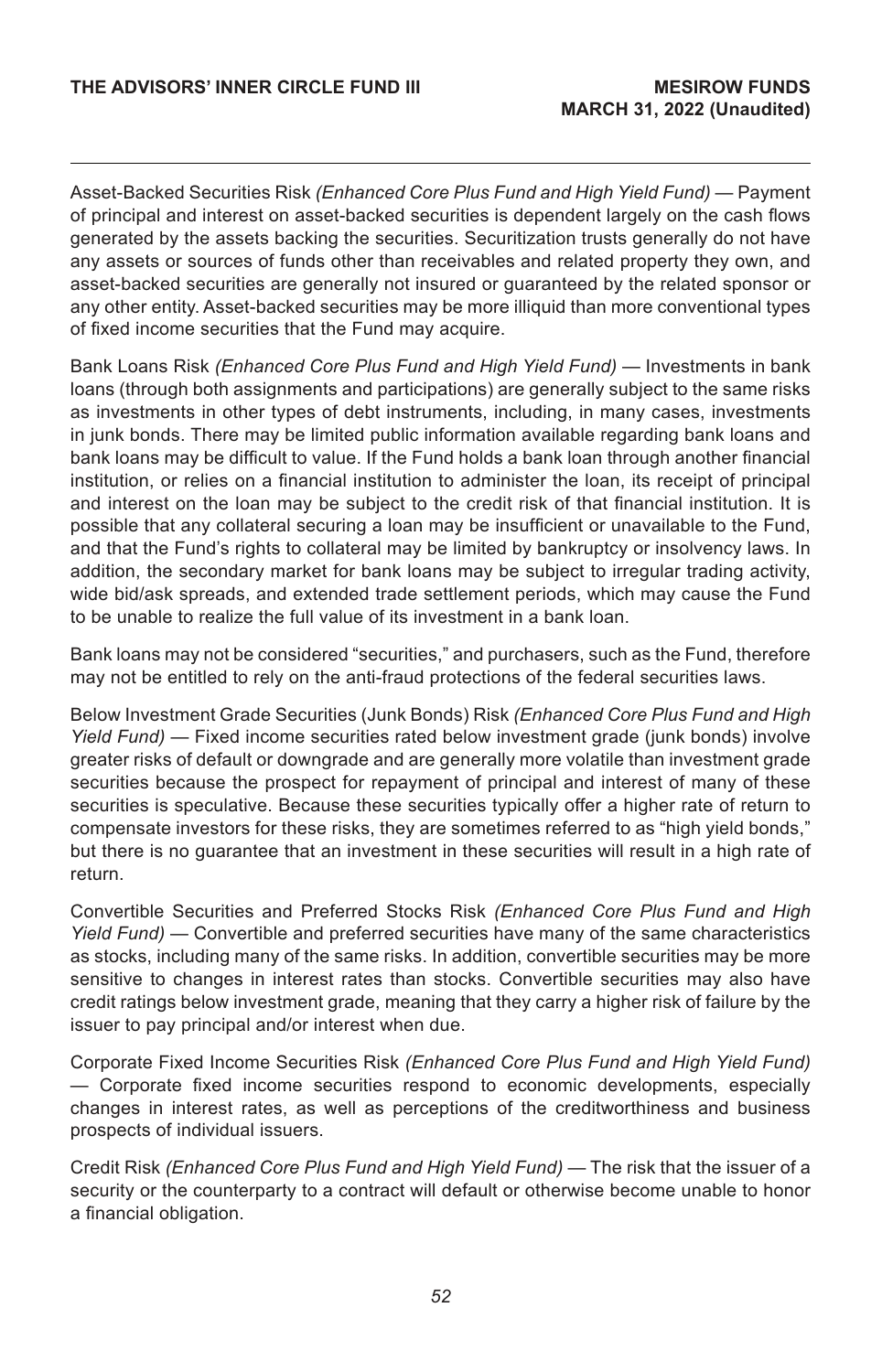Asset-Backed Securities Risk *(Enhanced Core Plus Fund and High Yield Fund)* — Payment of principal and interest on asset-backed securities is dependent largely on the cash flows generated by the assets backing the securities. Securitization trusts generally do not have any assets or sources of funds other than receivables and related property they own, and asset-backed securities are generally not insured or guaranteed by the related sponsor or any other entity. Asset-backed securities may be more illiquid than more conventional types of fixed income securities that the Fund may acquire.

Bank Loans Risk *(Enhanced Core Plus Fund and High Yield Fund)* — Investments in bank loans (through both assignments and participations) are generally subject to the same risks as investments in other types of debt instruments, including, in many cases, investments in junk bonds. There may be limited public information available regarding bank loans and bank loans may be difficult to value. If the Fund holds a bank loan through another financial institution, or relies on a financial institution to administer the loan, its receipt of principal and interest on the loan may be subject to the credit risk of that financial institution. It is possible that any collateral securing a loan may be insufficient or unavailable to the Fund, and that the Fund's rights to collateral may be limited by bankruptcy or insolvency laws. In addition, the secondary market for bank loans may be subject to irregular trading activity, wide bid/ask spreads, and extended trade settlement periods, which may cause the Fund to be unable to realize the full value of its investment in a bank loan.

Bank loans may not be considered "securities," and purchasers, such as the Fund, therefore may not be entitled to rely on the anti-fraud protections of the federal securities laws.

Below Investment Grade Securities (Junk Bonds) Risk *(Enhanced Core Plus Fund and High Yield Fund)* — Fixed income securities rated below investment grade (junk bonds) involve greater risks of default or downgrade and are generally more volatile than investment grade securities because the prospect for repayment of principal and interest of many of these securities is speculative. Because these securities typically offer a higher rate of return to compensate investors for these risks, they are sometimes referred to as "high yield bonds," but there is no guarantee that an investment in these securities will result in a high rate of return.

Convertible Securities and Preferred Stocks Risk *(Enhanced Core Plus Fund and High Yield Fund)* — Convertible and preferred securities have many of the same characteristics as stocks, including many of the same risks. In addition, convertible securities may be more sensitive to changes in interest rates than stocks. Convertible securities may also have credit ratings below investment grade, meaning that they carry a higher risk of failure by the issuer to pay principal and/or interest when due.

Corporate Fixed Income Securities Risk *(Enhanced Core Plus Fund and High Yield Fund)* — Corporate fixed income securities respond to economic developments, especially changes in interest rates, as well as perceptions of the creditworthiness and business prospects of individual issuers.

Credit Risk *(Enhanced Core Plus Fund and High Yield Fund)* — The risk that the issuer of a security or the counterparty to a contract will default or otherwise become unable to honor a financial obligation.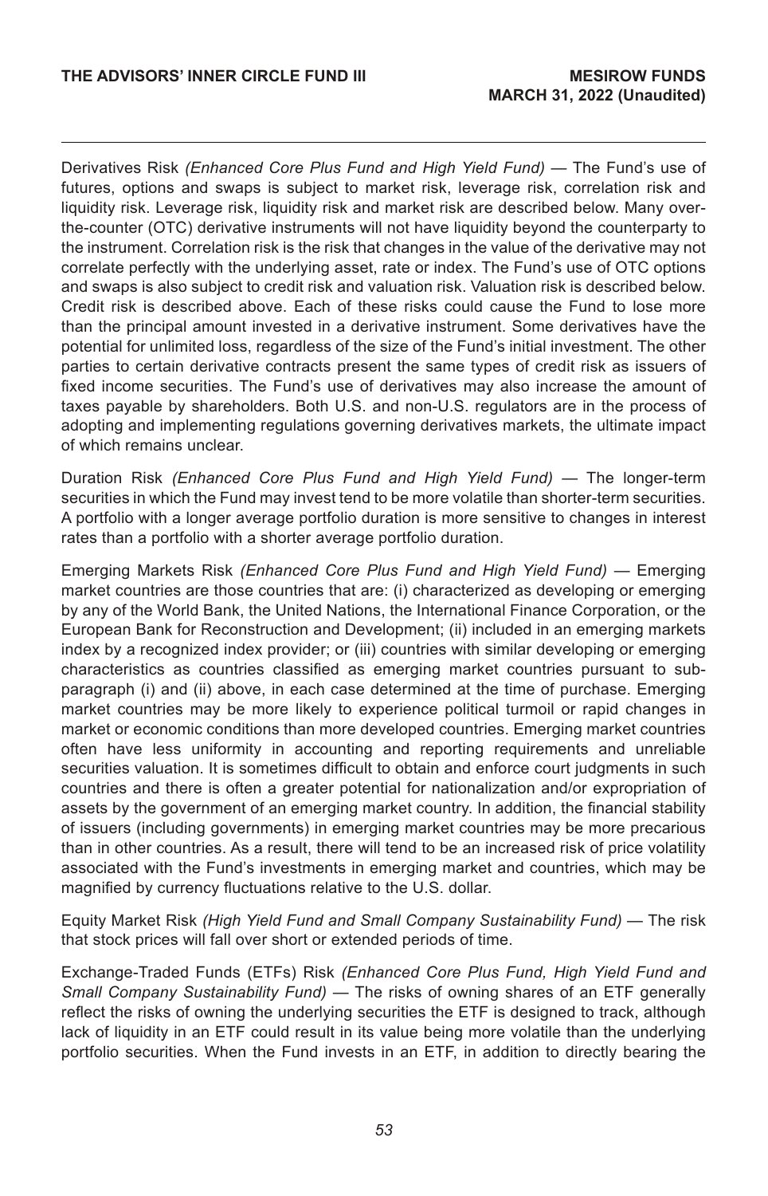Derivatives Risk *(Enhanced Core Plus Fund and High Yield Fund)* — The Fund's use of futures, options and swaps is subject to market risk, leverage risk, correlation risk and liquidity risk. Leverage risk, liquidity risk and market risk are described below. Many over-the-counter (OTC) derivative instruments will not have liquidity beyond the counterparty to the instrument. Correlation risk is the risk that changes in the value of the derivative may not correlate perfectly with the underlying asset, rate or index. The Fund's use of OTC options and swaps is also subject to credit risk and valuation risk. Valuation risk is described below. Credit risk is described above. Each of these risks could cause the Fund to lose more than the principal amount invested in a derivative instrument. Some derivatives have the potential for unlimited loss, regardless of the size of the Fund's initial investment. The other parties to certain derivative contracts present the same types of credit risk as issuers of fixed income securities. The Fund's use of derivatives may also increase the amount of taxes payable by shareholders. Both U.S. and non-U.S. regulators are in the process of adopting and implementing regulations governing derivatives markets, the ultimate impact of which remains unclear.

Duration Risk *(Enhanced Core Plus Fund and High Yield Fund)* — The longer-term securities in which the Fund may invest tend to be more volatile than shorter-term securities. A portfolio with a longer average portfolio duration is more sensitive to changes in interest rates than a portfolio with a shorter average portfolio duration.

Emerging Markets Risk *(Enhanced Core Plus Fund and High Yield Fund)* — Emerging market countries are those countries that are: (i) characterized as developing or emerging by any of the World Bank, the United Nations, the International Finance Corporation, or the European Bank for Reconstruction and Development; (ii) included in an emerging markets index by a recognized index provider; or (iii) countries with similar developing or emerging characteristics as countries classified as emerging market countries pursuant to sub-paragraph (i) and (ii) above, in each case determined at the time of purchase. Emerging market countries may be more likely to experience political turmoil or rapid changes in market or economic conditions than more developed countries. Emerging market countries often have less uniformity in accounting and reporting requirements and unreliable securities valuation. It is sometimes difficult to obtain and enforce court judgments in such countries and there is often a greater potential for nationalization and/or expropriation of assets by the government of an emerging market country. In addition, the financial stability of issuers (including governments) in emerging market countries may be more precarious than in other countries. As a result, there will tend to be an increased risk of price volatility associated with the Fund's investments in emerging market and countries, which may be magnified by currency fluctuations relative to the U.S. dollar.

Equity Market Risk *(High Yield Fund and Small Company Sustainability Fund)* — The risk that stock prices will fall over short or extended periods of time.

Exchange-Traded Funds (ETFs) Risk *(Enhanced Core Plus Fund, High Yield Fund and Small Company Sustainability Fund)* — The risks of owning shares of an ETF generally reflect the risks of owning the underlying securities the ETF is designed to track, although lack of liquidity in an ETF could result in its value being more volatile than the underlying portfolio securities. When the Fund invests in an ETF, in addition to directly bearing the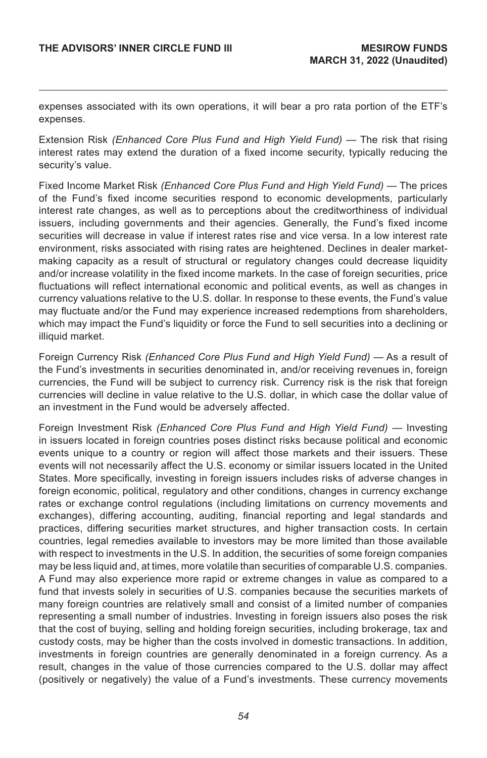expenses associated with its own operations, it will bear a pro rata portion of the ETF's expenses.

Extension Risk *(Enhanced Core Plus Fund and High Yield Fund)* — The risk that rising interest rates may extend the duration of a fixed income security, typically reducing the security's value.

Fixed Income Market Risk *(Enhanced Core Plus Fund and High Yield Fund)* — The prices of the Fund's fixed income securities respond to economic developments, particularly interest rate changes, as well as to perceptions about the creditworthiness of individual issuers, including governments and their agencies. Generally, the Fund's fixed income securities will decrease in value if interest rates rise and vice versa. In a low interest rate environment, risks associated with rising rates are heightened. Declines in dealer market-making capacity as a result of structural or regulatory changes could decrease liquidity and/or increase volatility in the fixed income markets. In the case of foreign securities, price fluctuations will reflect international economic and political events, as well as changes in currency valuations relative to the U.S. dollar. In response to these events, the Fund's value may fluctuate and/or the Fund may experience increased redemptions from shareholders, which may impact the Fund's liquidity or force the Fund to sell securities into a declining or illiquid market.

Foreign Currency Risk *(Enhanced Core Plus Fund and High Yield Fund)* — As a result of the Fund's investments in securities denominated in, and/or receiving revenues in, foreign currencies, the Fund will be subject to currency risk. Currency risk is the risk that foreign currencies will decline in value relative to the U.S. dollar, in which case the dollar value of an investment in the Fund would be adversely affected.

Foreign Investment Risk *(Enhanced Core Plus Fund and High Yield Fund)* — Investing in issuers located in foreign countries poses distinct risks because political and economic events unique to a country or region will affect those markets and their issuers. These events will not necessarily affect the U.S. economy or similar issuers located in the United States. More specifically, investing in foreign issuers includes risks of adverse changes in foreign economic, political, regulatory and other conditions, changes in currency exchange rates or exchange control regulations (including limitations on currency movements and exchanges), differing accounting, auditing, financial reporting and legal standards and practices, differing securities market structures, and higher transaction costs. In certain countries, legal remedies available to investors may be more limited than those available with respect to investments in the U.S. In addition, the securities of some foreign companies may be less liquid and, at times, more volatile than securities of comparable U.S. companies. A Fund may also experience more rapid or extreme changes in value as compared to a fund that invests solely in securities of U.S. companies because the securities markets of many foreign countries are relatively small and consist of a limited number of companies representing a small number of industries. Investing in foreign issuers also poses the risk that the cost of buying, selling and holding foreign securities, including brokerage, tax and custody costs, may be higher than the costs involved in domestic transactions. In addition, investments in foreign countries are generally denominated in a foreign currency. As a result, changes in the value of those currencies compared to the U.S. dollar may affect (positively or negatively) the value of a Fund's investments. These currency movements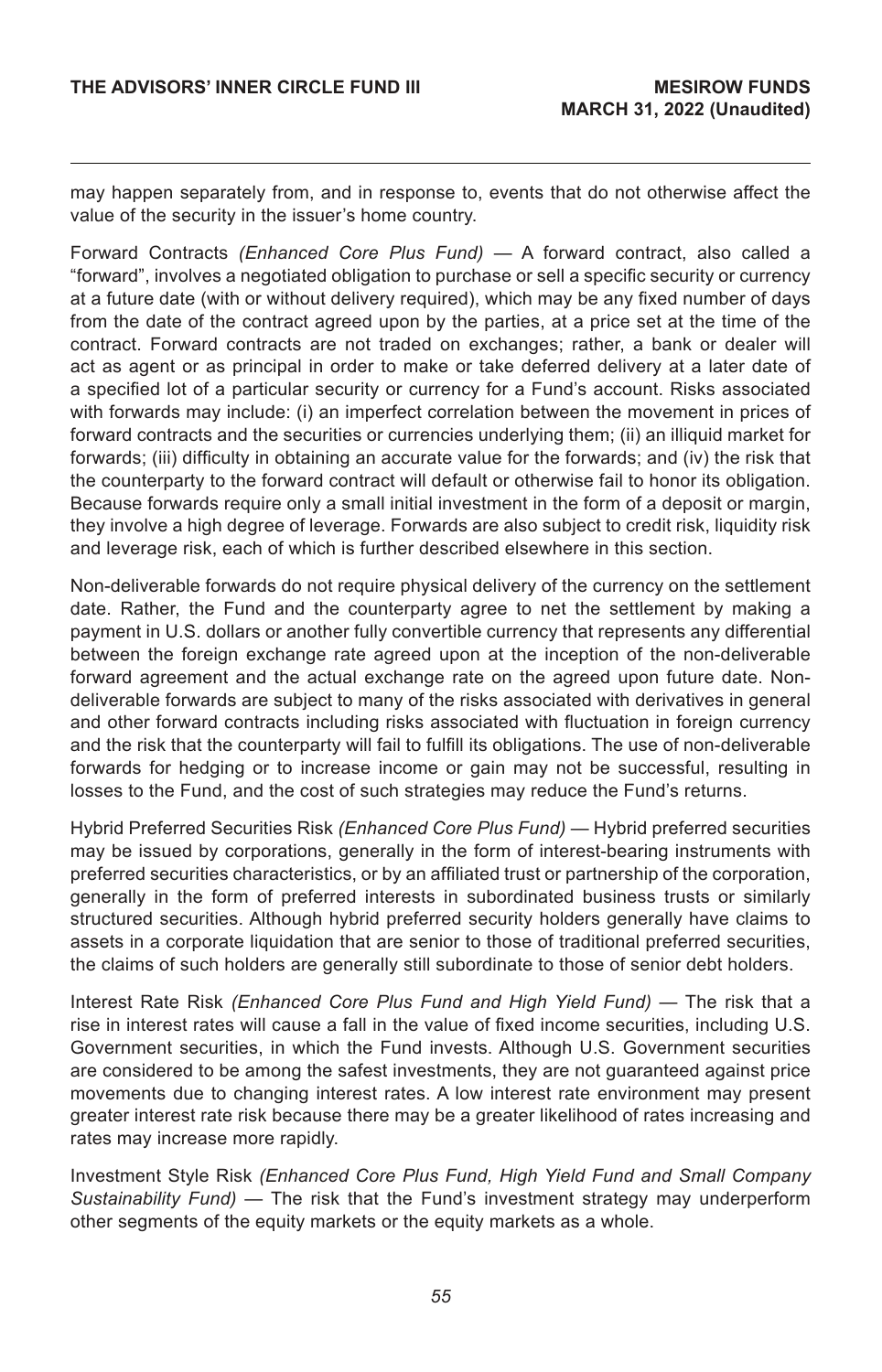may happen separately from, and in response to, events that do not otherwise affect the value of the security in the issuer's home country.

Forward Contracts *(Enhanced Core Plus Fund)* — A forward contract, also called a "forward", involves a negotiated obligation to purchase or sell a specific security or currency at a future date (with or without delivery required), which may be any fixed number of days from the date of the contract agreed upon by the parties, at a price set at the time of the contract. Forward contracts are not traded on exchanges; rather, a bank or dealer will act as agent or as principal in order to make or take deferred delivery at a later date of a specified lot of a particular security or currency for a Fund's account. Risks associated with forwards may include: (i) an imperfect correlation between the movement in prices of forward contracts and the securities or currencies underlying them; (ii) an illiquid market for forwards; (iii) difficulty in obtaining an accurate value for the forwards; and (iv) the risk that the counterparty to the forward contract will default or otherwise fail to honor its obligation. Because forwards require only a small initial investment in the form of a deposit or margin, they involve a high degree of leverage. Forwards are also subject to credit risk, liquidity risk and leverage risk, each of which is further described elsewhere in this section.

Non-deliverable forwards do not require physical delivery of the currency on the settlement date. Rather, the Fund and the counterparty agree to net the settlement by making a payment in U.S. dollars or another fully convertible currency that represents any differential between the foreign exchange rate agreed upon at the inception of the non-deliverable forward agreement and the actual exchange rate on the agreed upon future date. Non-deliverable forwards are subject to many of the risks associated with derivatives in general and other forward contracts including risks associated with fluctuation in foreign currency and the risk that the counterparty will fail to fulfill its obligations. The use of non-deliverable forwards for hedging or to increase income or gain may not be successful, resulting in losses to the Fund, and the cost of such strategies may reduce the Fund's returns.

Hybrid Preferred Securities Risk *(Enhanced Core Plus Fund)* — Hybrid preferred securities may be issued by corporations, generally in the form of interest-bearing instruments with preferred securities characteristics, or by an affiliated trust or partnership of the corporation, generally in the form of preferred interests in subordinated business trusts or similarly structured securities. Although hybrid preferred security holders generally have claims to assets in a corporate liquidation that are senior to those of traditional preferred securities, the claims of such holders are generally still subordinate to those of senior debt holders.

Interest Rate Risk *(Enhanced Core Plus Fund and High Yield Fund)* — The risk that a rise in interest rates will cause a fall in the value of fixed income securities, including U.S. Government securities, in which the Fund invests. Although U.S. Government securities are considered to be among the safest investments, they are not guaranteed against price movements due to changing interest rates. A low interest rate environment may present greater interest rate risk because there may be a greater likelihood of rates increasing and rates may increase more rapidly.

Investment Style Risk *(Enhanced Core Plus Fund, High Yield Fund and Small Company Sustainability Fund)* — The risk that the Fund's investment strategy may underperform other segments of the equity markets or the equity markets as a whole.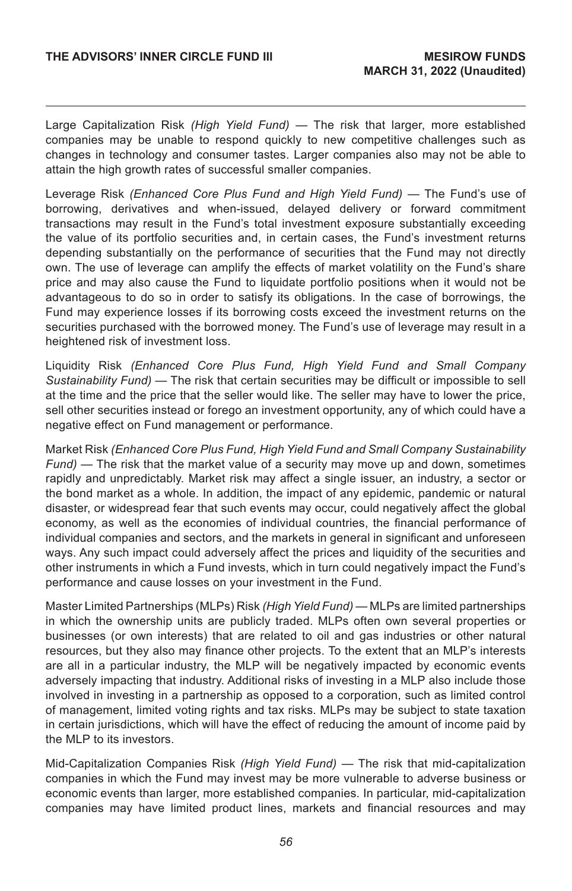Large Capitalization Risk *(High Yield Fund)* — The risk that larger, more established companies may be unable to respond quickly to new competitive challenges such as changes in technology and consumer tastes. Larger companies also may not be able to attain the high growth rates of successful smaller companies.

Leverage Risk *(Enhanced Core Plus Fund and High Yield Fund)* — The Fund's use of borrowing, derivatives and when-issued, delayed delivery or forward commitment transactions may result in the Fund's total investment exposure substantially exceeding the value of its portfolio securities and, in certain cases, the Fund's investment returns depending substantially on the performance of securities that the Fund may not directly own. The use of leverage can amplify the effects of market volatility on the Fund's share price and may also cause the Fund to liquidate portfolio positions when it would not be advantageous to do so in order to satisfy its obligations. In the case of borrowings, the Fund may experience losses if its borrowing costs exceed the investment returns on the securities purchased with the borrowed money. The Fund's use of leverage may result in a heightened risk of investment loss.

Liquidity Risk *(Enhanced Core Plus Fund, High Yield Fund and Small Company Sustainability Fund)* — The risk that certain securities may be difficult or impossible to sell at the time and the price that the seller would like. The seller may have to lower the price, sell other securities instead or forego an investment opportunity, any of which could have a negative effect on Fund management or performance.

Market Risk *(Enhanced Core Plus Fund, High Yield Fund and Small Company Sustainability Fund)* — The risk that the market value of a security may move up and down, sometimes rapidly and unpredictably. Market risk may affect a single issuer, an industry, a sector or the bond market as a whole. In addition, the impact of any epidemic, pandemic or natural disaster, or widespread fear that such events may occur, could negatively affect the global economy, as well as the economies of individual countries, the financial performance of individual companies and sectors, and the markets in general in significant and unforeseen ways. Any such impact could adversely affect the prices and liquidity of the securities and other instruments in which a Fund invests, which in turn could negatively impact the Fund's performance and cause losses on your investment in the Fund.

Master Limited Partnerships (MLPs) Risk *(High Yield Fund)* — MLPs are limited partnerships in which the ownership units are publicly traded. MLPs often own several properties or businesses (or own interests) that are related to oil and gas industries or other natural resources, but they also may finance other projects. To the extent that an MLP's interests are all in a particular industry, the MLP will be negatively impacted by economic events adversely impacting that industry. Additional risks of investing in a MLP also include those involved in investing in a partnership as opposed to a corporation, such as limited control of management, limited voting rights and tax risks. MLPs may be subject to state taxation in certain jurisdictions, which will have the effect of reducing the amount of income paid by the MLP to its investors.

Mid-Capitalization Companies Risk *(High Yield Fund)* — The risk that mid-capitalization companies in which the Fund may invest may be more vulnerable to adverse business or economic events than larger, more established companies. In particular, mid-capitalization companies may have limited product lines, markets and financial resources and may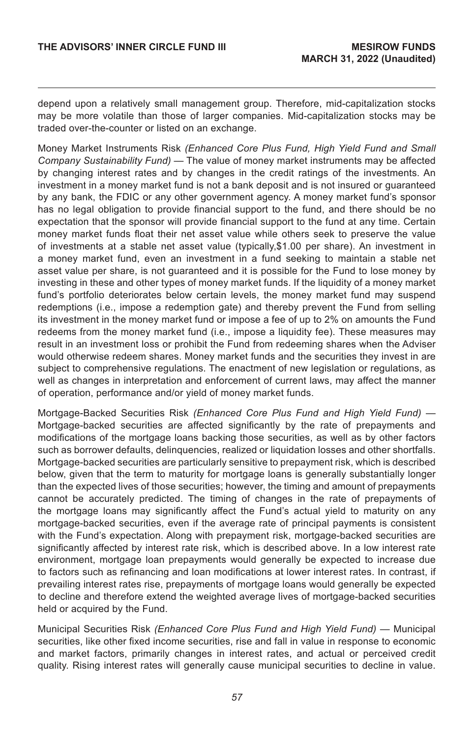depend upon a relatively small management group. Therefore, mid-capitalization stocks may be more volatile than those of larger companies. Mid-capitalization stocks may be traded over-the-counter or listed on an exchange.

Money Market Instruments Risk *(Enhanced Core Plus Fund, High Yield Fund and Small Company Sustainability Fund)* — The value of money market instruments may be affected by changing interest rates and by changes in the credit ratings of the investments. An investment in a money market fund is not a bank deposit and is not insured or guaranteed by any bank, the FDIC or any other government agency. A money market fund's sponsor has no legal obligation to provide financial support to the fund, and there should be no expectation that the sponsor will provide financial support to the fund at any time. Certain money market funds float their net asset value while others seek to preserve the value of investments at a stable net asset value (typically,$1.00 per share). An investment in a money market fund, even an investment in a fund seeking to maintain a stable net asset value per share, is not guaranteed and it is possible for the Fund to lose money by investing in these and other types of money market funds. If the liquidity of a money market fund's portfolio deteriorates below certain levels, the money market fund may suspend redemptions (i.e., impose a redemption gate) and thereby prevent the Fund from selling its investment in the money market fund or impose a fee of up to 2% on amounts the Fund redeems from the money market fund (i.e., impose a liquidity fee). These measures may result in an investment loss or prohibit the Fund from redeeming shares when the Adviser would otherwise redeem shares. Money market funds and the securities they invest in are subject to comprehensive regulations. The enactment of new legislation or regulations, as well as changes in interpretation and enforcement of current laws, may affect the manner of operation, performance and/or yield of money market funds.

Mortgage-Backed Securities Risk *(Enhanced Core Plus Fund and High Yield Fund)* — Mortgage-backed securities are affected significantly by the rate of prepayments and modifications of the mortgage loans backing those securities, as well as by other factors such as borrower defaults, delinquencies, realized or liquidation losses and other shortfalls. Mortgage-backed securities are particularly sensitive to prepayment risk, which is described below, given that the term to maturity for mortgage loans is generally substantially longer than the expected lives of those securities; however, the timing and amount of prepayments cannot be accurately predicted. The timing of changes in the rate of prepayments of the mortgage loans may significantly affect the Fund's actual yield to maturity on any mortgage-backed securities, even if the average rate of principal payments is consistent with the Fund's expectation. Along with prepayment risk, mortgage-backed securities are significantly affected by interest rate risk, which is described above. In a low interest rate environment, mortgage loan prepayments would generally be expected to increase due to factors such as refinancing and loan modifications at lower interest rates. In contrast, if prevailing interest rates rise, prepayments of mortgage loans would generally be expected to decline and therefore extend the weighted average lives of mortgage-backed securities held or acquired by the Fund.

Municipal Securities Risk *(Enhanced Core Plus Fund and High Yield Fund)* — Municipal securities, like other fixed income securities, rise and fall in value in response to economic and market factors, primarily changes in interest rates, and actual or perceived credit quality. Rising interest rates will generally cause municipal securities to decline in value.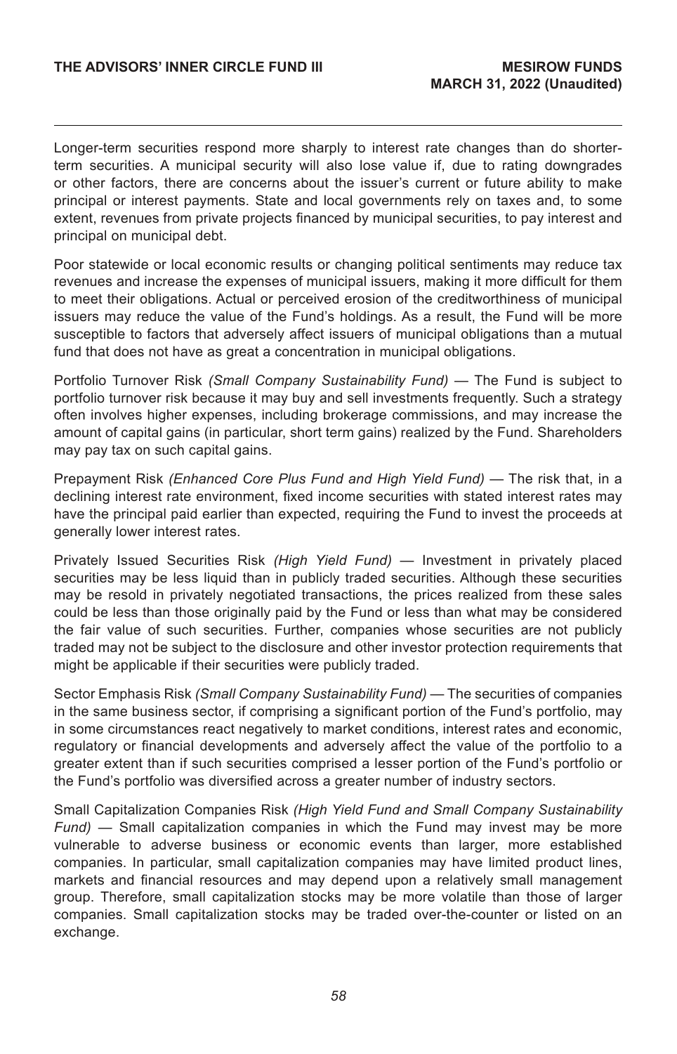Longer-term securities respond more sharply to interest rate changes than do shorter-term securities. A municipal security will also lose value if, due to rating downgrades or other factors, there are concerns about the issuer's current or future ability to make principal or interest payments. State and local governments rely on taxes and, to some extent, revenues from private projects financed by municipal securities, to pay interest and principal on municipal debt.

Poor statewide or local economic results or changing political sentiments may reduce tax revenues and increase the expenses of municipal issuers, making it more difficult for them to meet their obligations. Actual or perceived erosion of the creditworthiness of municipal issuers may reduce the value of the Fund's holdings. As a result, the Fund will be more susceptible to factors that adversely affect issuers of municipal obligations than a mutual fund that does not have as great a concentration in municipal obligations.

Portfolio Turnover Risk *(Small Company Sustainability Fund)* — The Fund is subject to portfolio turnover risk because it may buy and sell investments frequently. Such a strategy often involves higher expenses, including brokerage commissions, and may increase the amount of capital gains (in particular, short term gains) realized by the Fund. Shareholders may pay tax on such capital gains.

Prepayment Risk *(Enhanced Core Plus Fund and High Yield Fund)* — The risk that, in a declining interest rate environment, fixed income securities with stated interest rates may have the principal paid earlier than expected, requiring the Fund to invest the proceeds at generally lower interest rates.

Privately Issued Securities Risk *(High Yield Fund)* — Investment in privately placed securities may be less liquid than in publicly traded securities. Although these securities may be resold in privately negotiated transactions, the prices realized from these sales could be less than those originally paid by the Fund or less than what may be considered the fair value of such securities. Further, companies whose securities are not publicly traded may not be subject to the disclosure and other investor protection requirements that might be applicable if their securities were publicly traded.

Sector Emphasis Risk *(Small Company Sustainability Fund)* — The securities of companies in the same business sector, if comprising a significant portion of the Fund's portfolio, may in some circumstances react negatively to market conditions, interest rates and economic, regulatory or financial developments and adversely affect the value of the portfolio to a greater extent than if such securities comprised a lesser portion of the Fund's portfolio or the Fund's portfolio was diversified across a greater number of industry sectors.

Small Capitalization Companies Risk *(High Yield Fund and Small Company Sustainability Fund)* — Small capitalization companies in which the Fund may invest may be more vulnerable to adverse business or economic events than larger, more established companies. In particular, small capitalization companies may have limited product lines, markets and financial resources and may depend upon a relatively small management group. Therefore, small capitalization stocks may be more volatile than those of larger companies. Small capitalization stocks may be traded over-the-counter or listed on an exchange.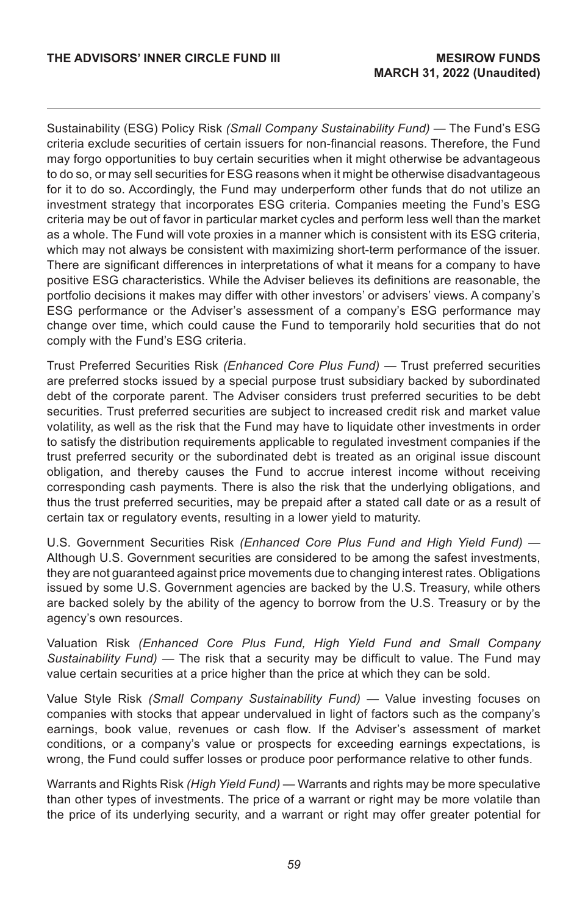Sustainability (ESG) Policy Risk *(Small Company Sustainability Fund)* — The Fund's ESG criteria exclude securities of certain issuers for non-financial reasons. Therefore, the Fund may forgo opportunities to buy certain securities when it might otherwise be advantageous to do so, or may sell securities for ESG reasons when it might be otherwise disadvantageous for it to do so. Accordingly, the Fund may underperform other funds that do not utilize an investment strategy that incorporates ESG criteria. Companies meeting the Fund's ESG criteria may be out of favor in particular market cycles and perform less well than the market as a whole. The Fund will vote proxies in a manner which is consistent with its ESG criteria, which may not always be consistent with maximizing short-term performance of the issuer. There are significant differences in interpretations of what it means for a company to have positive ESG characteristics. While the Adviser believes its definitions are reasonable, the portfolio decisions it makes may differ with other investors' or advisers' views. A company's ESG performance or the Adviser's assessment of a company's ESG performance may change over time, which could cause the Fund to temporarily hold securities that do not comply with the Fund's ESG criteria.

Trust Preferred Securities Risk *(Enhanced Core Plus Fund)* — Trust preferred securities are preferred stocks issued by a special purpose trust subsidiary backed by subordinated debt of the corporate parent. The Adviser considers trust preferred securities to be debt securities. Trust preferred securities are subject to increased credit risk and market value volatility, as well as the risk that the Fund may have to liquidate other investments in order to satisfy the distribution requirements applicable to regulated investment companies if the trust preferred security or the subordinated debt is treated as an original issue discount obligation, and thereby causes the Fund to accrue interest income without receiving corresponding cash payments. There is also the risk that the underlying obligations, and thus the trust preferred securities, may be prepaid after a stated call date or as a result of certain tax or regulatory events, resulting in a lower yield to maturity.

U.S. Government Securities Risk *(Enhanced Core Plus Fund and High Yield Fund)* — Although U.S. Government securities are considered to be among the safest investments, they are not guaranteed against price movements due to changing interest rates. Obligations issued by some U.S. Government agencies are backed by the U.S. Treasury, while others are backed solely by the ability of the agency to borrow from the U.S. Treasury or by the agency's own resources.

Valuation Risk *(Enhanced Core Plus Fund, High Yield Fund and Small Company Sustainability Fund)* — The risk that a security may be difficult to value. The Fund may value certain securities at a price higher than the price at which they can be sold.

Value Style Risk *(Small Company Sustainability Fund)* — Value investing focuses on companies with stocks that appear undervalued in light of factors such as the company's earnings, book value, revenues or cash flow. If the Adviser's assessment of market conditions, or a company's value or prospects for exceeding earnings expectations, is wrong, the Fund could suffer losses or produce poor performance relative to other funds.

Warrants and Rights Risk *(High Yield Fund)* — Warrants and rights may be more speculative than other types of investments. The price of a warrant or right may be more volatile than the price of its underlying security, and a warrant or right may offer greater potential for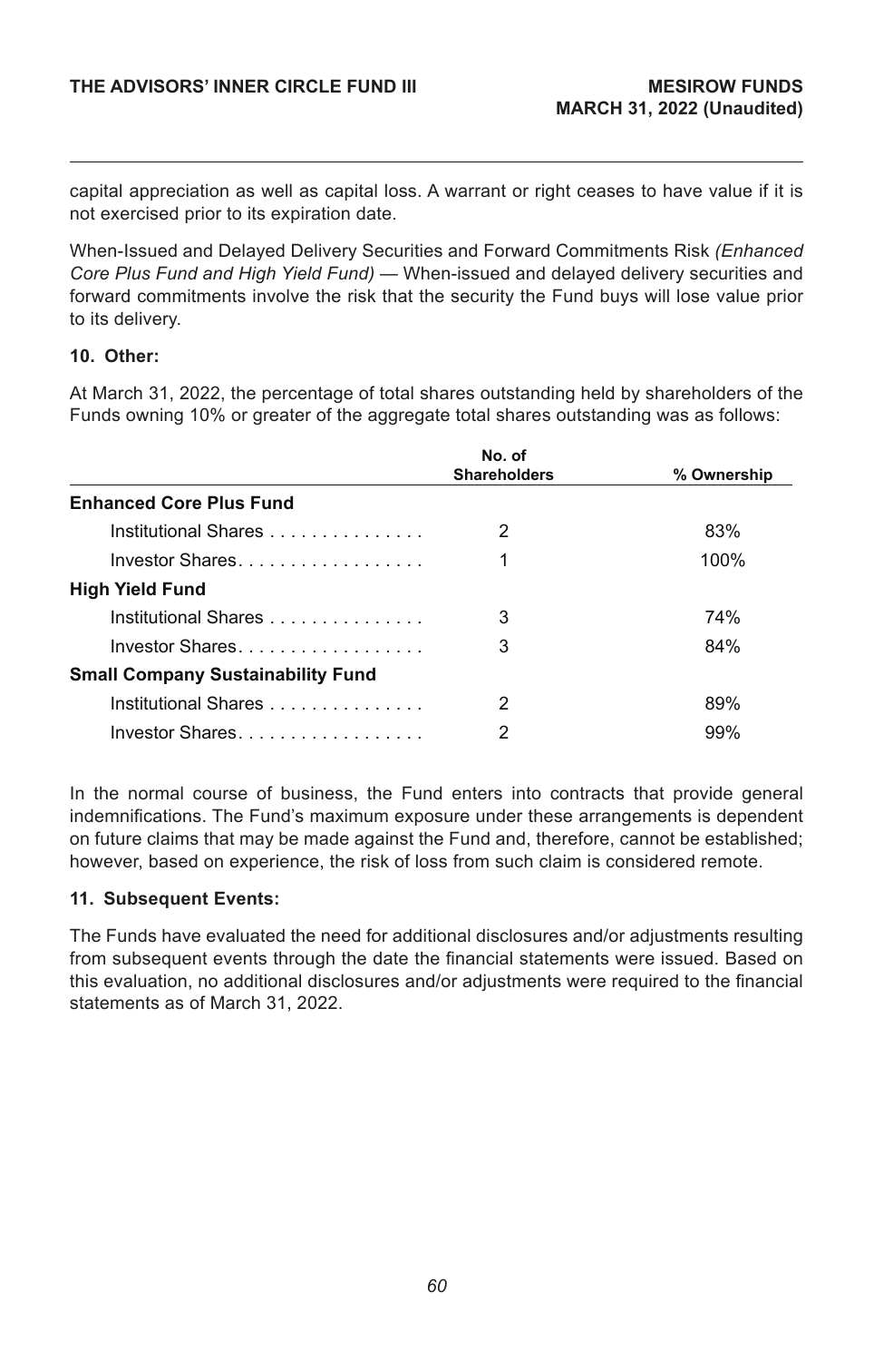capital appreciation as well as capital loss. A warrant or right ceases to have value if it is not exercised prior to its expiration date.

When-Issued and Delayed Delivery Securities and Forward Commitments Risk *(Enhanced Core Plus Fund and High Yield Fund)* — When-issued and delayed delivery securities and forward commitments involve the risk that the security the Fund buys will lose value prior to its delivery.

**10. Other:**

At March 31, 2022, the percentage of total shares outstanding held by shareholders of the Funds owning 10% or greater of the aggregate total shares outstanding was as follows:

| | No. of Shareholders | % Ownership |
|---|---|---|
| **Enhanced Core Plus Fund** | | |
| Institutional Shares | 2 | 83% |
| Investor Shares | 1 | 100% |
| **High Yield Fund** | | |
| Institutional Shares | 3 | 74% |
| Investor Shares | 3 | 84% |
| **Small Company Sustainability Fund** | | |
| Institutional Shares | 2 | 89% |
| Investor Shares | 2 | 99% |

In the normal course of business, the Fund enters into contracts that provide general indemnifications. The Fund's maximum exposure under these arrangements is dependent on future claims that may be made against the Fund and, therefore, cannot be established; however, based on experience, the risk of loss from such claim is considered remote.

**11. Subsequent Events:**

The Funds have evaluated the need for additional disclosures and/or adjustments resulting from subsequent events through the date the financial statements were issued. Based on this evaluation, no additional disclosures and/or adjustments were required to the financial statements as of March 31, 2022.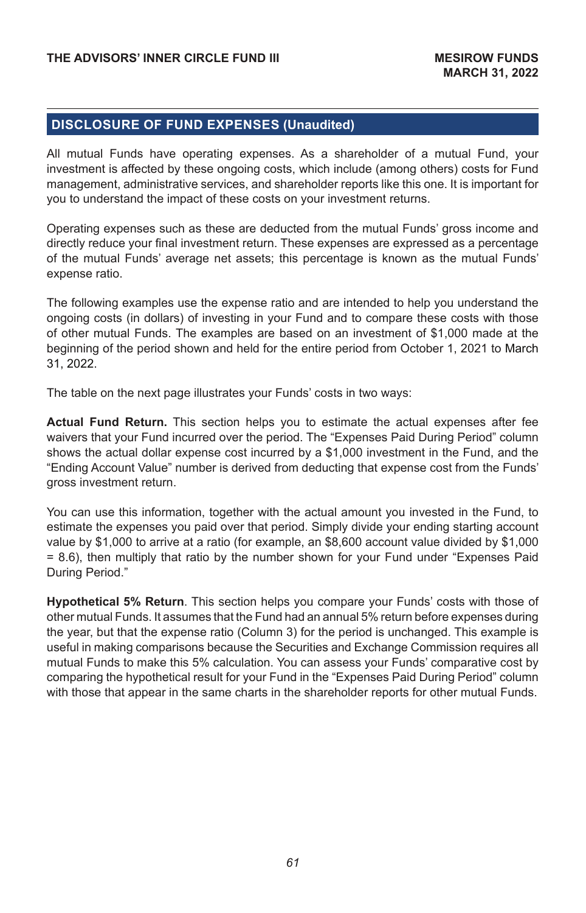## DISCLOSURE OF FUND EXPENSES (Unaudited)

All mutual Funds have operating expenses. As a shareholder of a mutual Fund, your investment is affected by these ongoing costs, which include (among others) costs for Fund management, administrative services, and shareholder reports like this one. It is important for you to understand the impact of these costs on your investment returns.

Operating expenses such as these are deducted from the mutual Funds' gross income and directly reduce your final investment return. These expenses are expressed as a percentage of the mutual Funds' average net assets; this percentage is known as the mutual Funds' expense ratio.

The following examples use the expense ratio and are intended to help you understand the ongoing costs (in dollars) of investing in your Fund and to compare these costs with those of other mutual Funds. The examples are based on an investment of $1,000 made at the beginning of the period shown and held for the entire period from October 1, 2021 to March 31, 2022.

The table on the next page illustrates your Funds' costs in two ways:

**Actual Fund Return.** This section helps you to estimate the actual expenses after fee waivers that your Fund incurred over the period. The "Expenses Paid During Period" column shows the actual dollar expense cost incurred by a $1,000 investment in the Fund, and the "Ending Account Value" number is derived from deducting that expense cost from the Funds' gross investment return.

You can use this information, together with the actual amount you invested in the Fund, to estimate the expenses you paid over that period. Simply divide your ending starting account value by $1,000 to arrive at a ratio (for example, an $8,600 account value divided by $1,000 = 8.6), then multiply that ratio by the number shown for your Fund under "Expenses Paid During Period."

**Hypothetical 5% Return**. This section helps you compare your Funds' costs with those of other mutual Funds. It assumes that the Fund had an annual 5% return before expenses during the year, but that the expense ratio (Column 3) for the period is unchanged. This example is useful in making comparisons because the Securities and Exchange Commission requires all mutual Funds to make this 5% calculation. You can assess your Funds' comparative cost by comparing the hypothetical result for your Fund in the "Expenses Paid During Period" column with those that appear in the same charts in the shareholder reports for other mutual Funds.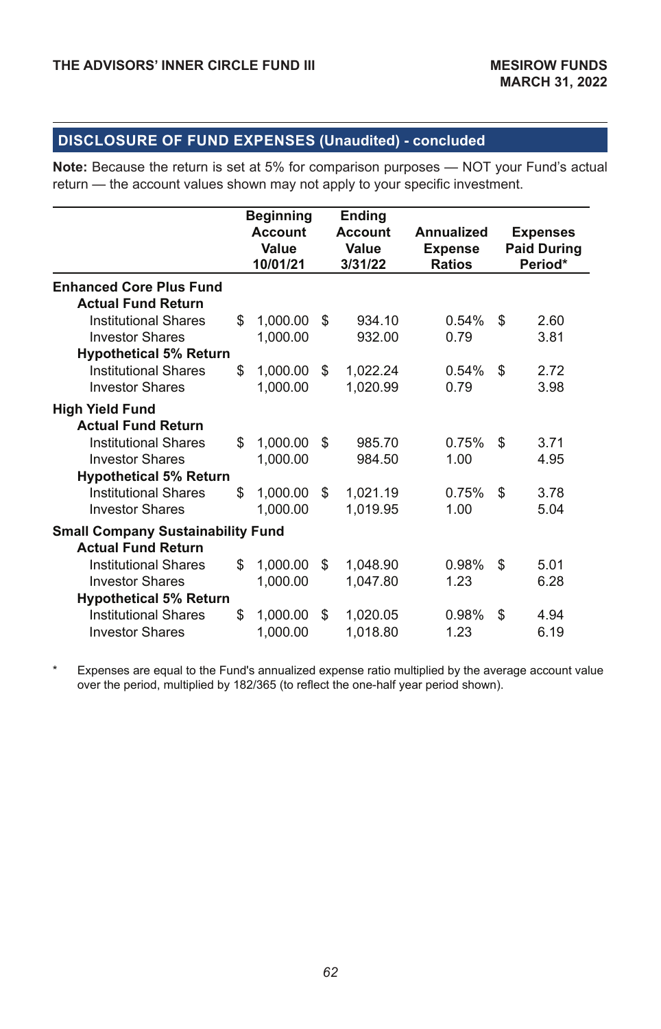## DISCLOSURE OF FUND EXPENSES (Unaudited) - concluded

**Note:** Because the return is set at 5% for comparison purposes — NOT your Fund's actual return — the account values shown may not apply to your specific investment.

| | Beginning Account Value 10/01/21 | Ending Account Value 3/31/22 | Annualized Expense Ratios | Expenses Paid During Period* |
|---|---|---|---|---|
| **Enhanced Core Plus Fund** | | | | |
| **Actual Fund Return** | | | | |
| Institutional Shares | $ 1,000.00 | $ 934.10 | 0.54% | $ 2.60 |
| Investor Shares | 1,000.00 | 932.00 | 0.79 | 3.81 |
| **Hypothetical 5% Return** | | | | |
| Institutional Shares | $ 1,000.00 | $ 1,022.24 | 0.54% | $ 2.72 |
| Investor Shares | 1,000.00 | 1,020.99 | 0.79 | 3.98 |
| **High Yield Fund** | | | | |
| **Actual Fund Return** | | | | |
| Institutional Shares | $ 1,000.00 | $ 985.70 | 0.75% | $ 3.71 |
| Investor Shares | 1,000.00 | 984.50 | 1.00 | 4.95 |
| **Hypothetical 5% Return** | | | | |
| Institutional Shares | $ 1,000.00 | $ 1,021.19 | 0.75% | $ 3.78 |
| Investor Shares | 1,000.00 | 1,019.95 | 1.00 | 5.04 |
| **Small Company Sustainability Fund** | | | | |
| **Actual Fund Return** | | | | |
| Institutional Shares | $ 1,000.00 | $ 1,048.90 | 0.98% | $ 5.01 |
| Investor Shares | 1,000.00 | 1,047.80 | 1.23 | 6.28 |
| **Hypothetical 5% Return** | | | | |
| Institutional Shares | $ 1,000.00 | $ 1,020.05 | 0.98% | $ 4.94 |
| Investor Shares | 1,000.00 | 1,018.80 | 1.23 | 6.19 |

\* Expenses are equal to the Fund's annualized expense ratio multiplied by the average account value over the period, multiplied by 182/365 (to reflect the one-half year period shown).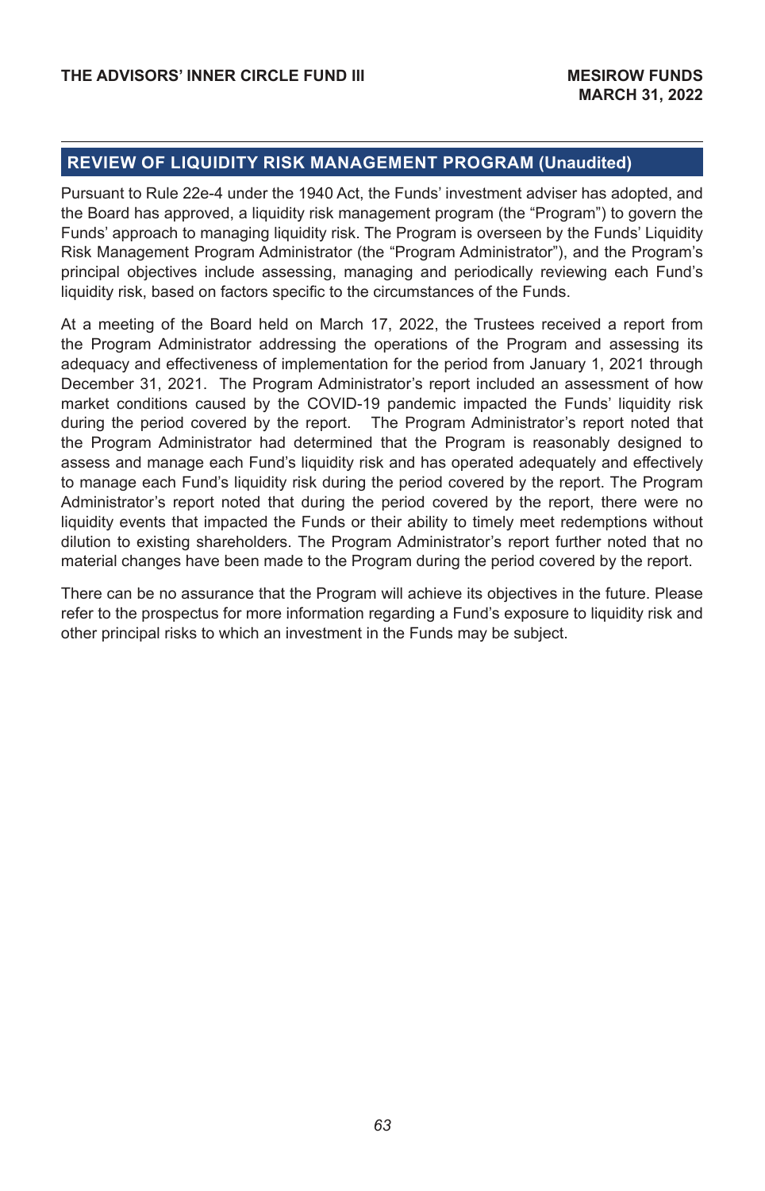## REVIEW OF LIQUIDITY RISK MANAGEMENT PROGRAM (Unaudited)

Pursuant to Rule 22e-4 under the 1940 Act, the Funds' investment adviser has adopted, and the Board has approved, a liquidity risk management program (the "Program") to govern the Funds' approach to managing liquidity risk. The Program is overseen by the Funds' Liquidity Risk Management Program Administrator (the "Program Administrator"), and the Program's principal objectives include assessing, managing and periodically reviewing each Fund's liquidity risk, based on factors specific to the circumstances of the Funds.

At a meeting of the Board held on March 17, 2022, the Trustees received a report from the Program Administrator addressing the operations of the Program and assessing its adequacy and effectiveness of implementation for the period from January 1, 2021 through December 31, 2021. The Program Administrator's report included an assessment of how market conditions caused by the COVID-19 pandemic impacted the Funds' liquidity risk during the period covered by the report. The Program Administrator's report noted that the Program Administrator had determined that the Program is reasonably designed to assess and manage each Fund's liquidity risk and has operated adequately and effectively to manage each Fund's liquidity risk during the period covered by the report. The Program Administrator's report noted that during the period covered by the report, there were no liquidity events that impacted the Funds or their ability to timely meet redemptions without dilution to existing shareholders. The Program Administrator's report further noted that no material changes have been made to the Program during the period covered by the report.

There can be no assurance that the Program will achieve its objectives in the future. Please refer to the prospectus for more information regarding a Fund's exposure to liquidity risk and other principal risks to which an investment in the Funds may be subject.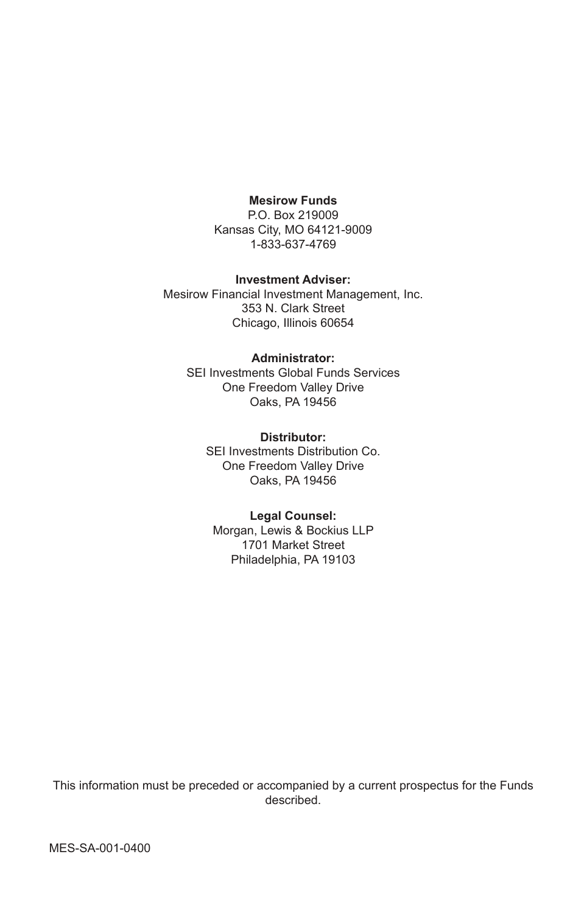**Mesirow Funds**
P.O. Box 219009
Kansas City, MO 64121-9009
1-833-637-4769

**Investment Adviser:**
Mesirow Financial Investment Management, Inc.
353 N. Clark Street
Chicago, Illinois 60654

**Administrator:**
SEI Investments Global Funds Services
One Freedom Valley Drive
Oaks, PA 19456

**Distributor:**
SEI Investments Distribution Co.
One Freedom Valley Drive
Oaks, PA 19456

**Legal Counsel:**
Morgan, Lewis & Bockius LLP
1701 Market Street
Philadelphia, PA 19103

This information must be preceded or accompanied by a current prospectus for the Funds described.

MES-SA-001-0400